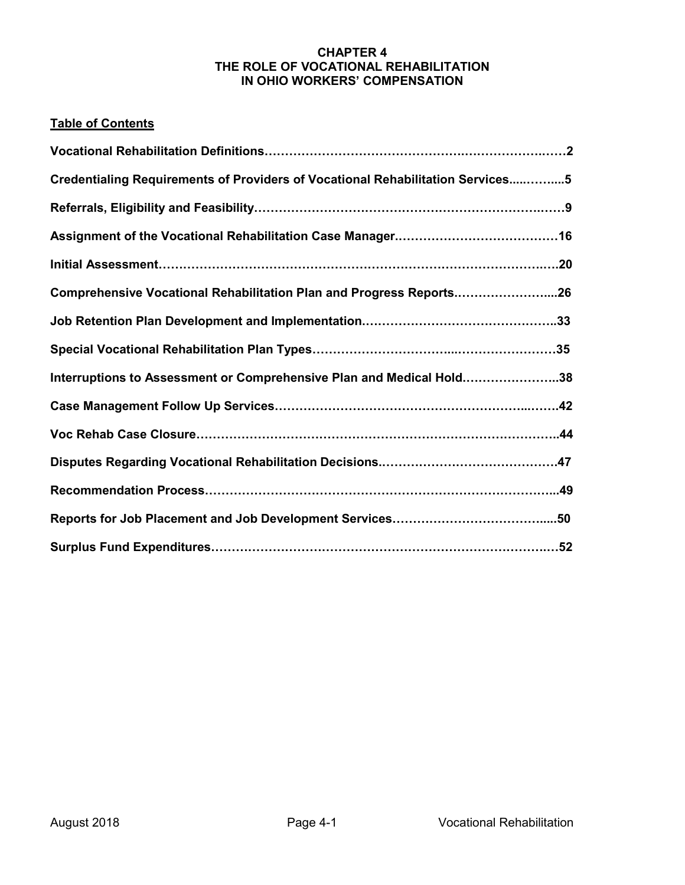# CHAPTER 4
# THE ROLE OF VOCATIONAL REHABILITATION IN OHIO WORKERS' COMPENSATION

## Table of Contents

**Vocational Rehabilitation Definitions……………………………………………………………2**

**Credentialing Requirements of Providers of Vocational Rehabilitation Services……………5**

**Referrals, Eligibility and Feasibility………………………………………………………………9**

**Assignment of the Vocational Rehabilitation Case Manager…………………………………16**

**Initial Assessment……………………………………………………………………………………20**

**Comprehensive Vocational Rehabilitation Plan and Progress Reports……………………...26**

**Job Retention Plan Development and Implementation………………………………………..33**

**Special Vocational Rehabilitation Plan Types……………………………………………………35**

**Interruptions to Assessment or Comprehensive Plan and Medical Hold……………………..38**

**Case Management Follow Up Services…………………………………………………………42**

**Voc Rehab Case Closure……………………………………………………………………………..44**

**Disputes Regarding Vocational Rehabilitation Decisions………………………………………47**

**Recommendation Process…………………………………………………………………………...49**

**Reports for Job Placement and Job Development Services…………………………………...50**

**Surplus Fund Expenditures……………………………………………………………………………52**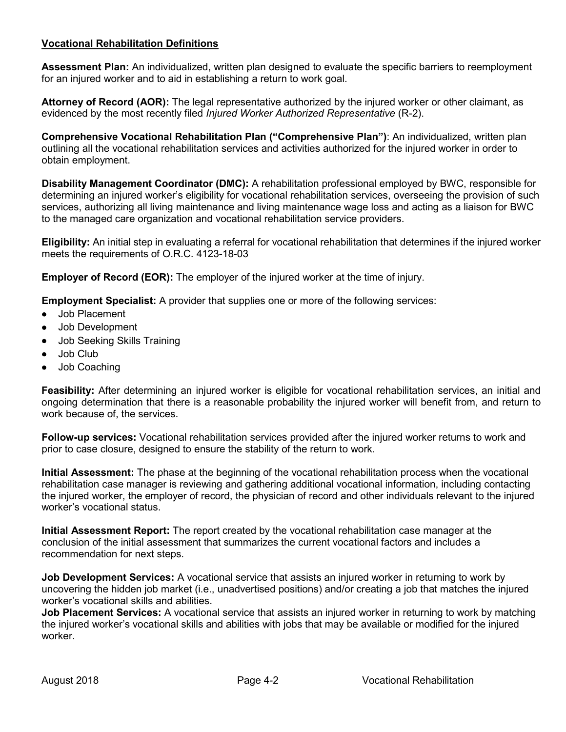**<u>Vocational Rehabilitation Definitions</u>**

**Assessment Plan:** An individualized, written plan designed to evaluate the specific barriers to reemployment for an injured worker and to aid in establishing a return to work goal.

**Attorney of Record (AOR):** The legal representative authorized by the injured worker or other claimant, as evidenced by the most recently filed *Injured Worker Authorized Representative* (R-2).

**Comprehensive Vocational Rehabilitation Plan ("Comprehensive Plan")**: An individualized, written plan outlining all the vocational rehabilitation services and activities authorized for the injured worker in order to obtain employment.

**Disability Management Coordinator (DMC):** A rehabilitation professional employed by BWC, responsible for determining an injured worker's eligibility for vocational rehabilitation services, overseeing the provision of such services, authorizing all living maintenance and living maintenance wage loss and acting as a liaison for BWC to the managed care organization and vocational rehabilitation service providers.

**Eligibility:** An initial step in evaluating a referral for vocational rehabilitation that determines if the injured worker meets the requirements of O.R.C. 4123-18-03

**Employer of Record (EOR):** The employer of the injured worker at the time of injury.

**Employment Specialist:** A provider that supplies one or more of the following services:

- Job Placement
- Job Development
- Job Seeking Skills Training
- Job Club
- Job Coaching

**Feasibility:** After determining an injured worker is eligible for vocational rehabilitation services, an initial and ongoing determination that there is a reasonable probability the injured worker will benefit from, and return to work because of, the services.

**Follow-up services:** Vocational rehabilitation services provided after the injured worker returns to work and prior to case closure, designed to ensure the stability of the return to work.

**Initial Assessment:** The phase at the beginning of the vocational rehabilitation process when the vocational rehabilitation case manager is reviewing and gathering additional vocational information, including contacting the injured worker, the employer of record, the physician of record and other individuals relevant to the injured worker's vocational status.

**Initial Assessment Report:** The report created by the vocational rehabilitation case manager at the conclusion of the initial assessment that summarizes the current vocational factors and includes a recommendation for next steps.

**Job Development Services:** A vocational service that assists an injured worker in returning to work by uncovering the hidden job market (i.e., unadvertised positions) and/or creating a job that matches the injured worker's vocational skills and abilities.

**Job Placement Services:** A vocational service that assists an injured worker in returning to work by matching the injured worker's vocational skills and abilities with jobs that may be available or modified for the injured worker.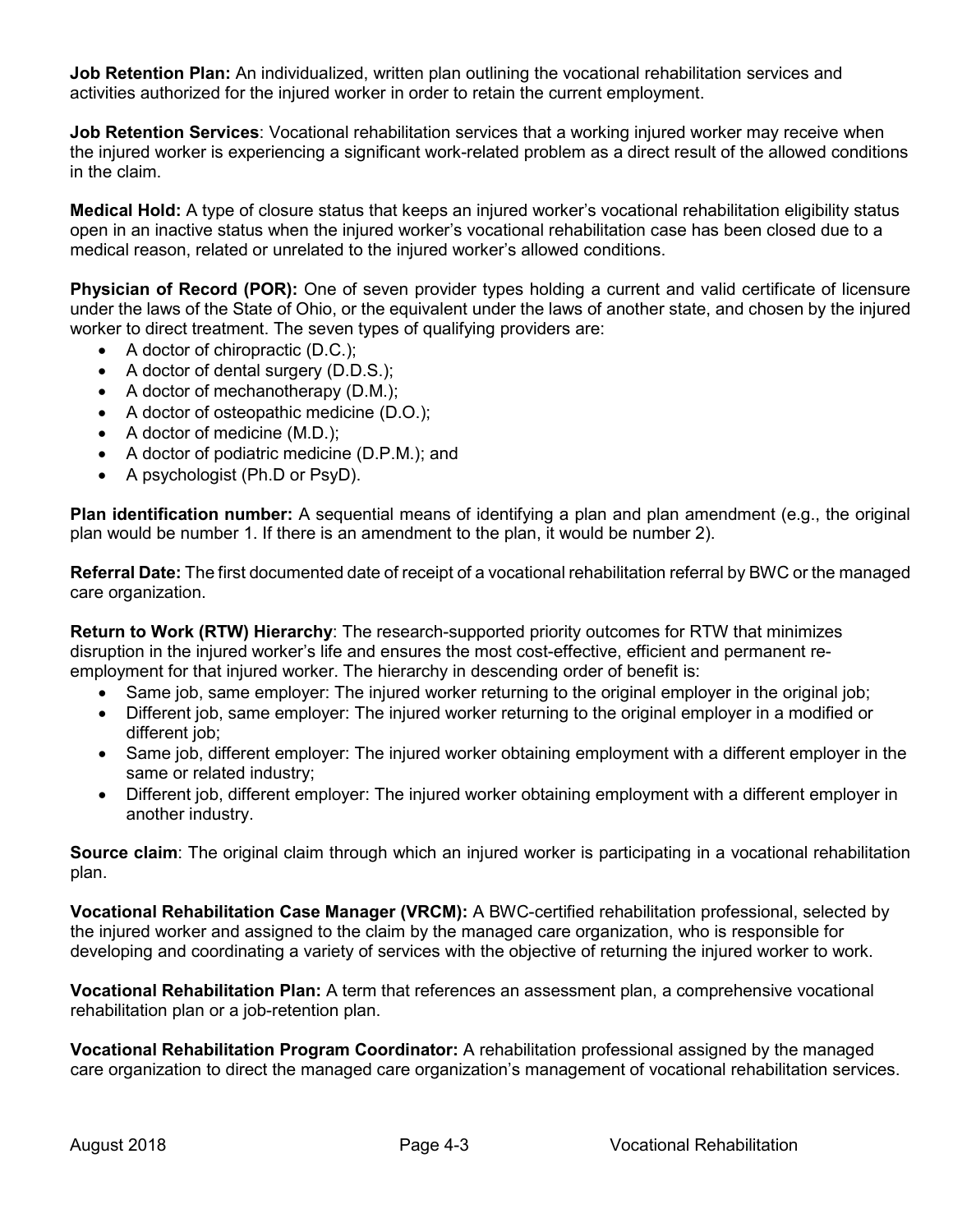**Job Retention Plan:** An individualized, written plan outlining the vocational rehabilitation services and activities authorized for the injured worker in order to retain the current employment.

**Job Retention Services**: Vocational rehabilitation services that a working injured worker may receive when the injured worker is experiencing a significant work-related problem as a direct result of the allowed conditions in the claim.

**Medical Hold:** A type of closure status that keeps an injured worker's vocational rehabilitation eligibility status open in an inactive status when the injured worker's vocational rehabilitation case has been closed due to a medical reason, related or unrelated to the injured worker's allowed conditions.

**Physician of Record (POR):** One of seven provider types holding a current and valid certificate of licensure under the laws of the State of Ohio, or the equivalent under the laws of another state, and chosen by the injured worker to direct treatment. The seven types of qualifying providers are:

- A doctor of chiropractic (D.C.);
- A doctor of dental surgery (D.D.S.);
- A doctor of mechanotherapy (D.M.);
- A doctor of osteopathic medicine (D.O.);
- A doctor of medicine (M.D.);
- A doctor of podiatric medicine (D.P.M.); and
- A psychologist (Ph.D or PsyD).

**Plan identification number:** A sequential means of identifying a plan and plan amendment (e.g., the original plan would be number 1. If there is an amendment to the plan, it would be number 2).

**Referral Date:** The first documented date of receipt of a vocational rehabilitation referral by BWC or the managed care organization.

**Return to Work (RTW) Hierarchy**: The research-supported priority outcomes for RTW that minimizes disruption in the injured worker's life and ensures the most cost-effective, efficient and permanent re-employment for that injured worker. The hierarchy in descending order of benefit is:

- Same job, same employer: The injured worker returning to the original employer in the original job;
- Different job, same employer: The injured worker returning to the original employer in a modified or different job;
- Same job, different employer: The injured worker obtaining employment with a different employer in the same or related industry;
- Different job, different employer: The injured worker obtaining employment with a different employer in another industry.

**Source claim**: The original claim through which an injured worker is participating in a vocational rehabilitation plan.

**Vocational Rehabilitation Case Manager (VRCM):** A BWC-certified rehabilitation professional, selected by the injured worker and assigned to the claim by the managed care organization, who is responsible for developing and coordinating a variety of services with the objective of returning the injured worker to work.

**Vocational Rehabilitation Plan:** A term that references an assessment plan, a comprehensive vocational rehabilitation plan or a job-retention plan.

**Vocational Rehabilitation Program Coordinator:** A rehabilitation professional assigned by the managed care organization to direct the managed care organization's management of vocational rehabilitation services.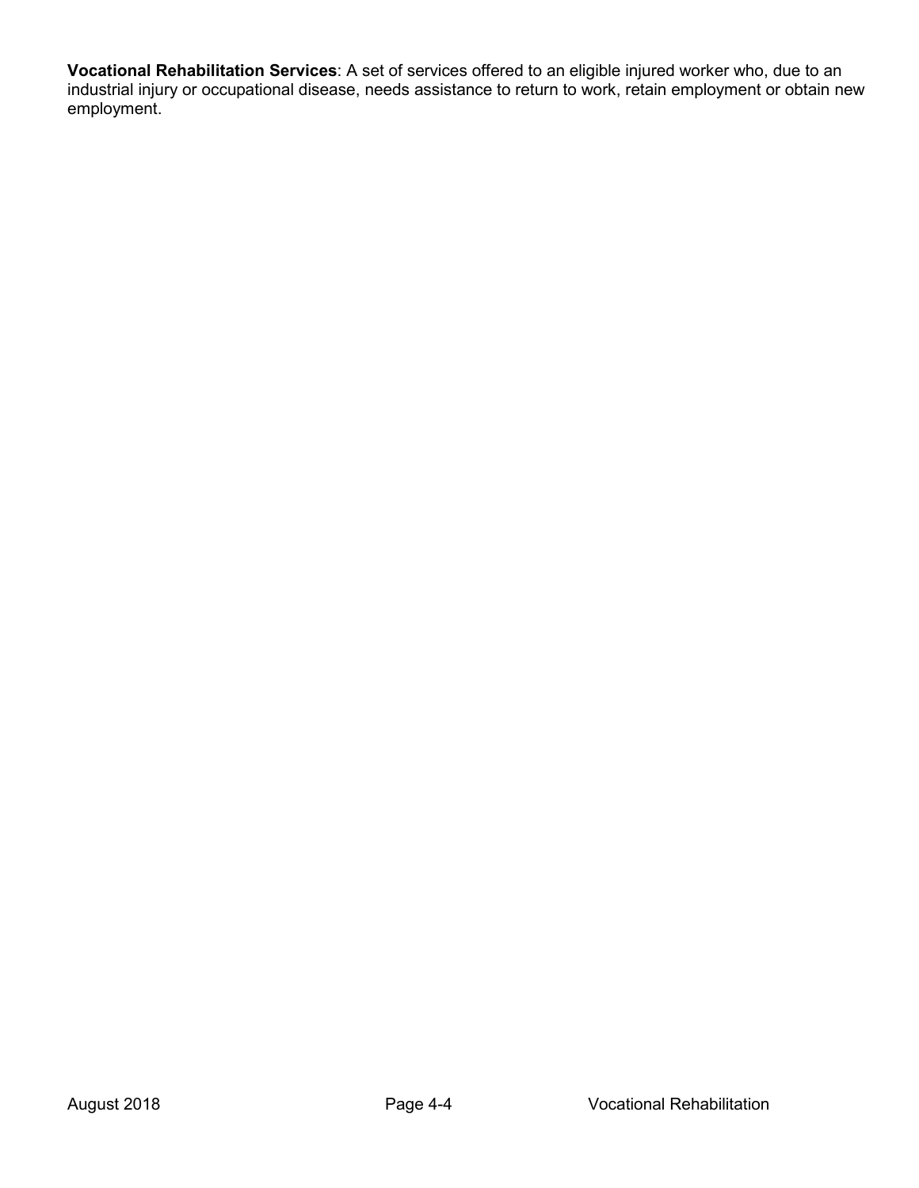**Vocational Rehabilitation Services**: A set of services offered to an eligible injured worker who, due to an industrial injury or occupational disease, needs assistance to return to work, retain employment or obtain new employment.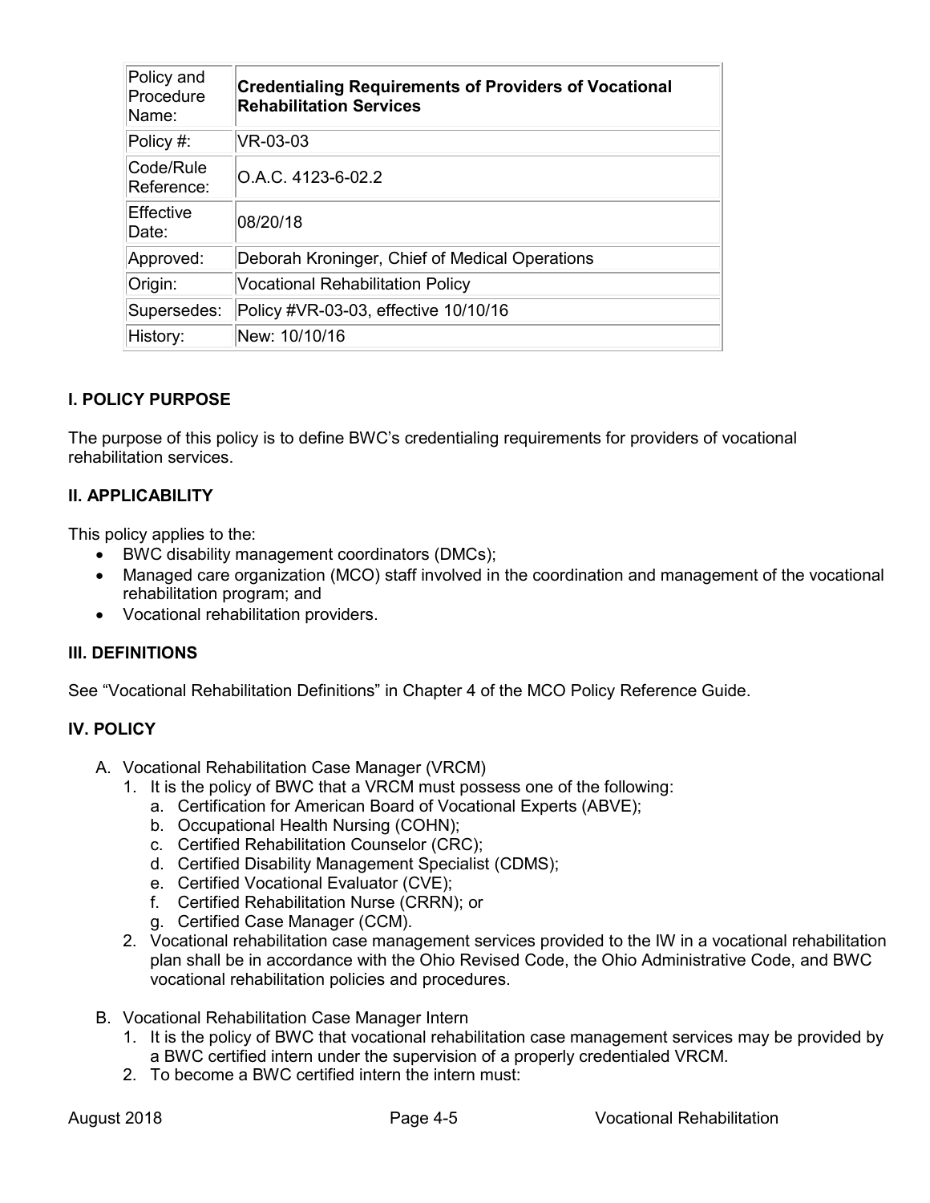| Policy and Procedure Name: | **Credentialing Requirements of Providers of Vocational Rehabilitation Services** |
|---|---|
| Policy #: | VR-03-03 |
| Code/Rule Reference: | O.A.C. 4123-6-02.2 |
| Effective Date: | 08/20/18 |
| Approved: | Deborah Kroninger, Chief of Medical Operations |
| Origin: | Vocational Rehabilitation Policy |
| Supersedes: | Policy #VR-03-03, effective 10/10/16 |
| History: | New: 10/10/16 |

### I. POLICY PURPOSE

The purpose of this policy is to define BWC's credentialing requirements for providers of vocational rehabilitation services.

### II. APPLICABILITY

This policy applies to the:

- BWC disability management coordinators (DMCs);
- Managed care organization (MCO) staff involved in the coordination and management of the vocational rehabilitation program; and
- Vocational rehabilitation providers.

### III. DEFINITIONS

See "Vocational Rehabilitation Definitions" in Chapter 4 of the MCO Policy Reference Guide.

### IV. POLICY

A. Vocational Rehabilitation Case Manager (VRCM)
   1. It is the policy of BWC that a VRCM must possess one of the following:
      a. Certification for American Board of Vocational Experts (ABVE);
      b. Occupational Health Nursing (COHN);
      c. Certified Rehabilitation Counselor (CRC);
      d. Certified Disability Management Specialist (CDMS);
      e. Certified Vocational Evaluator (CVE);
      f. Certified Rehabilitation Nurse (CRRN); or
      g. Certified Case Manager (CCM).
   2. Vocational rehabilitation case management services provided to the IW in a vocational rehabilitation plan shall be in accordance with the Ohio Revised Code, the Ohio Administrative Code, and BWC vocational rehabilitation policies and procedures.

B. Vocational Rehabilitation Case Manager Intern
   1. It is the policy of BWC that vocational rehabilitation case management services may be provided by a BWC certified intern under the supervision of a properly credentialed VRCM.
   2. To become a BWC certified intern the intern must: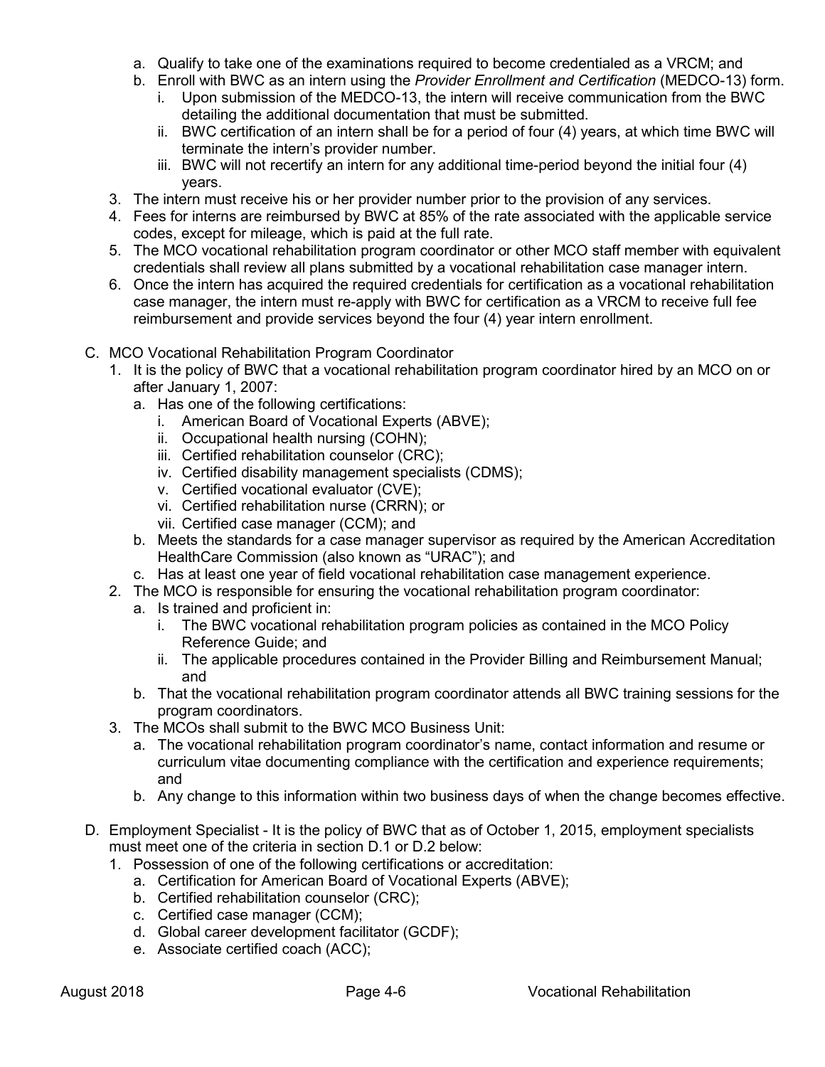a. Qualify to take one of the examinations required to become credentialed as a VRCM; and
   b. Enroll with BWC as an intern using the *Provider Enrollment and Certification* (MEDCO-13) form.
      i. Upon submission of the MEDCO-13, the intern will receive communication from the BWC detailing the additional documentation that must be submitted.
      ii. BWC certification of an intern shall be for a period of four (4) years, at which time BWC will terminate the intern's provider number.
      iii. BWC will not recertify an intern for any additional time-period beyond the initial four (4) years.
3. The intern must receive his or her provider number prior to the provision of any services.
4. Fees for interns are reimbursed by BWC at 85% of the rate associated with the applicable service codes, except for mileage, which is paid at the full rate.
5. The MCO vocational rehabilitation program coordinator or other MCO staff member with equivalent credentials shall review all plans submitted by a vocational rehabilitation case manager intern.
6. Once the intern has acquired the required credentials for certification as a vocational rehabilitation case manager, the intern must re-apply with BWC for certification as a VRCM to receive full fee reimbursement and provide services beyond the four (4) year intern enrollment.

C. MCO Vocational Rehabilitation Program Coordinator
   1. It is the policy of BWC that a vocational rehabilitation program coordinator hired by an MCO on or after January 1, 2007:
      a. Has one of the following certifications:
         i. American Board of Vocational Experts (ABVE);
         ii. Occupational health nursing (COHN);
         iii. Certified rehabilitation counselor (CRC);
         iv. Certified disability management specialists (CDMS);
         v. Certified vocational evaluator (CVE);
         vi. Certified rehabilitation nurse (CRRN); or
         vii. Certified case manager (CCM); and
      b. Meets the standards for a case manager supervisor as required by the American Accreditation HealthCare Commission (also known as "URAC"); and
      c. Has at least one year of field vocational rehabilitation case management experience.
   2. The MCO is responsible for ensuring the vocational rehabilitation program coordinator:
      a. Is trained and proficient in:
         i. The BWC vocational rehabilitation program policies as contained in the MCO Policy Reference Guide; and
         ii. The applicable procedures contained in the Provider Billing and Reimbursement Manual; and
      b. That the vocational rehabilitation program coordinator attends all BWC training sessions for the program coordinators.
   3. The MCOs shall submit to the BWC MCO Business Unit:
      a. The vocational rehabilitation program coordinator's name, contact information and resume or curriculum vitae documenting compliance with the certification and experience requirements; and
      b. Any change to this information within two business days of when the change becomes effective.

D. Employment Specialist - It is the policy of BWC that as of October 1, 2015, employment specialists must meet one of the criteria in section D.1 or D.2 below:
   1. Possession of one of the following certifications or accreditation:
      a. Certification for American Board of Vocational Experts (ABVE);
      b. Certified rehabilitation counselor (CRC);
      c. Certified case manager (CCM);
      d. Global career development facilitator (GCDF);
      e. Associate certified coach (ACC);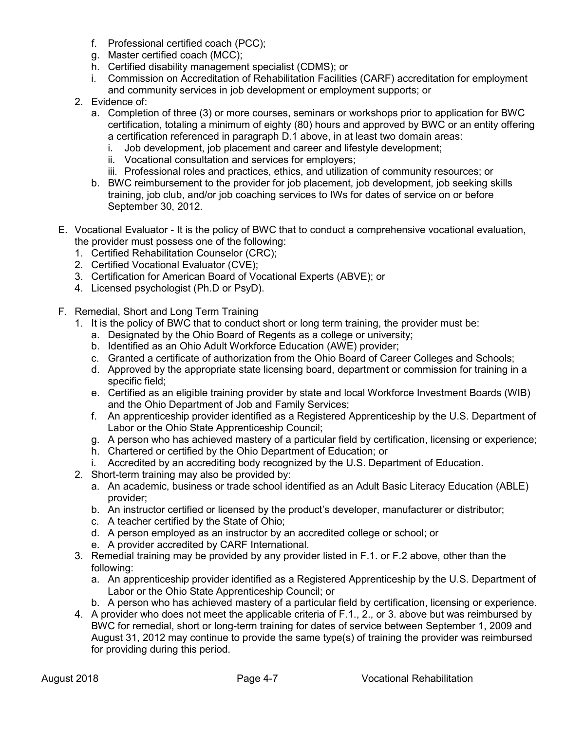f. Professional certified coach (PCC);
g. Master certified coach (MCC);
h. Certified disability management specialist (CDMS); or
i. Commission on Accreditation of Rehabilitation Facilities (CARF) accreditation for employment and community services in job development or employment supports; or

2. Evidence of:
   a. Completion of three (3) or more courses, seminars or workshops prior to application for BWC certification, totaling a minimum of eighty (80) hours and approved by BWC or an entity offering a certification referenced in paragraph D.1 above, in at least two domain areas:
      i. Job development, job placement and career and lifestyle development;
      ii. Vocational consultation and services for employers;
      iii. Professional roles and practices, ethics, and utilization of community resources; or
   b. BWC reimbursement to the provider for job placement, job development, job seeking skills training, job club, and/or job coaching services to IWs for dates of service on or before September 30, 2012.

E. Vocational Evaluator - It is the policy of BWC that to conduct a comprehensive vocational evaluation, the provider must possess one of the following:
   1. Certified Rehabilitation Counselor (CRC);
   2. Certified Vocational Evaluator (CVE);
   3. Certification for American Board of Vocational Experts (ABVE); or
   4. Licensed psychologist (Ph.D or PsyD).

F. Remedial, Short and Long Term Training
   1. It is the policy of BWC that to conduct short or long term training, the provider must be:
      a. Designated by the Ohio Board of Regents as a college or university;
      b. Identified as an Ohio Adult Workforce Education (AWE) provider;
      c. Granted a certificate of authorization from the Ohio Board of Career Colleges and Schools;
      d. Approved by the appropriate state licensing board, department or commission for training in a specific field;
      e. Certified as an eligible training provider by state and local Workforce Investment Boards (WIB) and the Ohio Department of Job and Family Services;
      f. An apprenticeship provider identified as a Registered Apprenticeship by the U.S. Department of Labor or the Ohio State Apprenticeship Council;
      g. A person who has achieved mastery of a particular field by certification, licensing or experience;
      h. Chartered or certified by the Ohio Department of Education; or
      i. Accredited by an accrediting body recognized by the U.S. Department of Education.
   2. Short-term training may also be provided by:
      a. An academic, business or trade school identified as an Adult Basic Literacy Education (ABLE) provider;
      b. An instructor certified or licensed by the product's developer, manufacturer or distributor;
      c. A teacher certified by the State of Ohio;
      d. A person employed as an instructor by an accredited college or school; or
      e. A provider accredited by CARF International.
   3. Remedial training may be provided by any provider listed in F.1. or F.2 above, other than the following:
      a. An apprenticeship provider identified as a Registered Apprenticeship by the U.S. Department of Labor or the Ohio State Apprenticeship Council; or
      b. A person who has achieved mastery of a particular field by certification, licensing or experience.
   4. A provider who does not meet the applicable criteria of F.1., 2., or 3. above but was reimbursed by BWC for remedial, short or long-term training for dates of service between September 1, 2009 and August 31, 2012 may continue to provide the same type(s) of training the provider was reimbursed for providing during this period.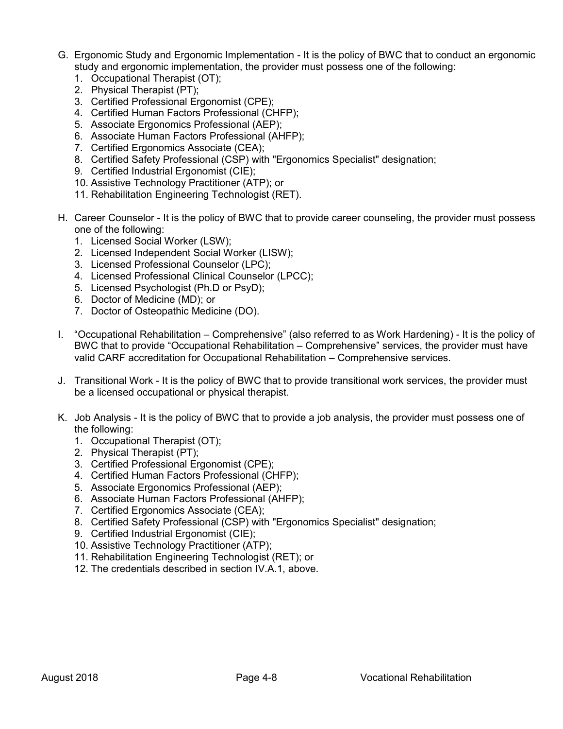G. Ergonomic Study and Ergonomic Implementation - It is the policy of BWC that to conduct an ergonomic study and ergonomic implementation, the provider must possess one of the following:
   1. Occupational Therapist (OT);
   2. Physical Therapist (PT);
   3. Certified Professional Ergonomist (CPE);
   4. Certified Human Factors Professional (CHFP);
   5. Associate Ergonomics Professional (AEP);
   6. Associate Human Factors Professional (AHFP);
   7. Certified Ergonomics Associate (CEA);
   8. Certified Safety Professional (CSP) with "Ergonomics Specialist" designation;
   9. Certified Industrial Ergonomist (CIE);
   10. Assistive Technology Practitioner (ATP); or
   11. Rehabilitation Engineering Technologist (RET).

H. Career Counselor - It is the policy of BWC that to provide career counseling, the provider must possess one of the following:
   1. Licensed Social Worker (LSW);
   2. Licensed Independent Social Worker (LISW);
   3. Licensed Professional Counselor (LPC);
   4. Licensed Professional Clinical Counselor (LPCC);
   5. Licensed Psychologist (Ph.D or PsyD);
   6. Doctor of Medicine (MD); or
   7. Doctor of Osteopathic Medicine (DO).

I. "Occupational Rehabilitation – Comprehensive" (also referred to as Work Hardening) - It is the policy of BWC that to provide "Occupational Rehabilitation – Comprehensive" services, the provider must have valid CARF accreditation for Occupational Rehabilitation – Comprehensive services.

J. Transitional Work - It is the policy of BWC that to provide transitional work services, the provider must be a licensed occupational or physical therapist.

K. Job Analysis - It is the policy of BWC that to provide a job analysis, the provider must possess one of the following:
   1. Occupational Therapist (OT);
   2. Physical Therapist (PT);
   3. Certified Professional Ergonomist (CPE);
   4. Certified Human Factors Professional (CHFP);
   5. Associate Ergonomics Professional (AEP);
   6. Associate Human Factors Professional (AHFP);
   7. Certified Ergonomics Associate (CEA);
   8. Certified Safety Professional (CSP) with "Ergonomics Specialist" designation;
   9. Certified Industrial Ergonomist (CIE);
   10. Assistive Technology Practitioner (ATP);
   11. Rehabilitation Engineering Technologist (RET); or
   12. The credentials described in section IV.A.1, above.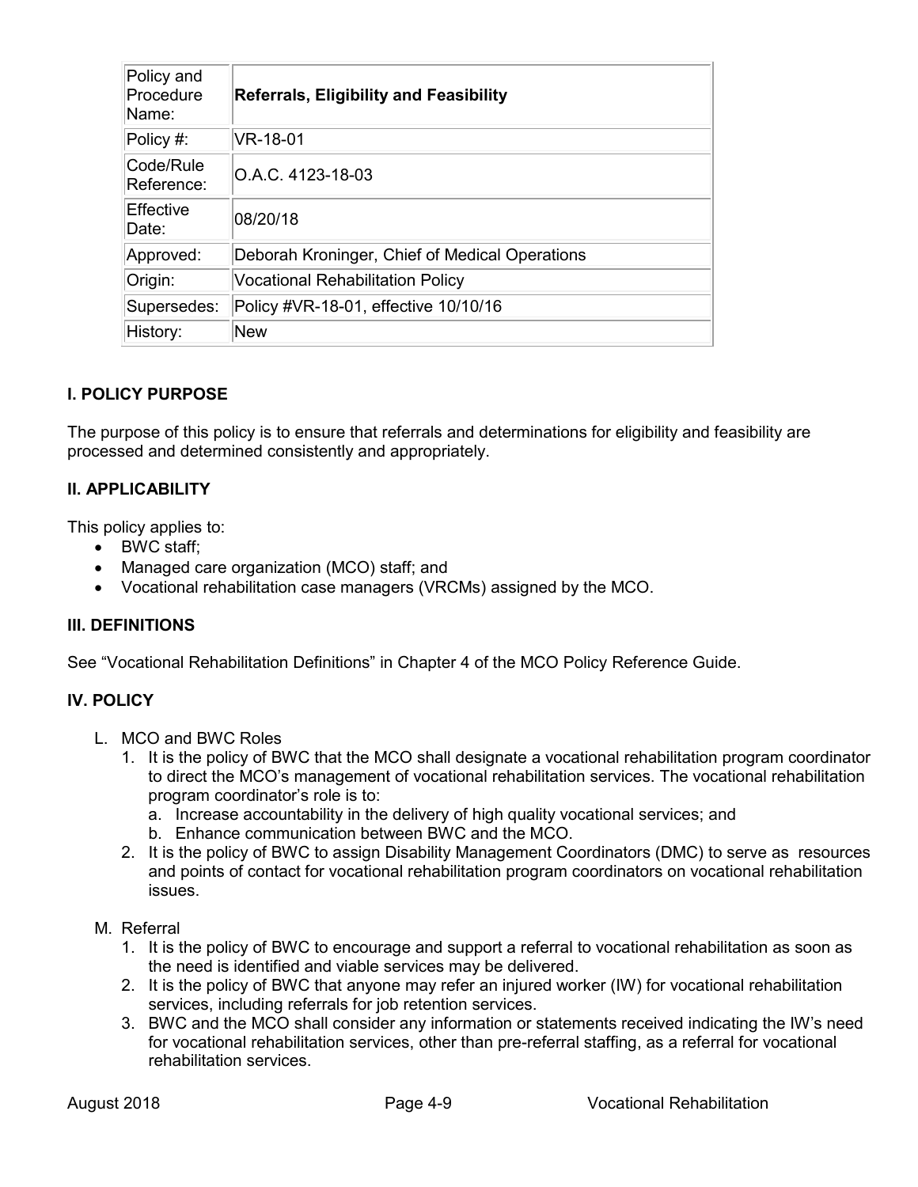| Policy and Procedure Name: | **Referrals, Eligibility and Feasibility** |
|---|---|
| Policy #: | VR-18-01 |
| Code/Rule Reference: | O.A.C. 4123-18-03 |
| Effective Date: | 08/20/18 |
| Approved: | Deborah Kroninger, Chief of Medical Operations |
| Origin: | Vocational Rehabilitation Policy |
| Supersedes: | Policy #VR-18-01, effective 10/10/16 |
| History: | New |

### I. POLICY PURPOSE

The purpose of this policy is to ensure that referrals and determinations for eligibility and feasibility are processed and determined consistently and appropriately.

### II. APPLICABILITY

This policy applies to:

- BWC staff;
- Managed care organization (MCO) staff; and
- Vocational rehabilitation case managers (VRCMs) assigned by the MCO.

### III. DEFINITIONS

See "Vocational Rehabilitation Definitions" in Chapter 4 of the MCO Policy Reference Guide.

### IV. POLICY

L. MCO and BWC Roles
   1. It is the policy of BWC that the MCO shall designate a vocational rehabilitation program coordinator to direct the MCO's management of vocational rehabilitation services. The vocational rehabilitation program coordinator's role is to:
      a. Increase accountability in the delivery of high quality vocational services; and
      b. Enhance communication between BWC and the MCO.
   2. It is the policy of BWC to assign Disability Management Coordinators (DMC) to serve as resources and points of contact for vocational rehabilitation program coordinators on vocational rehabilitation issues.

M. Referral
   1. It is the policy of BWC to encourage and support a referral to vocational rehabilitation as soon as the need is identified and viable services may be delivered.
   2. It is the policy of BWC that anyone may refer an injured worker (IW) for vocational rehabilitation services, including referrals for job retention services.
   3. BWC and the MCO shall consider any information or statements received indicating the IW's need for vocational rehabilitation services, other than pre-referral staffing, as a referral for vocational rehabilitation services.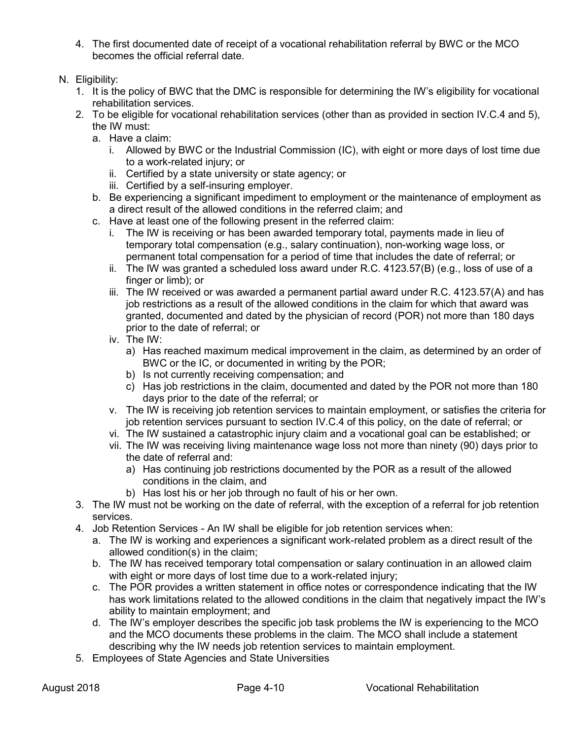4. The first documented date of receipt of a vocational rehabilitation referral by BWC or the MCO becomes the official referral date.

N. Eligibility:
   1. It is the policy of BWC that the DMC is responsible for determining the IW's eligibility for vocational rehabilitation services.
   2. To be eligible for vocational rehabilitation services (other than as provided in section IV.C.4 and 5), the IW must:
      a. Have a claim:
         i. Allowed by BWC or the Industrial Commission (IC), with eight or more days of lost time due to a work-related injury; or
         ii. Certified by a state university or state agency; or
         iii. Certified by a self-insuring employer.
      b. Be experiencing a significant impediment to employment or the maintenance of employment as a direct result of the allowed conditions in the referred claim; and
      c. Have at least one of the following present in the referred claim:
         i. The IW is receiving or has been awarded temporary total, payments made in lieu of temporary total compensation (e.g., salary continuation), non-working wage loss, or permanent total compensation for a period of time that includes the date of referral; or
         ii. The IW was granted a scheduled loss award under R.C. 4123.57(B) (e.g., loss of use of a finger or limb); or
         iii. The IW received or was awarded a permanent partial award under R.C. 4123.57(A) and has job restrictions as a result of the allowed conditions in the claim for which that award was granted, documented and dated by the physician of record (POR) not more than 180 days prior to the date of referral; or
         iv. The IW:
            a) Has reached maximum medical improvement in the claim, as determined by an order of BWC or the IC, or documented in writing by the POR;
            b) Is not currently receiving compensation; and
            c) Has job restrictions in the claim, documented and dated by the POR not more than 180 days prior to the date of the referral; or
         v. The IW is receiving job retention services to maintain employment, or satisfies the criteria for job retention services pursuant to section IV.C.4 of this policy, on the date of referral; or
         vi. The IW sustained a catastrophic injury claim and a vocational goal can be established; or
         vii. The IW was receiving living maintenance wage loss not more than ninety (90) days prior to the date of referral and:
            a) Has continuing job restrictions documented by the POR as a result of the allowed conditions in the claim, and
            b) Has lost his or her job through no fault of his or her own.
   3. The IW must not be working on the date of referral, with the exception of a referral for job retention services.
   4. Job Retention Services - An IW shall be eligible for job retention services when:
      a. The IW is working and experiences a significant work-related problem as a direct result of the allowed condition(s) in the claim;
      b. The IW has received temporary total compensation or salary continuation in an allowed claim with eight or more days of lost time due to a work-related injury;
      c. The POR provides a written statement in office notes or correspondence indicating that the IW has work limitations related to the allowed conditions in the claim that negatively impact the IW's ability to maintain employment; and
      d. The IW's employer describes the specific job task problems the IW is experiencing to the MCO and the MCO documents these problems in the claim. The MCO shall include a statement describing why the IW needs job retention services to maintain employment.
   5. Employees of State Agencies and State Universities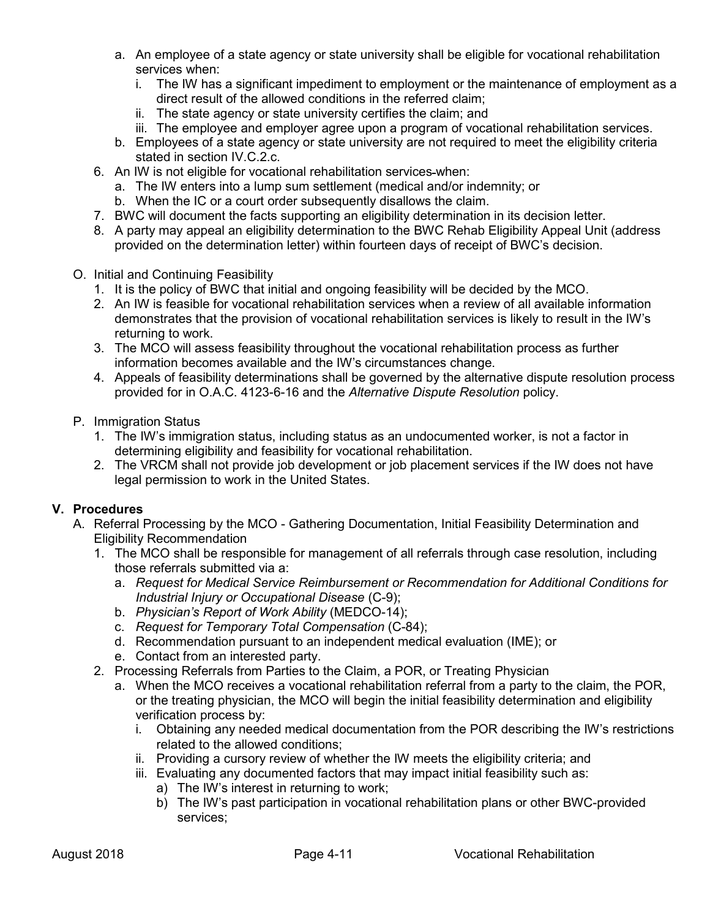a. An employee of a state agency or state university shall be eligible for vocational rehabilitation services when:
   i. The IW has a significant impediment to employment or the maintenance of employment as a direct result of the allowed conditions in the referred claim;
   ii. The state agency or state university certifies the claim; and
   iii. The employee and employer agree upon a program of vocational rehabilitation services.

b. Employees of a state agency or state university are not required to meet the eligibility criteria stated in section IV.C.2.c.

6. An IW is not eligible for vocational rehabilitation services when:
   a. The IW enters into a lump sum settlement (medical and/or indemnity; or
   b. When the IC or a court order subsequently disallows the claim.
7. BWC will document the facts supporting an eligibility determination in its decision letter.
8. A party may appeal an eligibility determination to the BWC Rehab Eligibility Appeal Unit (address provided on the determination letter) within fourteen days of receipt of BWC's decision.

O. Initial and Continuing Feasibility
   1. It is the policy of BWC that initial and ongoing feasibility will be decided by the MCO.
   2. An IW is feasible for vocational rehabilitation services when a review of all available information demonstrates that the provision of vocational rehabilitation services is likely to result in the IW's returning to work.
   3. The MCO will assess feasibility throughout the vocational rehabilitation process as further information becomes available and the IW's circumstances change.
   4. Appeals of feasibility determinations shall be governed by the alternative dispute resolution process provided for in O.A.C. 4123-6-16 and the *Alternative Dispute Resolution* policy.

P. Immigration Status
   1. The IW's immigration status, including status as an undocumented worker, is not a factor in determining eligibility and feasibility for vocational rehabilitation.
   2. The VRCM shall not provide job development or job placement services if the IW does not have legal permission to work in the United States.

## V. Procedures

A. Referral Processing by the MCO - Gathering Documentation, Initial Feasibility Determination and Eligibility Recommendation
   1. The MCO shall be responsible for management of all referrals through case resolution, including those referrals submitted via a:
      a. *Request for Medical Service Reimbursement or Recommendation for Additional Conditions for Industrial Injury or Occupational Disease* (C-9);
      b. *Physician's Report of Work Ability* (MEDCO-14);
      c. *Request for Temporary Total Compensation* (C-84);
      d. Recommendation pursuant to an independent medical evaluation (IME); or
      e. Contact from an interested party.
   2. Processing Referrals from Parties to the Claim, a POR, or Treating Physician
      a. When the MCO receives a vocational rehabilitation referral from a party to the claim, the POR, or the treating physician, the MCO will begin the initial feasibility determination and eligibility verification process by:
         i. Obtaining any needed medical documentation from the POR describing the IW's restrictions related to the allowed conditions;
         ii. Providing a cursory review of whether the IW meets the eligibility criteria; and
         iii. Evaluating any documented factors that may impact initial feasibility such as:
            a) The IW's interest in returning to work;
            b) The IW's past participation in vocational rehabilitation plans or other BWC-provided services;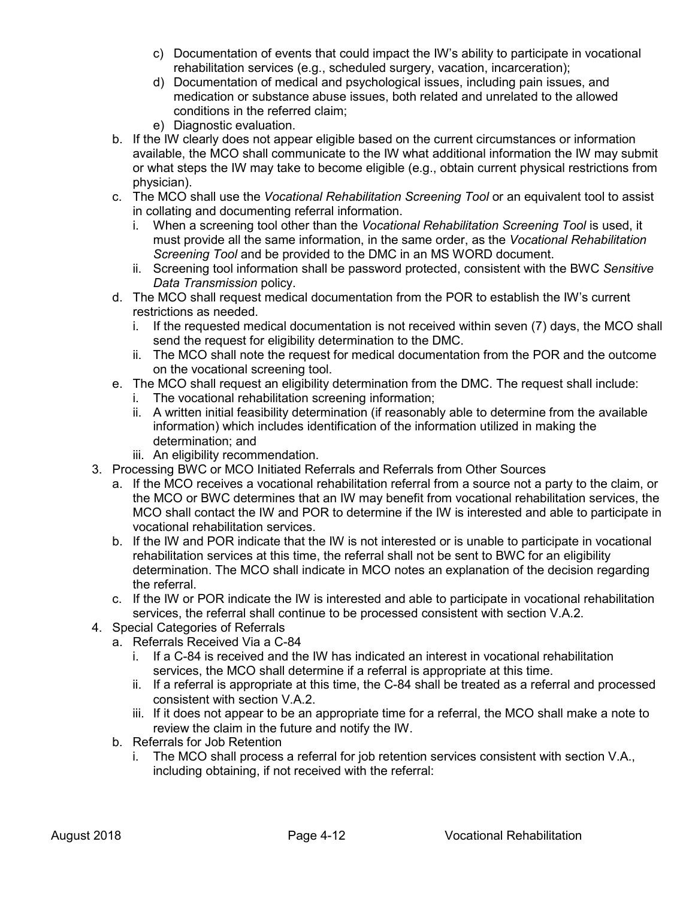- c) Documentation of events that could impact the IW's ability to participate in vocational rehabilitation services (e.g., scheduled surgery, vacation, incarceration);
  - d) Documentation of medical and psychological issues, including pain issues, and medication or substance abuse issues, both related and unrelated to the allowed conditions in the referred claim;
  - e) Diagnostic evaluation.

- b. If the IW clearly does not appear eligible based on the current circumstances or information available, the MCO shall communicate to the IW what additional information the IW may submit or what steps the IW may take to become eligible (e.g., obtain current physical restrictions from physician).
- c. The MCO shall use the *Vocational Rehabilitation Screening Tool* or an equivalent tool to assist in collating and documenting referral information.
  - i. When a screening tool other than the *Vocational Rehabilitation Screening Tool* is used, it must provide all the same information, in the same order, as the *Vocational Rehabilitation Screening Tool* and be provided to the DMC in an MS WORD document.
  - ii. Screening tool information shall be password protected, consistent with the BWC *Sensitive Data Transmission* policy.
- d. The MCO shall request medical documentation from the POR to establish the IW's current restrictions as needed.
  - i. If the requested medical documentation is not received within seven (7) days, the MCO shall send the request for eligibility determination to the DMC.
  - ii. The MCO shall note the request for medical documentation from the POR and the outcome on the vocational screening tool.
- e. The MCO shall request an eligibility determination from the DMC. The request shall include:
  - i. The vocational rehabilitation screening information;
  - ii. A written initial feasibility determination (if reasonably able to determine from the available information) which includes identification of the information utilized in making the determination; and
  - iii. An eligibility recommendation.

3. Processing BWC or MCO Initiated Referrals and Referrals from Other Sources
   - a. If the MCO receives a vocational rehabilitation referral from a source not a party to the claim, or the MCO or BWC determines that an IW may benefit from vocational rehabilitation services, the MCO shall contact the IW and POR to determine if the IW is interested and able to participate in vocational rehabilitation services.
   - b. If the IW and POR indicate that the IW is not interested or is unable to participate in vocational rehabilitation services at this time, the referral shall not be sent to BWC for an eligibility determination. The MCO shall indicate in MCO notes an explanation of the decision regarding the referral.
   - c. If the IW or POR indicate the IW is interested and able to participate in vocational rehabilitation services, the referral shall continue to be processed consistent with section V.A.2.
4. Special Categories of Referrals
   - a. Referrals Received Via a C-84
     - i. If a C-84 is received and the IW has indicated an interest in vocational rehabilitation services, the MCO shall determine if a referral is appropriate at this time.
     - ii. If a referral is appropriate at this time, the C-84 shall be treated as a referral and processed consistent with section V.A.2.
     - iii. If it does not appear to be an appropriate time for a referral, the MCO shall make a note to review the claim in the future and notify the IW.
   - b. Referrals for Job Retention
     - i. The MCO shall process a referral for job retention services consistent with section V.A., including obtaining, if not received with the referral: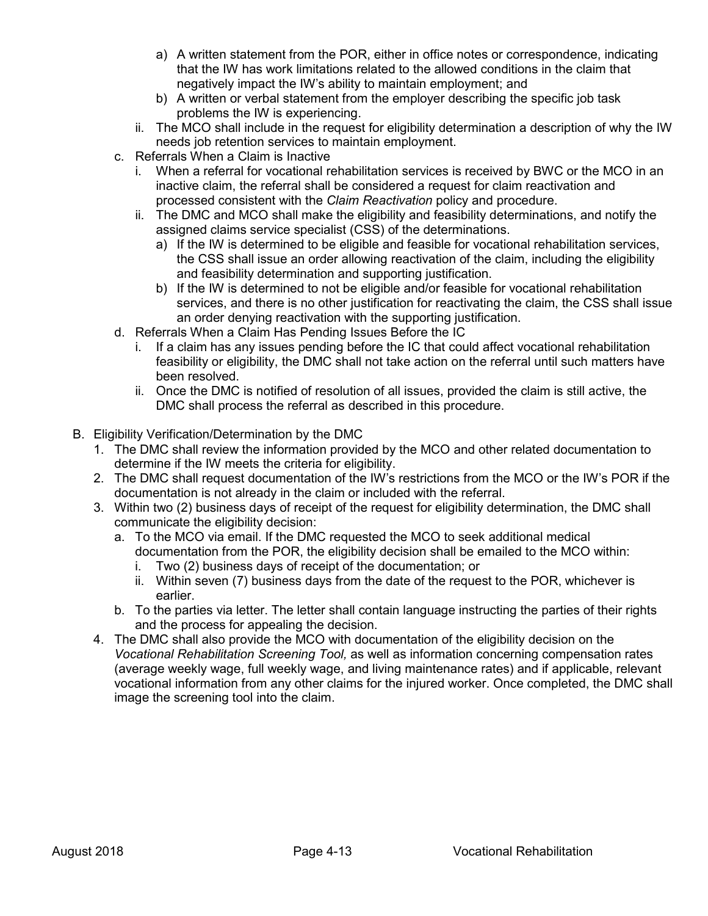a) A written statement from the POR, either in office notes or correspondence, indicating that the IW has work limitations related to the allowed conditions in the claim that negatively impact the IW's ability to maintain employment; and

b) A written or verbal statement from the employer describing the specific job task problems the IW is experiencing.

ii. The MCO shall include in the request for eligibility determination a description of why the IW needs job retention services to maintain employment.

c. Referrals When a Claim is Inactive

i. When a referral for vocational rehabilitation services is received by BWC or the MCO in an inactive claim, the referral shall be considered a request for claim reactivation and processed consistent with the *Claim Reactivation* policy and procedure.

ii. The DMC and MCO shall make the eligibility and feasibility determinations, and notify the assigned claims service specialist (CSS) of the determinations.

a) If the IW is determined to be eligible and feasible for vocational rehabilitation services, the CSS shall issue an order allowing reactivation of the claim, including the eligibility and feasibility determination and supporting justification.

b) If the IW is determined to not be eligible and/or feasible for vocational rehabilitation services, and there is no other justification for reactivating the claim, the CSS shall issue an order denying reactivation with the supporting justification.

d. Referrals When a Claim Has Pending Issues Before the IC

i. If a claim has any issues pending before the IC that could affect vocational rehabilitation feasibility or eligibility, the DMC shall not take action on the referral until such matters have been resolved.

ii. Once the DMC is notified of resolution of all issues, provided the claim is still active, the DMC shall process the referral as described in this procedure.

B. Eligibility Verification/Determination by the DMC

1. The DMC shall review the information provided by the MCO and other related documentation to determine if the IW meets the criteria for eligibility.
2. The DMC shall request documentation of the IW's restrictions from the MCO or the IW's POR if the documentation is not already in the claim or included with the referral.
3. Within two (2) business days of receipt of the request for eligibility determination, the DMC shall communicate the eligibility decision:
   a. To the MCO via email. If the DMC requested the MCO to seek additional medical documentation from the POR, the eligibility decision shall be emailed to the MCO within:
      i. Two (2) business days of receipt of the documentation; or
      ii. Within seven (7) business days from the date of the request to the POR, whichever is earlier.
   b. To the parties via letter. The letter shall contain language instructing the parties of their rights and the process for appealing the decision.
4. The DMC shall also provide the MCO with documentation of the eligibility decision on the *Vocational Rehabilitation Screening Tool,* as well as information concerning compensation rates (average weekly wage, full weekly wage, and living maintenance rates) and if applicable, relevant vocational information from any other claims for the injured worker. Once completed, the DMC shall image the screening tool into the claim.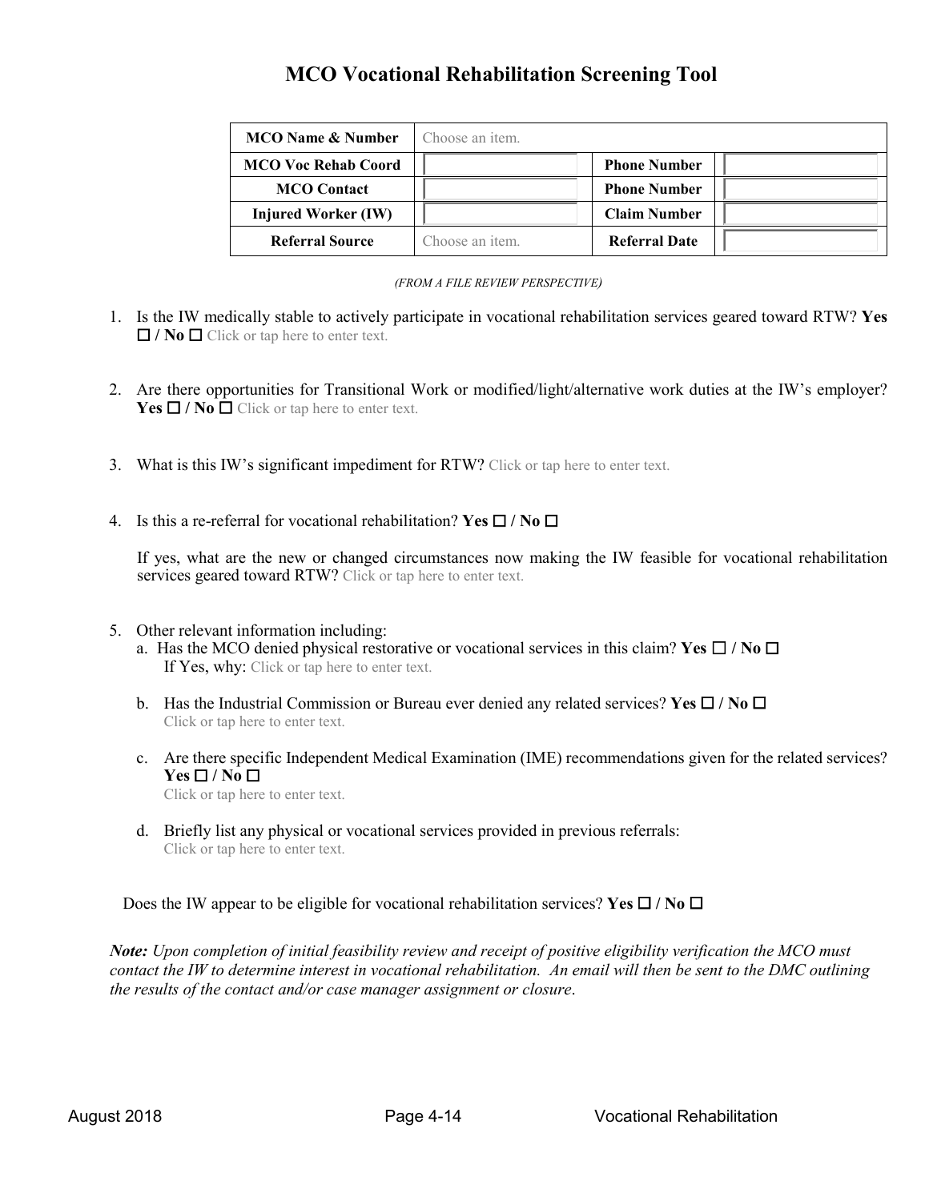# MCO Vocational Rehabilitation Screening Tool

| MCO Name & Number | Choose an item. | | |
|---|---|---|---|
| MCO Voc Rehab Coord | | Phone Number | |
| MCO Contact | | Phone Number | |
| Injured Worker (IW) | | Claim Number | |
| Referral Source | Choose an item. | Referral Date | |

*(FROM A FILE REVIEW PERSPECTIVE)*

1. Is the IW medically stable to actively participate in vocational rehabilitation services geared toward RTW? **Yes ☐ / No ☐** Click or tap here to enter text.

2. Are there opportunities for Transitional Work or modified/light/alternative work duties at the IW's employer? **Yes ☐ / No ☐** Click or tap here to enter text.

3. What is this IW's significant impediment for RTW? Click or tap here to enter text.

4. Is this a re-referral for vocational rehabilitation? **Yes ☐ / No ☐**

   If yes, what are the new or changed circumstances now making the IW feasible for vocational rehabilitation services geared toward RTW? Click or tap here to enter text.

5. Other relevant information including:
   a. Has the MCO denied physical restorative or vocational services in this claim? **Yes ☐ / No ☐**
      If Yes, why: Click or tap here to enter text.

   b. Has the Industrial Commission or Bureau ever denied any related services? **Yes ☐ / No ☐**
      Click or tap here to enter text.

   c. Are there specific Independent Medical Examination (IME) recommendations given for the related services? **Yes ☐ / No ☐**
      Click or tap here to enter text.

   d. Briefly list any physical or vocational services provided in previous referrals:
      Click or tap here to enter text.

Does the IW appear to be eligible for vocational rehabilitation services? **Yes ☐ / No ☐**

***Note:*** *Upon completion of initial feasibility review and receipt of positive eligibility verification the MCO must contact the IW to determine interest in vocational rehabilitation. An email will then be sent to the DMC outlining the results of the contact and/or case manager assignment or closure.*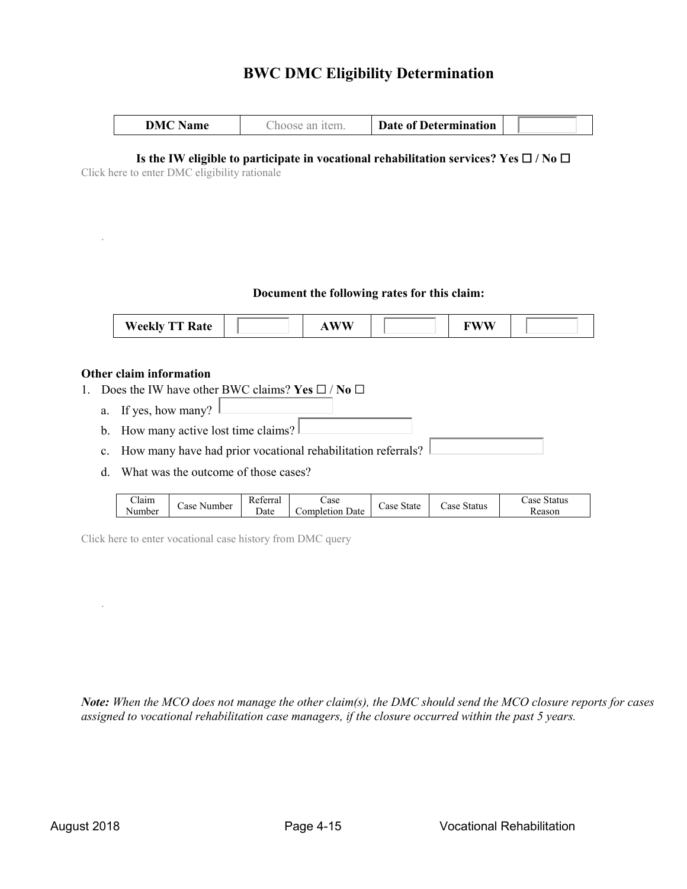# BWC DMC Eligibility Determination

| DMC Name | Choose an item. | Date of Determination | |
|---|---|---|---|

**Is the IW eligible to participate in vocational rehabilitation services? Yes ☐ / No ☐**

Click here to enter DMC eligibility rationale

.

**Document the following rates for this claim:**

| Weekly TT Rate | | AWW | | FWW | |
|---|---|---|---|---|---|

**Other claim information**

1. Does the IW have other BWC claims? **Yes** ☐ / **No** ☐
   a. If yes, how many?
   b. How many active lost time claims?
   c. How many have had prior vocational rehabilitation referrals?
   d. What was the outcome of those cases?

| Claim Number | Case Number | Referral Date | Case Completion Date | Case State | Case Status | Case Status Reason |
|---|---|---|---|---|---|---|

Click here to enter vocational case history from DMC query

.

***Note:*** *When the MCO does not manage the other claim(s), the DMC should send the MCO closure reports for cases assigned to vocational rehabilitation case managers, if the closure occurred within the past 5 years.*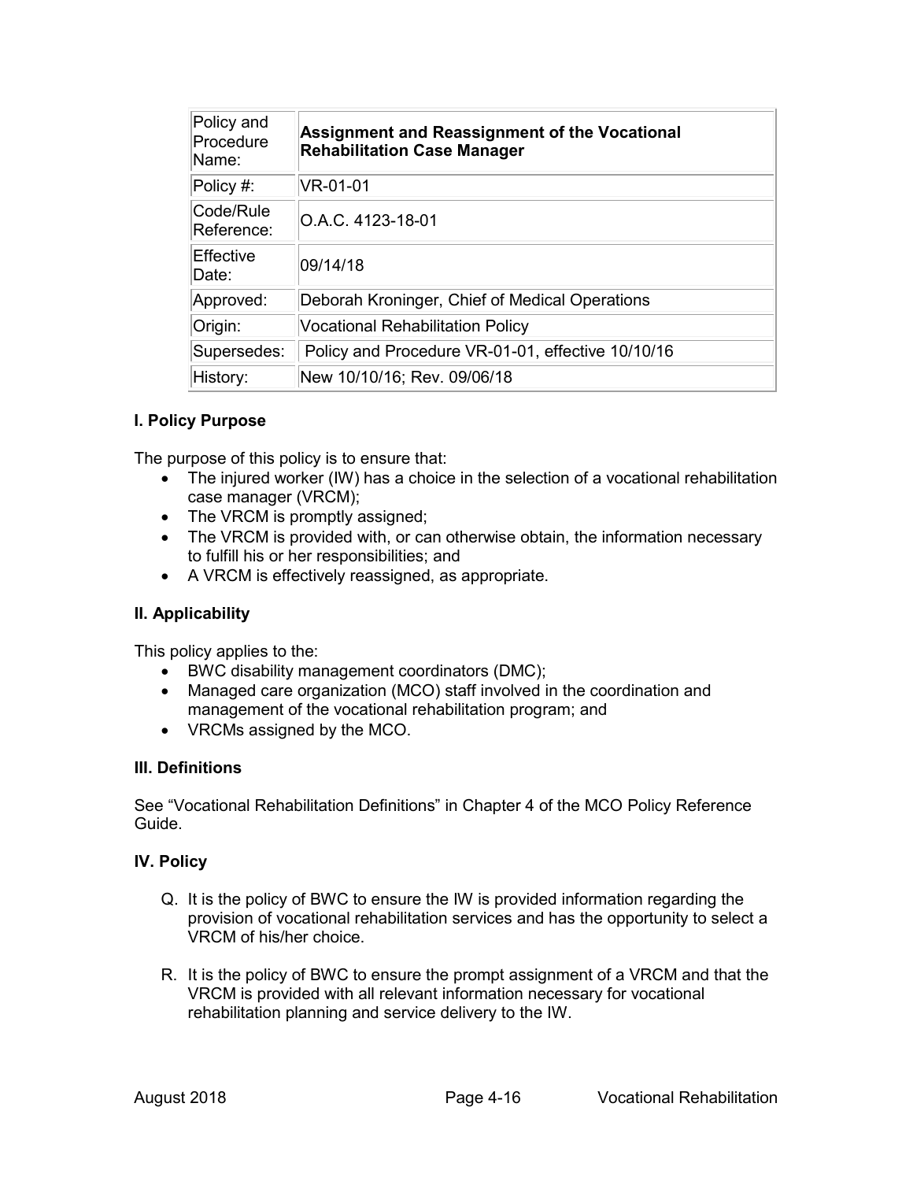| Policy and Procedure Name: | **Assignment and Reassignment of the Vocational Rehabilitation Case Manager** |
|---|---|
| Policy #: | VR-01-01 |
| Code/Rule Reference: | O.A.C. 4123-18-01 |
| Effective Date: | 09/14/18 |
| Approved: | Deborah Kroninger, Chief of Medical Operations |
| Origin: | Vocational Rehabilitation Policy |
| Supersedes: | Policy and Procedure VR-01-01, effective 10/10/16 |
| History: | New 10/10/16; Rev. 09/06/18 |

### I. Policy Purpose

The purpose of this policy is to ensure that:

- The injured worker (IW) has a choice in the selection of a vocational rehabilitation case manager (VRCM);
- The VRCM is promptly assigned;
- The VRCM is provided with, or can otherwise obtain, the information necessary to fulfill his or her responsibilities; and
- A VRCM is effectively reassigned, as appropriate.

### II. Applicability

This policy applies to the:

- BWC disability management coordinators (DMC);
- Managed care organization (MCO) staff involved in the coordination and management of the vocational rehabilitation program; and
- VRCMs assigned by the MCO.

### III. Definitions

See "Vocational Rehabilitation Definitions" in Chapter 4 of the MCO Policy Reference Guide.

### IV. Policy

Q. It is the policy of BWC to ensure the IW is provided information regarding the provision of vocational rehabilitation services and has the opportunity to select a VRCM of his/her choice.

R. It is the policy of BWC to ensure the prompt assignment of a VRCM and that the VRCM is provided with all relevant information necessary for vocational rehabilitation planning and service delivery to the IW.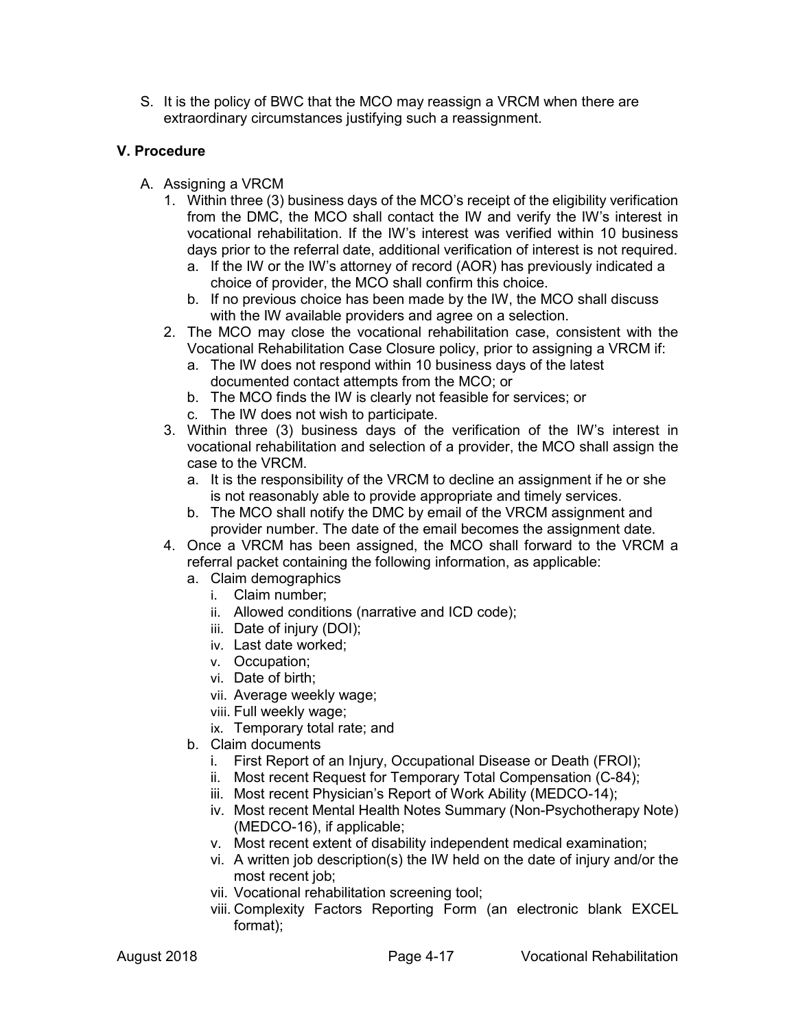S. It is the policy of BWC that the MCO may reassign a VRCM when there are extraordinary circumstances justifying such a reassignment.

## V. Procedure

A. Assigning a VRCM

1. Within three (3) business days of the MCO's receipt of the eligibility verification from the DMC, the MCO shall contact the IW and verify the IW's interest in vocational rehabilitation. If the IW's interest was verified within 10 business days prior to the referral date, additional verification of interest is not required.
   a. If the IW or the IW's attorney of record (AOR) has previously indicated a choice of provider, the MCO shall confirm this choice.
   b. If no previous choice has been made by the IW, the MCO shall discuss with the IW available providers and agree on a selection.
2. The MCO may close the vocational rehabilitation case, consistent with the Vocational Rehabilitation Case Closure policy, prior to assigning a VRCM if:
   a. The IW does not respond within 10 business days of the latest documented contact attempts from the MCO; or
   b. The MCO finds the IW is clearly not feasible for services; or
   c. The IW does not wish to participate.
3. Within three (3) business days of the verification of the IW's interest in vocational rehabilitation and selection of a provider, the MCO shall assign the case to the VRCM.
   a. It is the responsibility of the VRCM to decline an assignment if he or she is not reasonably able to provide appropriate and timely services.
   b. The MCO shall notify the DMC by email of the VRCM assignment and provider number. The date of the email becomes the assignment date.
4. Once a VRCM has been assigned, the MCO shall forward to the VRCM a referral packet containing the following information, as applicable:
   a. Claim demographics
      i. Claim number;
      ii. Allowed conditions (narrative and ICD code);
      iii. Date of injury (DOI);
      iv. Last date worked;
      v. Occupation;
      vi. Date of birth;
      vii. Average weekly wage;
      viii. Full weekly wage;
      ix. Temporary total rate; and
   b. Claim documents
      i. First Report of an Injury, Occupational Disease or Death (FROI);
      ii. Most recent Request for Temporary Total Compensation (C-84);
      iii. Most recent Physician's Report of Work Ability (MEDCO-14);
      iv. Most recent Mental Health Notes Summary (Non-Psychotherapy Note) (MEDCO-16), if applicable;
      v. Most recent extent of disability independent medical examination;
      vi. A written job description(s) the IW held on the date of injury and/or the most recent job;
      vii. Vocational rehabilitation screening tool;
      viii. Complexity Factors Reporting Form (an electronic blank EXCEL format);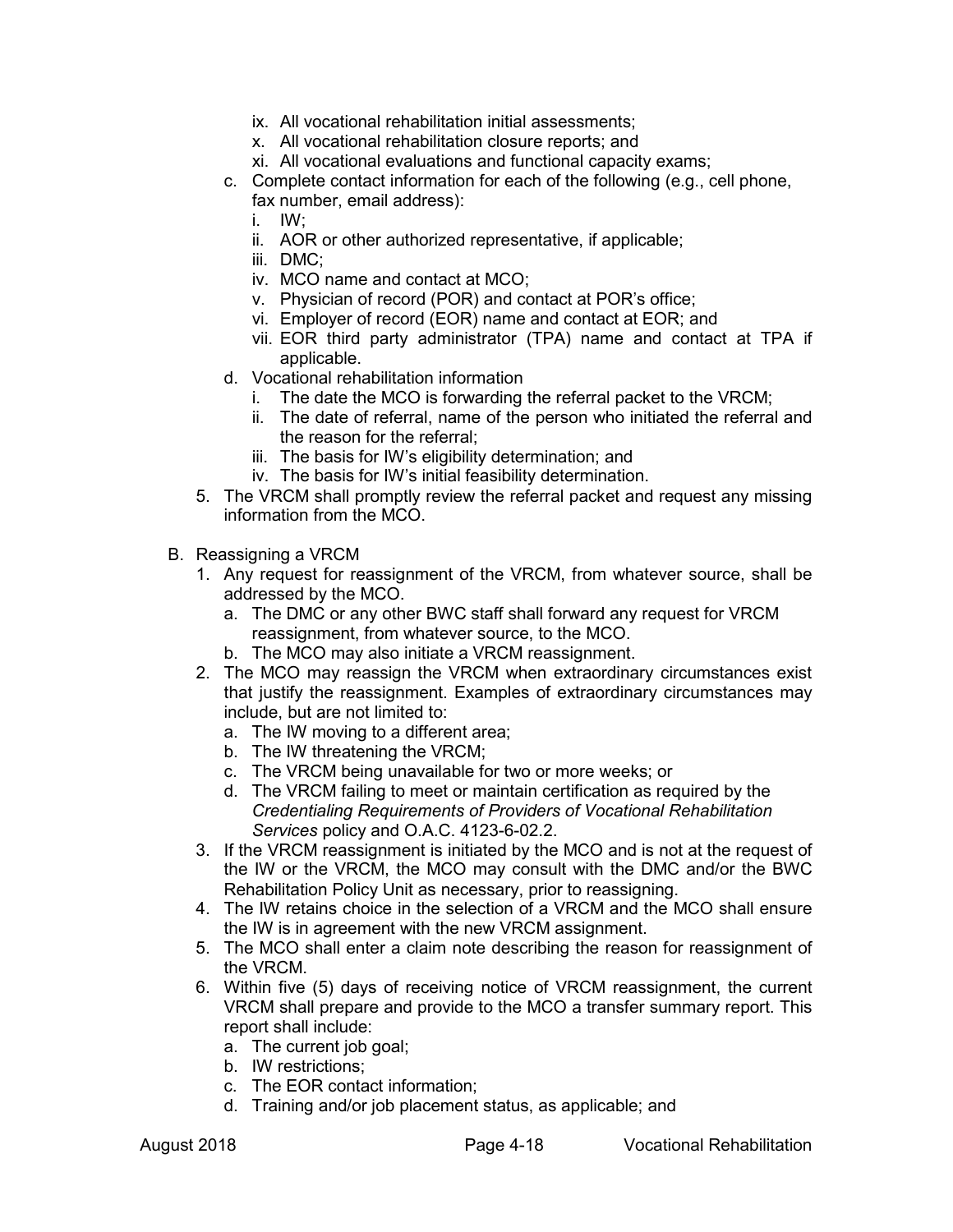ix. All vocational rehabilitation initial assessments;
x. All vocational rehabilitation closure reports; and
xi. All vocational evaluations and functional capacity exams;

c. Complete contact information for each of the following (e.g., cell phone, fax number, email address):
   i. IW;
   ii. AOR or other authorized representative, if applicable;
   iii. DMC;
   iv. MCO name and contact at MCO;
   v. Physician of record (POR) and contact at POR's office;
   vi. Employer of record (EOR) name and contact at EOR; and
   vii. EOR third party administrator (TPA) name and contact at TPA if applicable.

d. Vocational rehabilitation information
   i. The date the MCO is forwarding the referral packet to the VRCM;
   ii. The date of referral, name of the person who initiated the referral and the reason for the referral;
   iii. The basis for IW's eligibility determination; and
   iv. The basis for IW's initial feasibility determination.

5. The VRCM shall promptly review the referral packet and request any missing information from the MCO.

B. Reassigning a VRCM

1. Any request for reassignment of the VRCM, from whatever source, shall be addressed by the MCO.
   a. The DMC or any other BWC staff shall forward any request for VRCM reassignment, from whatever source, to the MCO.
   b. The MCO may also initiate a VRCM reassignment.
2. The MCO may reassign the VRCM when extraordinary circumstances exist that justify the reassignment. Examples of extraordinary circumstances may include, but are not limited to:
   a. The IW moving to a different area;
   b. The IW threatening the VRCM;
   c. The VRCM being unavailable for two or more weeks; or
   d. The VRCM failing to meet or maintain certification as required by the *Credentialing Requirements of Providers of Vocational Rehabilitation Services* policy and O.A.C. 4123-6-02.2.
3. If the VRCM reassignment is initiated by the MCO and is not at the request of the IW or the VRCM, the MCO may consult with the DMC and/or the BWC Rehabilitation Policy Unit as necessary, prior to reassigning.
4. The IW retains choice in the selection of a VRCM and the MCO shall ensure the IW is in agreement with the new VRCM assignment.
5. The MCO shall enter a claim note describing the reason for reassignment of the VRCM.
6. Within five (5) days of receiving notice of VRCM reassignment, the current VRCM shall prepare and provide to the MCO a transfer summary report. This report shall include:
   a. The current job goal;
   b. IW restrictions;
   c. The EOR contact information;
   d. Training and/or job placement status, as applicable; and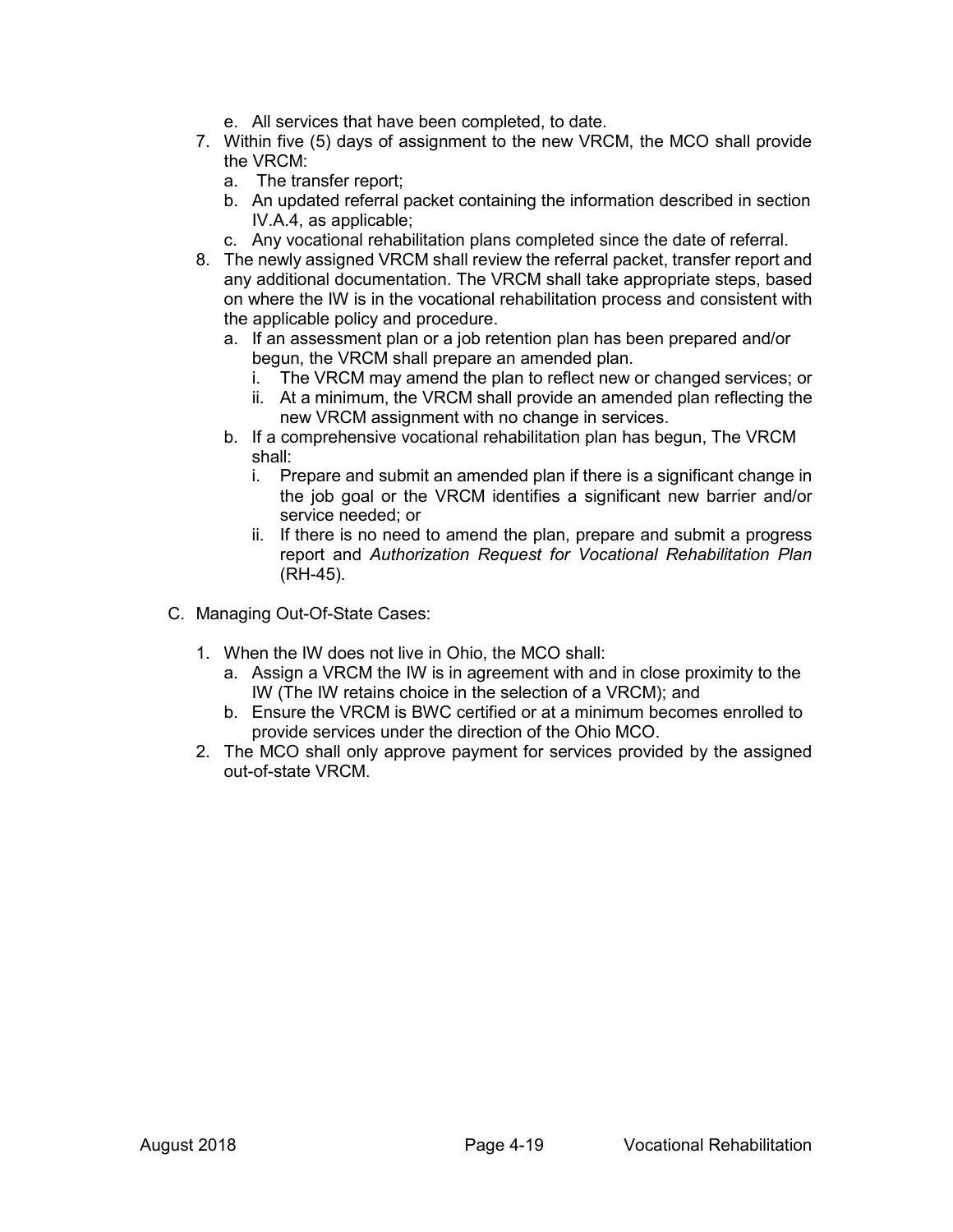e. All services that have been completed, to date.

7. Within five (5) days of assignment to the new VRCM, the MCO shall provide the VRCM:
   a. The transfer report;
   b. An updated referral packet containing the information described in section IV.A.4, as applicable;
   c. Any vocational rehabilitation plans completed since the date of referral.
8. The newly assigned VRCM shall review the referral packet, transfer report and any additional documentation. The VRCM shall take appropriate steps, based on where the IW is in the vocational rehabilitation process and consistent with the applicable policy and procedure.
   a. If an assessment plan or a job retention plan has been prepared and/or begun, the VRCM shall prepare an amended plan.
      i. The VRCM may amend the plan to reflect new or changed services; or
      ii. At a minimum, the VRCM shall provide an amended plan reflecting the new VRCM assignment with no change in services.
   b. If a comprehensive vocational rehabilitation plan has begun, The VRCM shall:
      i. Prepare and submit an amended plan if there is a significant change in the job goal or the VRCM identifies a significant new barrier and/or service needed; or
      ii. If there is no need to amend the plan, prepare and submit a progress report and *Authorization Request for Vocational Rehabilitation Plan* (RH-45).

C. Managing Out-Of-State Cases:

1. When the IW does not live in Ohio, the MCO shall:
   a. Assign a VRCM the IW is in agreement with and in close proximity to the IW (The IW retains choice in the selection of a VRCM); and
   b. Ensure the VRCM is BWC certified or at a minimum becomes enrolled to provide services under the direction of the Ohio MCO.
2. The MCO shall only approve payment for services provided by the assigned out-of-state VRCM.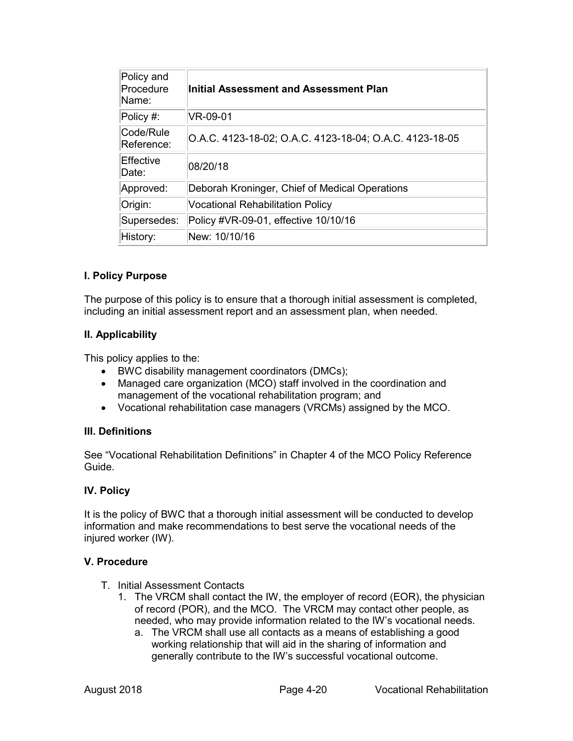| Policy and Procedure Name: | **Initial Assessment and Assessment Plan** |
|---|---|
| Policy #: | VR-09-01 |
| Code/Rule Reference: | O.A.C. 4123-18-02; O.A.C. 4123-18-04; O.A.C. 4123-18-05 |
| Effective Date: | 08/20/18 |
| Approved: | Deborah Kroninger, Chief of Medical Operations |
| Origin: | Vocational Rehabilitation Policy |
| Supersedes: | Policy #VR-09-01, effective 10/10/16 |
| History: | New: 10/10/16 |

### I. Policy Purpose

The purpose of this policy is to ensure that a thorough initial assessment is completed, including an initial assessment report and an assessment plan, when needed.

### II. Applicability

This policy applies to the:

- BWC disability management coordinators (DMCs);
- Managed care organization (MCO) staff involved in the coordination and management of the vocational rehabilitation program; and
- Vocational rehabilitation case managers (VRCMs) assigned by the MCO.

### III. Definitions

See "Vocational Rehabilitation Definitions" in Chapter 4 of the MCO Policy Reference Guide.

### IV. Policy

It is the policy of BWC that a thorough initial assessment will be conducted to develop information and make recommendations to best serve the vocational needs of the injured worker (IW).

### V. Procedure

T. Initial Assessment Contacts
   1. The VRCM shall contact the IW, the employer of record (EOR), the physician of record (POR), and the MCO. The VRCM may contact other people, as needed, who may provide information related to the IW's vocational needs.
      a. The VRCM shall use all contacts as a means of establishing a good working relationship that will aid in the sharing of information and generally contribute to the IW's successful vocational outcome.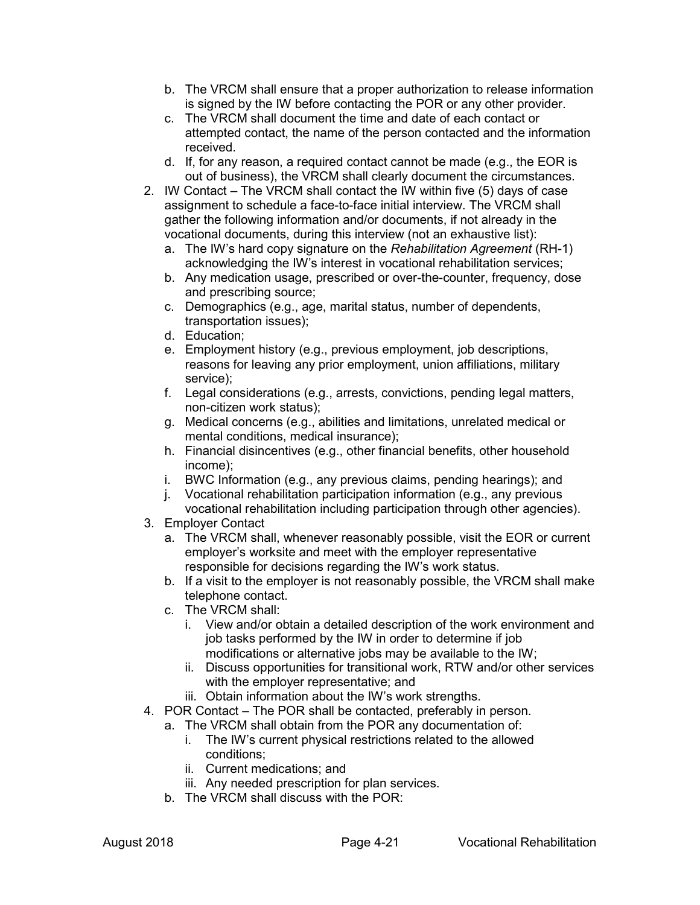b. The VRCM shall ensure that a proper authorization to release information is signed by the IW before contacting the POR or any other provider.
   c. The VRCM shall document the time and date of each contact or attempted contact, the name of the person contacted and the information received.
   d. If, for any reason, a required contact cannot be made (e.g., the EOR is out of business), the VRCM shall clearly document the circumstances.
2. IW Contact – The VRCM shall contact the IW within five (5) days of case assignment to schedule a face-to-face initial interview. The VRCM shall gather the following information and/or documents, if not already in the vocational documents, during this interview (not an exhaustive list):
   a. The IW's hard copy signature on the *Rehabilitation Agreement* (RH-1) acknowledging the IW's interest in vocational rehabilitation services;
   b. Any medication usage, prescribed or over-the-counter, frequency, dose and prescribing source;
   c. Demographics (e.g., age, marital status, number of dependents, transportation issues);
   d. Education;
   e. Employment history (e.g., previous employment, job descriptions, reasons for leaving any prior employment, union affiliations, military service);
   f. Legal considerations (e.g., arrests, convictions, pending legal matters, non-citizen work status);
   g. Medical concerns (e.g., abilities and limitations, unrelated medical or mental conditions, medical insurance);
   h. Financial disincentives (e.g., other financial benefits, other household income);
   i. BWC Information (e.g., any previous claims, pending hearings); and
   j. Vocational rehabilitation participation information (e.g., any previous vocational rehabilitation including participation through other agencies).
3. Employer Contact
   a. The VRCM shall, whenever reasonably possible, visit the EOR or current employer's worksite and meet with the employer representative responsible for decisions regarding the IW's work status.
   b. If a visit to the employer is not reasonably possible, the VRCM shall make telephone contact.
   c. The VRCM shall:
      i. View and/or obtain a detailed description of the work environment and job tasks performed by the IW in order to determine if job modifications or alternative jobs may be available to the IW;
      ii. Discuss opportunities for transitional work, RTW and/or other services with the employer representative; and
      iii. Obtain information about the IW's work strengths.
4. POR Contact – The POR shall be contacted, preferably in person.
   a. The VRCM shall obtain from the POR any documentation of:
      i. The IW's current physical restrictions related to the allowed conditions;
      ii. Current medications; and
      iii. Any needed prescription for plan services.
   b. The VRCM shall discuss with the POR: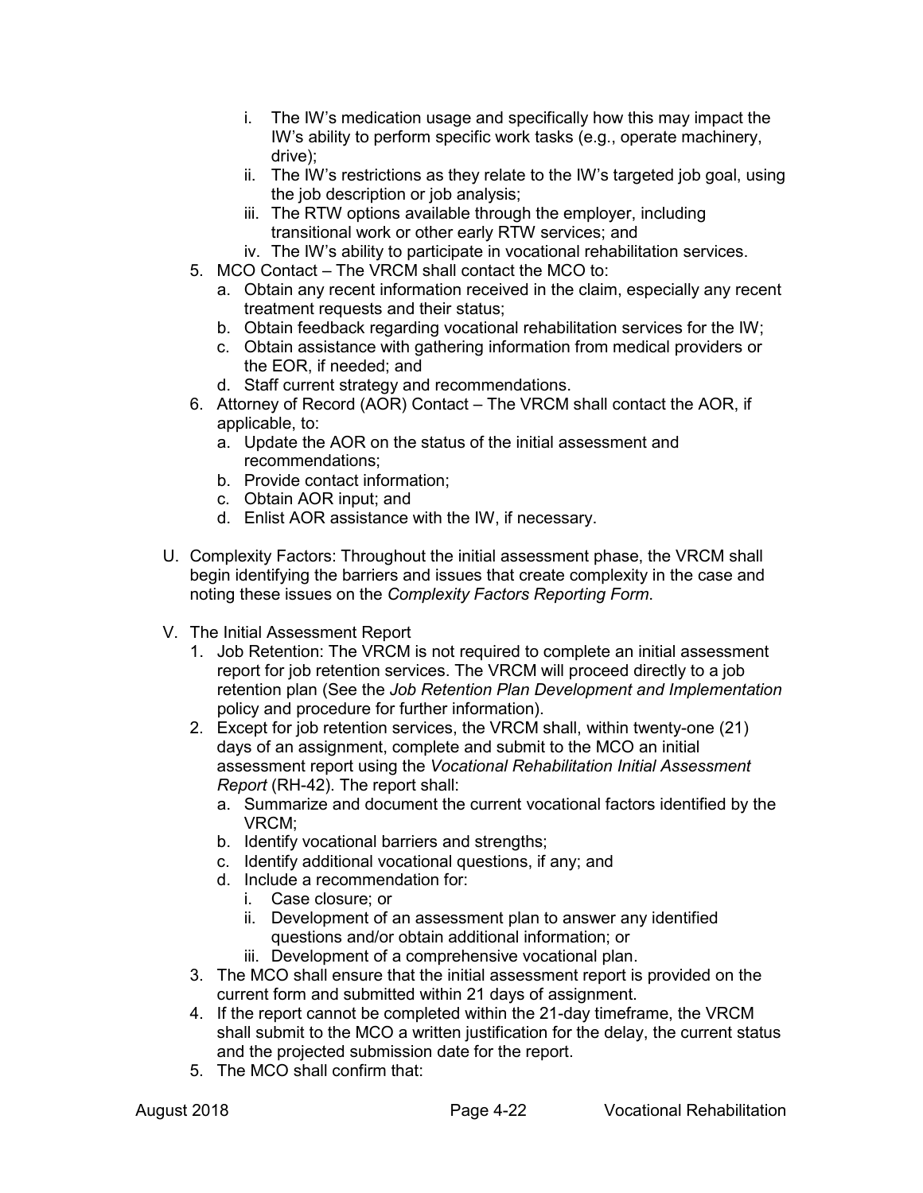i. The IW's medication usage and specifically how this may impact the IW's ability to perform specific work tasks (e.g., operate machinery, drive);
   ii. The IW's restrictions as they relate to the IW's targeted job goal, using the job description or job analysis;
   iii. The RTW options available through the employer, including transitional work or other early RTW services; and
   iv. The IW's ability to participate in vocational rehabilitation services.

5. MCO Contact – The VRCM shall contact the MCO to:
   a. Obtain any recent information received in the claim, especially any recent treatment requests and their status;
   b. Obtain feedback regarding vocational rehabilitation services for the IW;
   c. Obtain assistance with gathering information from medical providers or the EOR, if needed; and
   d. Staff current strategy and recommendations.
6. Attorney of Record (AOR) Contact – The VRCM shall contact the AOR, if applicable, to:
   a. Update the AOR on the status of the initial assessment and recommendations;
   b. Provide contact information;
   c. Obtain AOR input; and
   d. Enlist AOR assistance with the IW, if necessary.

U. Complexity Factors: Throughout the initial assessment phase, the VRCM shall begin identifying the barriers and issues that create complexity in the case and noting these issues on the *Complexity Factors Reporting Form*.

V. The Initial Assessment Report
   1. Job Retention: The VRCM is not required to complete an initial assessment report for job retention services. The VRCM will proceed directly to a job retention plan (See the *Job Retention Plan Development and Implementation* policy and procedure for further information).
   2. Except for job retention services, the VRCM shall, within twenty-one (21) days of an assignment, complete and submit to the MCO an initial assessment report using the *Vocational Rehabilitation Initial Assessment Report* (RH-42). The report shall:
      a. Summarize and document the current vocational factors identified by the VRCM;
      b. Identify vocational barriers and strengths;
      c. Identify additional vocational questions, if any; and
      d. Include a recommendation for:
         i. Case closure; or
         ii. Development of an assessment plan to answer any identified questions and/or obtain additional information; or
         iii. Development of a comprehensive vocational plan.
   3. The MCO shall ensure that the initial assessment report is provided on the current form and submitted within 21 days of assignment.
   4. If the report cannot be completed within the 21-day timeframe, the VRCM shall submit to the MCO a written justification for the delay, the current status and the projected submission date for the report.
   5. The MCO shall confirm that: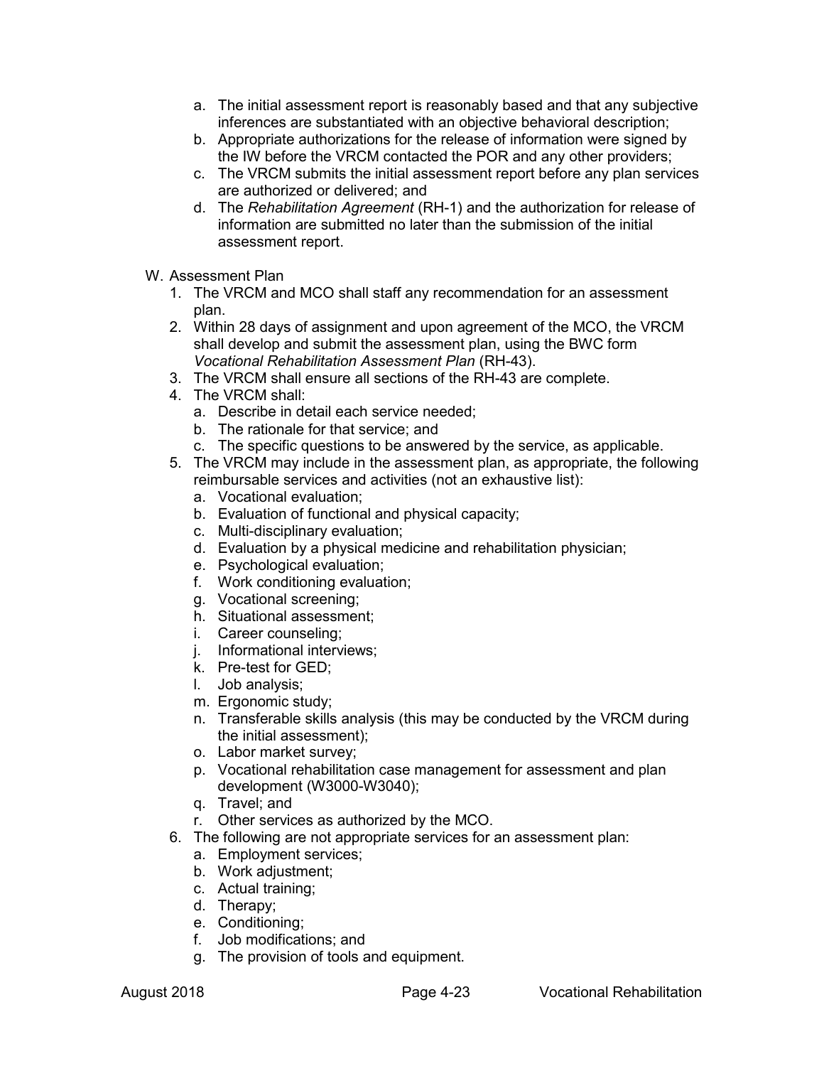a. The initial assessment report is reasonably based and that any subjective inferences are substantiated with an objective behavioral description;
b. Appropriate authorizations for the release of information were signed by the IW before the VRCM contacted the POR and any other providers;
c. The VRCM submits the initial assessment report before any plan services are authorized or delivered; and
d. The *Rehabilitation Agreement* (RH-1) and the authorization for release of information are submitted no later than the submission of the initial assessment report.

W. Assessment Plan

1. The VRCM and MCO shall staff any recommendation for an assessment plan.
2. Within 28 days of assignment and upon agreement of the MCO, the VRCM shall develop and submit the assessment plan, using the BWC form *Vocational Rehabilitation Assessment Plan* (RH-43).
3. The VRCM shall ensure all sections of the RH-43 are complete.
4. The VRCM shall:
   a. Describe in detail each service needed;
   b. The rationale for that service; and
   c. The specific questions to be answered by the service, as applicable.
5. The VRCM may include in the assessment plan, as appropriate, the following reimbursable services and activities (not an exhaustive list):
   a. Vocational evaluation;
   b. Evaluation of functional and physical capacity;
   c. Multi-disciplinary evaluation;
   d. Evaluation by a physical medicine and rehabilitation physician;
   e. Psychological evaluation;
   f. Work conditioning evaluation;
   g. Vocational screening;
   h. Situational assessment;
   i. Career counseling;
   j. Informational interviews;
   k. Pre-test for GED;
   l. Job analysis;
   m. Ergonomic study;
   n. Transferable skills analysis (this may be conducted by the VRCM during the initial assessment);
   o. Labor market survey;
   p. Vocational rehabilitation case management for assessment and plan development (W3000-W3040);
   q. Travel; and
   r. Other services as authorized by the MCO.
6. The following are not appropriate services for an assessment plan:
   a. Employment services;
   b. Work adjustment;
   c. Actual training;
   d. Therapy;
   e. Conditioning;
   f. Job modifications; and
   g. The provision of tools and equipment.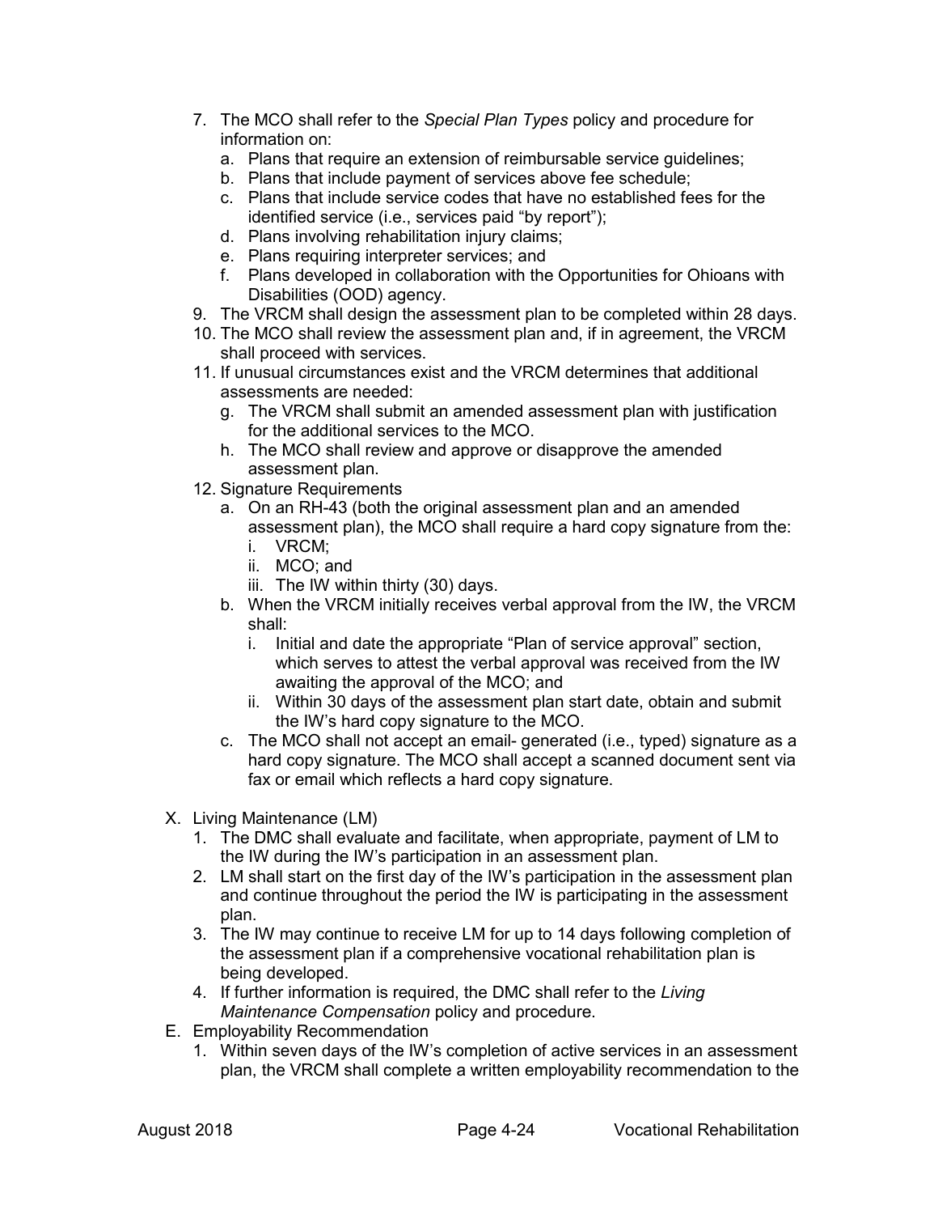7. The MCO shall refer to the *Special Plan Types* policy and procedure for information on:
   a. Plans that require an extension of reimbursable service guidelines;
   b. Plans that include payment of services above fee schedule;
   c. Plans that include service codes that have no established fees for the identified service (i.e., services paid "by report");
   d. Plans involving rehabilitation injury claims;
   e. Plans requiring interpreter services; and
   f. Plans developed in collaboration with the Opportunities for Ohioans with Disabilities (OOD) agency.
9. The VRCM shall design the assessment plan to be completed within 28 days.
10. The MCO shall review the assessment plan and, if in agreement, the VRCM shall proceed with services.
11. If unusual circumstances exist and the VRCM determines that additional assessments are needed:
    g. The VRCM shall submit an amended assessment plan with justification for the additional services to the MCO.
    h. The MCO shall review and approve or disapprove the amended assessment plan.
12. Signature Requirements
    a. On an RH-43 (both the original assessment plan and an amended assessment plan), the MCO shall require a hard copy signature from the:
       i. VRCM;
       ii. MCO; and
       iii. The IW within thirty (30) days.
    b. When the VRCM initially receives verbal approval from the IW, the VRCM shall:
       i. Initial and date the appropriate "Plan of service approval" section, which serves to attest the verbal approval was received from the IW awaiting the approval of the MCO; and
       ii. Within 30 days of the assessment plan start date, obtain and submit the IW's hard copy signature to the MCO.
    c. The MCO shall not accept an email- generated (i.e., typed) signature as a hard copy signature. The MCO shall accept a scanned document sent via fax or email which reflects a hard copy signature.

X. Living Maintenance (LM)
   1. The DMC shall evaluate and facilitate, when appropriate, payment of LM to the IW during the IW's participation in an assessment plan.
   2. LM shall start on the first day of the IW's participation in the assessment plan and continue throughout the period the IW is participating in the assessment plan.
   3. The IW may continue to receive LM for up to 14 days following completion of the assessment plan if a comprehensive vocational rehabilitation plan is being developed.
   4. If further information is required, the DMC shall refer to the *Living Maintenance Compensation* policy and procedure.

E. Employability Recommendation
   1. Within seven days of the IW's completion of active services in an assessment plan, the VRCM shall complete a written employability recommendation to the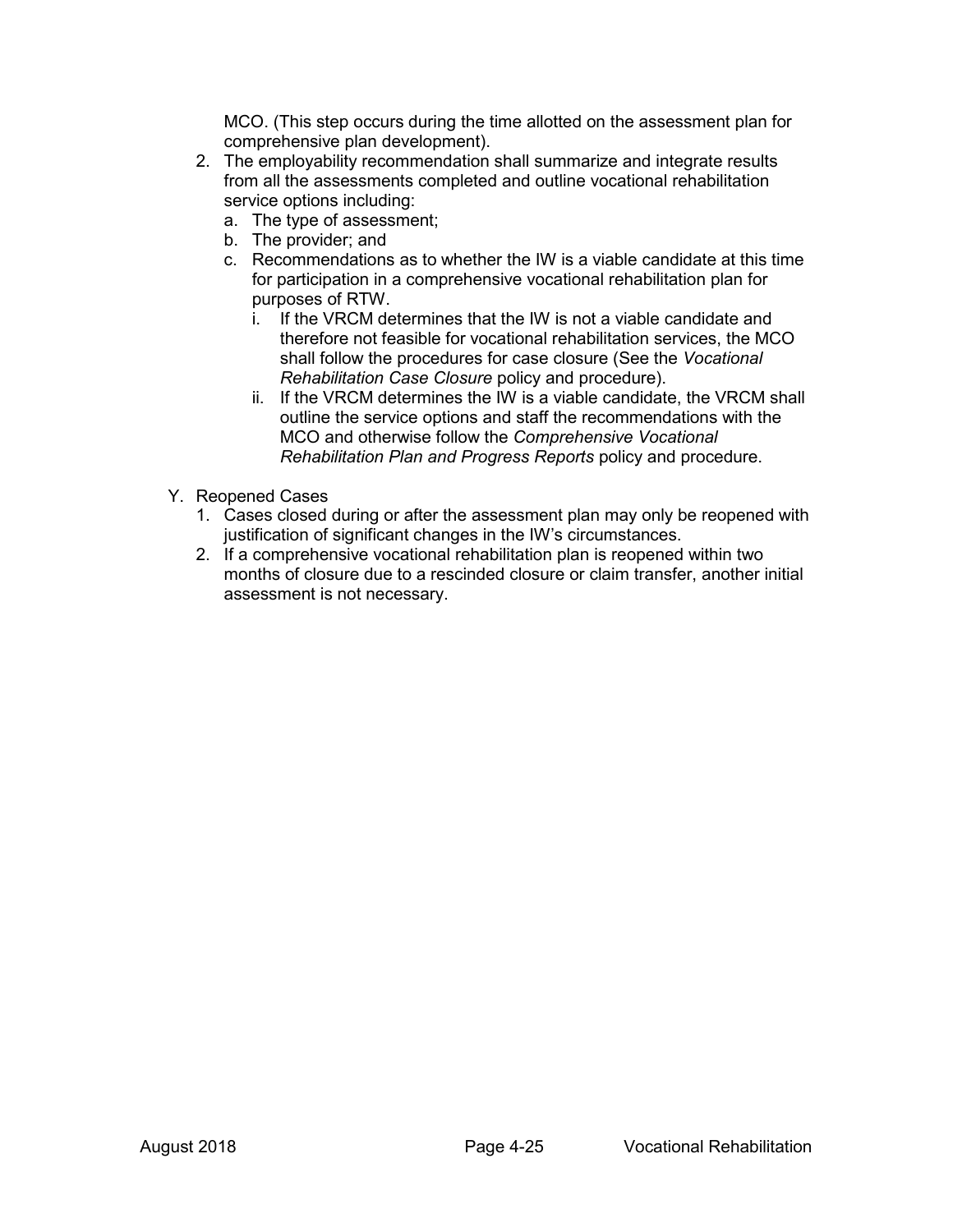MCO. (This step occurs during the time allotted on the assessment plan for comprehensive plan development).

2. The employability recommendation shall summarize and integrate results from all the assessments completed and outline vocational rehabilitation service options including:
   a. The type of assessment;
   b. The provider; and
   c. Recommendations as to whether the IW is a viable candidate at this time for participation in a comprehensive vocational rehabilitation plan for purposes of RTW.
      i. If the VRCM determines that the IW is not a viable candidate and therefore not feasible for vocational rehabilitation services, the MCO shall follow the procedures for case closure (See the *Vocational Rehabilitation Case Closure* policy and procedure).
      ii. If the VRCM determines the IW is a viable candidate, the VRCM shall outline the service options and staff the recommendations with the MCO and otherwise follow the *Comprehensive Vocational Rehabilitation Plan and Progress Reports* policy and procedure.

Y. Reopened Cases

1. Cases closed during or after the assessment plan may only be reopened with justification of significant changes in the IW's circumstances.
2. If a comprehensive vocational rehabilitation plan is reopened within two months of closure due to a rescinded closure or claim transfer, another initial assessment is not necessary.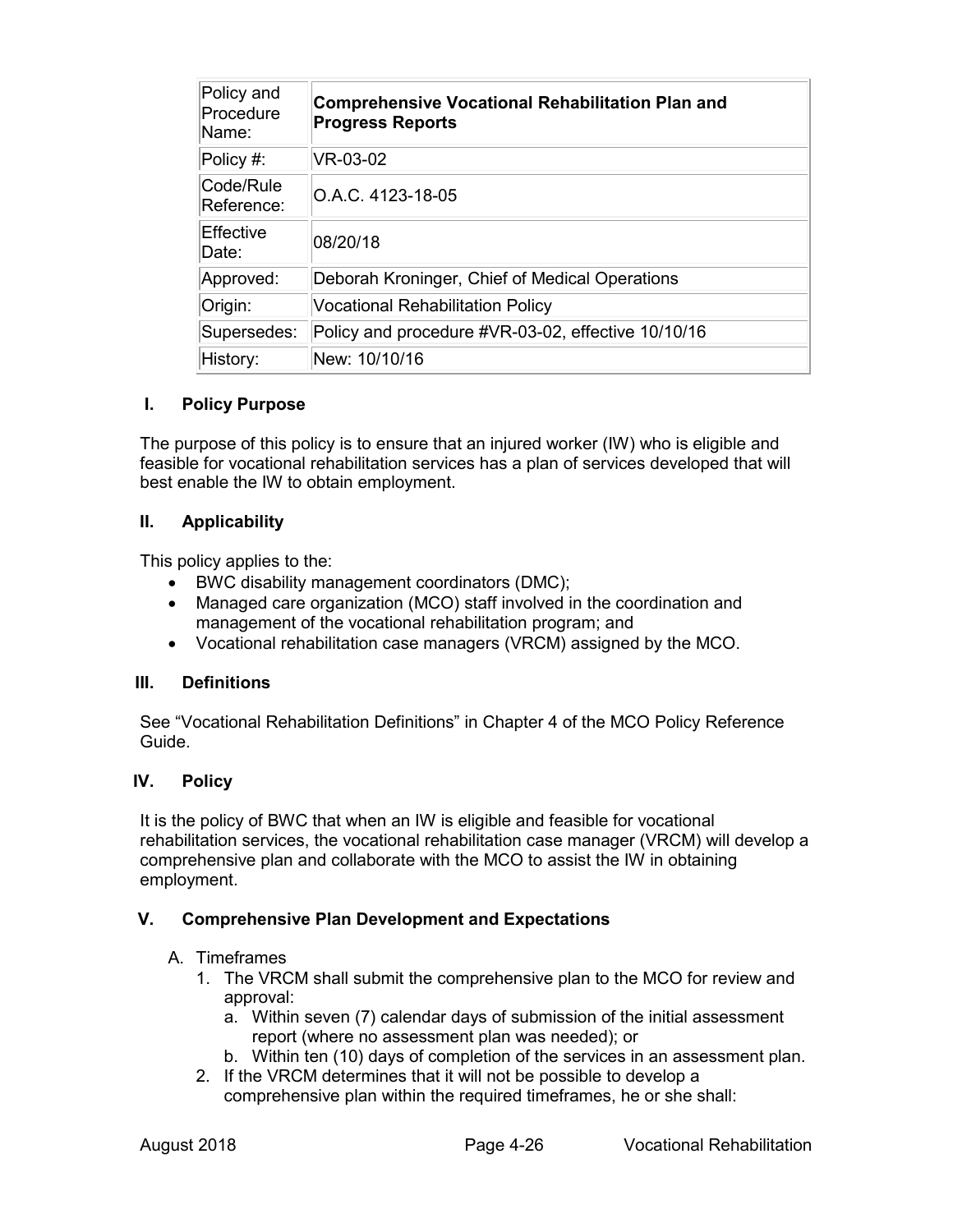| Policy and Procedure Name: | **Comprehensive Vocational Rehabilitation Plan and Progress Reports** |
|---|---|
| Policy #: | VR-03-02 |
| Code/Rule Reference: | O.A.C. 4123-18-05 |
| Effective Date: | 08/20/18 |
| Approved: | Deborah Kroninger, Chief of Medical Operations |
| Origin: | Vocational Rehabilitation Policy |
| Supersedes: | Policy and procedure #VR-03-02, effective 10/10/16 |
| History: | New: 10/10/16 |

## I. Policy Purpose

The purpose of this policy is to ensure that an injured worker (IW) who is eligible and feasible for vocational rehabilitation services has a plan of services developed that will best enable the IW to obtain employment.

## II. Applicability

This policy applies to the:

- BWC disability management coordinators (DMC);
- Managed care organization (MCO) staff involved in the coordination and management of the vocational rehabilitation program; and
- Vocational rehabilitation case managers (VRCM) assigned by the MCO.

## III. Definitions

See "Vocational Rehabilitation Definitions" in Chapter 4 of the MCO Policy Reference Guide.

## IV. Policy

It is the policy of BWC that when an IW is eligible and feasible for vocational rehabilitation services, the vocational rehabilitation case manager (VRCM) will develop a comprehensive plan and collaborate with the MCO to assist the IW in obtaining employment.

## V. Comprehensive Plan Development and Expectations

A. Timeframes

1. The VRCM shall submit the comprehensive plan to the MCO for review and approval:
   a. Within seven (7) calendar days of submission of the initial assessment report (where no assessment plan was needed); or
   b. Within ten (10) days of completion of the services in an assessment plan.
2. If the VRCM determines that it will not be possible to develop a comprehensive plan within the required timeframes, he or she shall: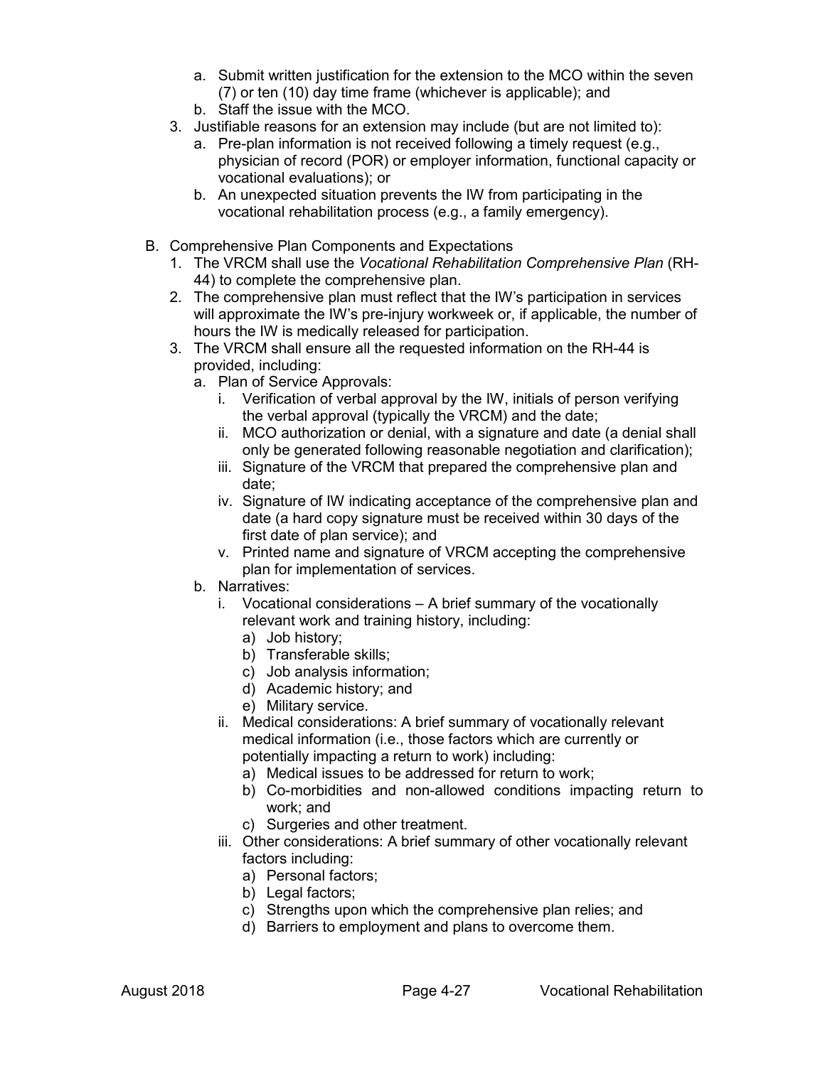a. Submit written justification for the extension to the MCO within the seven (7) or ten (10) day time frame (whichever is applicable); and
   b. Staff the issue with the MCO.
3. Justifiable reasons for an extension may include (but are not limited to):
   a. Pre-plan information is not received following a timely request (e.g., physician of record (POR) or employer information, functional capacity or vocational evaluations); or
   b. An unexpected situation prevents the IW from participating in the vocational rehabilitation process (e.g., a family emergency).

B. Comprehensive Plan Components and Expectations
   1. The VRCM shall use the *Vocational Rehabilitation Comprehensive Plan* (RH-44) to complete the comprehensive plan.
   2. The comprehensive plan must reflect that the IW's participation in services will approximate the IW's pre-injury workweek or, if applicable, the number of hours the IW is medically released for participation.
   3. The VRCM shall ensure all the requested information on the RH-44 is provided, including:
      a. Plan of Service Approvals:
         i. Verification of verbal approval by the IW, initials of person verifying the verbal approval (typically the VRCM) and the date;
         ii. MCO authorization or denial, with a signature and date (a denial shall only be generated following reasonable negotiation and clarification);
         iii. Signature of the VRCM that prepared the comprehensive plan and date;
         iv. Signature of IW indicating acceptance of the comprehensive plan and date (a hard copy signature must be received within 30 days of the first date of plan service); and
         v. Printed name and signature of VRCM accepting the comprehensive plan for implementation of services.
      b. Narratives:
         i. Vocational considerations – A brief summary of the vocationally relevant work and training history, including:
            a) Job history;
            b) Transferable skills;
            c) Job analysis information;
            d) Academic history; and
            e) Military service.
         ii. Medical considerations: A brief summary of vocationally relevant medical information (i.e., those factors which are currently or potentially impacting a return to work) including:
            a) Medical issues to be addressed for return to work;
            b) Co-morbidities and non-allowed conditions impacting return to work; and
            c) Surgeries and other treatment.
         iii. Other considerations: A brief summary of other vocationally relevant factors including:
            a) Personal factors;
            b) Legal factors;
            c) Strengths upon which the comprehensive plan relies; and
            d) Barriers to employment and plans to overcome them.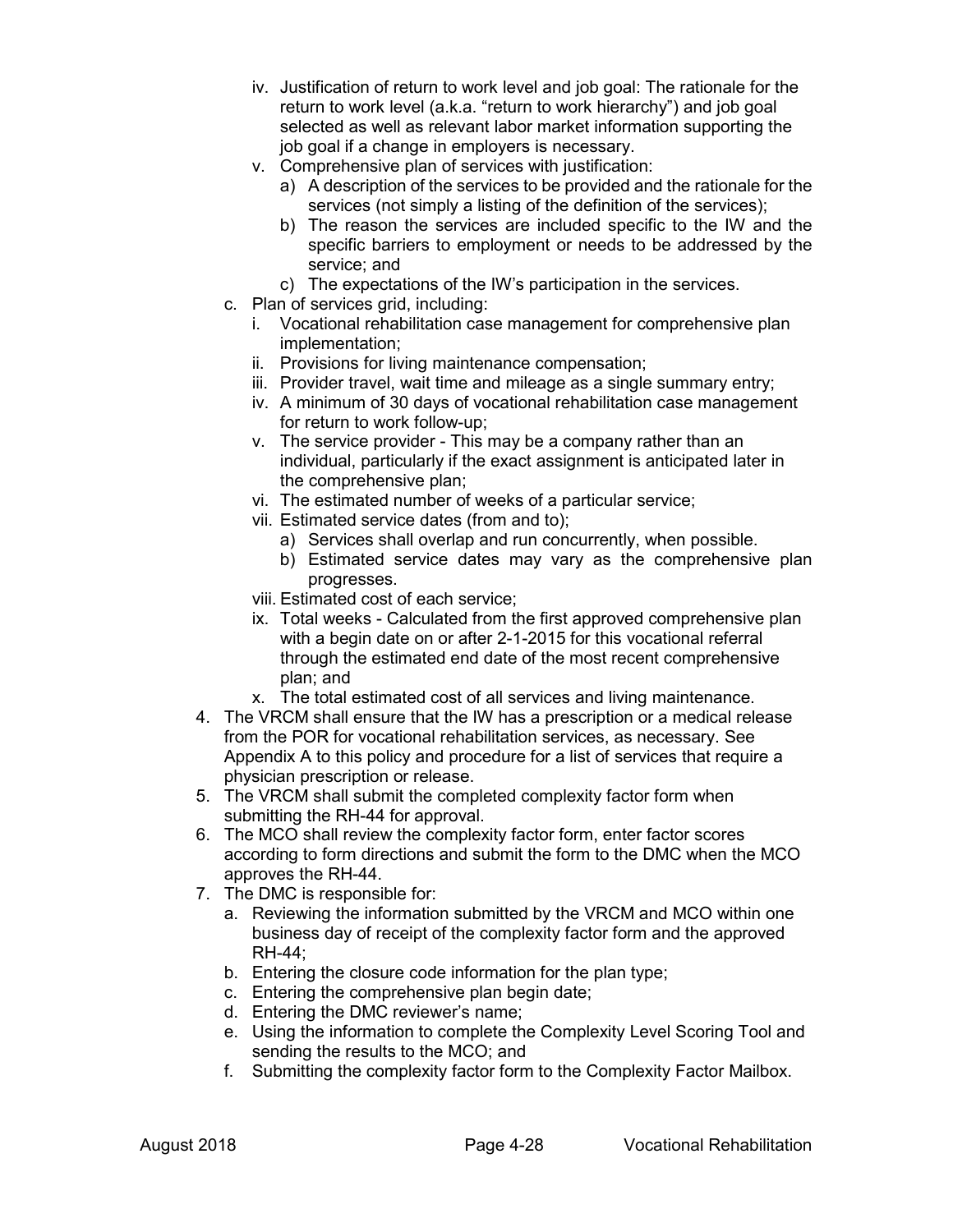iv. Justification of return to work level and job goal: The rationale for the return to work level (a.k.a. "return to work hierarchy") and job goal selected as well as relevant labor market information supporting the job goal if a change in employers is necessary.
   v. Comprehensive plan of services with justification:
      a) A description of the services to be provided and the rationale for the services (not simply a listing of the definition of the services);
      b) The reason the services are included specific to the IW and the specific barriers to employment or needs to be addressed by the service; and
      c) The expectations of the IW's participation in the services.

c. Plan of services grid, including:
   i. Vocational rehabilitation case management for comprehensive plan implementation;
   ii. Provisions for living maintenance compensation;
   iii. Provider travel, wait time and mileage as a single summary entry;
   iv. A minimum of 30 days of vocational rehabilitation case management for return to work follow-up;
   v. The service provider - This may be a company rather than an individual, particularly if the exact assignment is anticipated later in the comprehensive plan;
   vi. The estimated number of weeks of a particular service;
   vii. Estimated service dates (from and to);
      a) Services shall overlap and run concurrently, when possible.
      b) Estimated service dates may vary as the comprehensive plan progresses.
   viii. Estimated cost of each service;
   ix. Total weeks - Calculated from the first approved comprehensive plan with a begin date on or after 2-1-2015 for this vocational referral through the estimated end date of the most recent comprehensive plan; and
   x. The total estimated cost of all services and living maintenance.

4. The VRCM shall ensure that the IW has a prescription or a medical release from the POR for vocational rehabilitation services, as necessary. See Appendix A to this policy and procedure for a list of services that require a physician prescription or release.
5. The VRCM shall submit the completed complexity factor form when submitting the RH-44 for approval.
6. The MCO shall review the complexity factor form, enter factor scores according to form directions and submit the form to the DMC when the MCO approves the RH-44.
7. The DMC is responsible for:
   a. Reviewing the information submitted by the VRCM and MCO within one business day of receipt of the complexity factor form and the approved RH-44;
   b. Entering the closure code information for the plan type;
   c. Entering the comprehensive plan begin date;
   d. Entering the DMC reviewer's name;
   e. Using the information to complete the Complexity Level Scoring Tool and sending the results to the MCO; and
   f. Submitting the complexity factor form to the Complexity Factor Mailbox.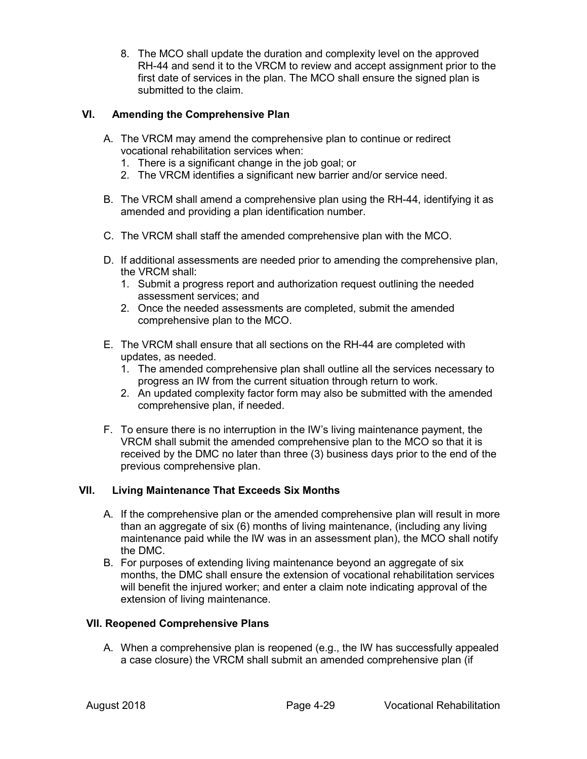8. The MCO shall update the duration and complexity level on the approved RH-44 and send it to the VRCM to review and accept assignment prior to the first date of services in the plan. The MCO shall ensure the signed plan is submitted to the claim.

## VI. Amending the Comprehensive Plan

A. The VRCM may amend the comprehensive plan to continue or redirect vocational rehabilitation services when:
   1. There is a significant change in the job goal; or
   2. The VRCM identifies a significant new barrier and/or service need.

B. The VRCM shall amend a comprehensive plan using the RH-44, identifying it as amended and providing a plan identification number.

C. The VRCM shall staff the amended comprehensive plan with the MCO.

D. If additional assessments are needed prior to amending the comprehensive plan, the VRCM shall:
   1. Submit a progress report and authorization request outlining the needed assessment services; and
   2. Once the needed assessments are completed, submit the amended comprehensive plan to the MCO.

E. The VRCM shall ensure that all sections on the RH-44 are completed with updates, as needed.
   1. The amended comprehensive plan shall outline all the services necessary to progress an IW from the current situation through return to work.
   2. An updated complexity factor form may also be submitted with the amended comprehensive plan, if needed.

F. To ensure there is no interruption in the IW's living maintenance payment, the VRCM shall submit the amended comprehensive plan to the MCO so that it is received by the DMC no later than three (3) business days prior to the end of the previous comprehensive plan.

## VII. Living Maintenance That Exceeds Six Months

A. If the comprehensive plan or the amended comprehensive plan will result in more than an aggregate of six (6) months of living maintenance, (including any living maintenance paid while the IW was in an assessment plan), the MCO shall notify the DMC.

B. For purposes of extending living maintenance beyond an aggregate of six months, the DMC shall ensure the extension of vocational rehabilitation services will benefit the injured worker; and enter a claim note indicating approval of the extension of living maintenance.

## VII. Reopened Comprehensive Plans

A. When a comprehensive plan is reopened (e.g., the IW has successfully appealed a case closure) the VRCM shall submit an amended comprehensive plan (if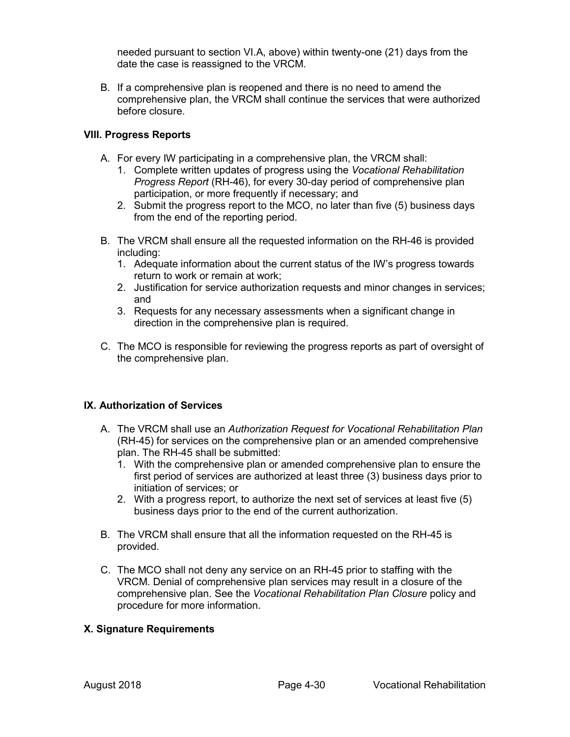needed pursuant to section VI.A, above) within twenty-one (21) days from the date the case is reassigned to the VRCM.

B. If a comprehensive plan is reopened and there is no need to amend the comprehensive plan, the VRCM shall continue the services that were authorized before closure.

### VIII. Progress Reports

A. For every IW participating in a comprehensive plan, the VRCM shall:
   1. Complete written updates of progress using the *Vocational Rehabilitation Progress Report* (RH-46), for every 30-day period of comprehensive plan participation, or more frequently if necessary; and
   2. Submit the progress report to the MCO, no later than five (5) business days from the end of the reporting period.

B. The VRCM shall ensure all the requested information on the RH-46 is provided including:
   1. Adequate information about the current status of the IW's progress towards return to work or remain at work;
   2. Justification for service authorization requests and minor changes in services; and
   3. Requests for any necessary assessments when a significant change in direction in the comprehensive plan is required.

C. The MCO is responsible for reviewing the progress reports as part of oversight of the comprehensive plan.

### IX. Authorization of Services

A. The VRCM shall use an *Authorization Request for Vocational Rehabilitation Plan* (RH-45) for services on the comprehensive plan or an amended comprehensive plan. The RH-45 shall be submitted:
   1. With the comprehensive plan or amended comprehensive plan to ensure the first period of services are authorized at least three (3) business days prior to initiation of services; or
   2. With a progress report, to authorize the next set of services at least five (5) business days prior to the end of the current authorization.

B. The VRCM shall ensure that all the information requested on the RH-45 is provided.

C. The MCO shall not deny any service on an RH-45 prior to staffing with the VRCM. Denial of comprehensive plan services may result in a closure of the comprehensive plan. See the *Vocational Rehabilitation Plan Closure* policy and procedure for more information.

### X. Signature Requirements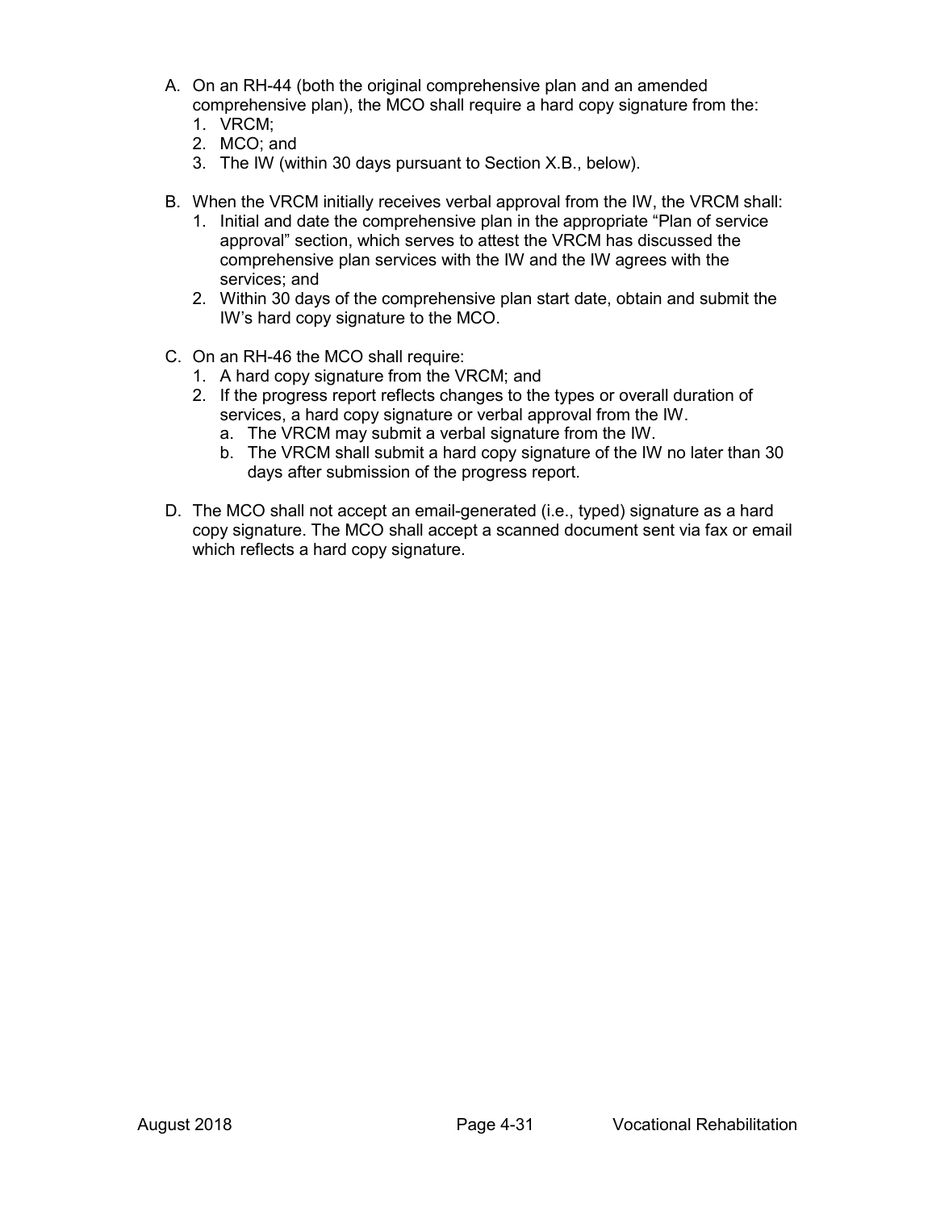A. On an RH-44 (both the original comprehensive plan and an amended comprehensive plan), the MCO shall require a hard copy signature from the:
   1. VRCM;
   2. MCO; and
   3. The IW (within 30 days pursuant to Section X.B., below).

B. When the VRCM initially receives verbal approval from the IW, the VRCM shall:
   1. Initial and date the comprehensive plan in the appropriate "Plan of service approval" section, which serves to attest the VRCM has discussed the comprehensive plan services with the IW and the IW agrees with the services; and
   2. Within 30 days of the comprehensive plan start date, obtain and submit the IW's hard copy signature to the MCO.

C. On an RH-46 the MCO shall require:
   1. A hard copy signature from the VRCM; and
   2. If the progress report reflects changes to the types or overall duration of services, a hard copy signature or verbal approval from the IW.
      a. The VRCM may submit a verbal signature from the IW.
      b. The VRCM shall submit a hard copy signature of the IW no later than 30 days after submission of the progress report.

D. The MCO shall not accept an email-generated (i.e., typed) signature as a hard copy signature. The MCO shall accept a scanned document sent via fax or email which reflects a hard copy signature.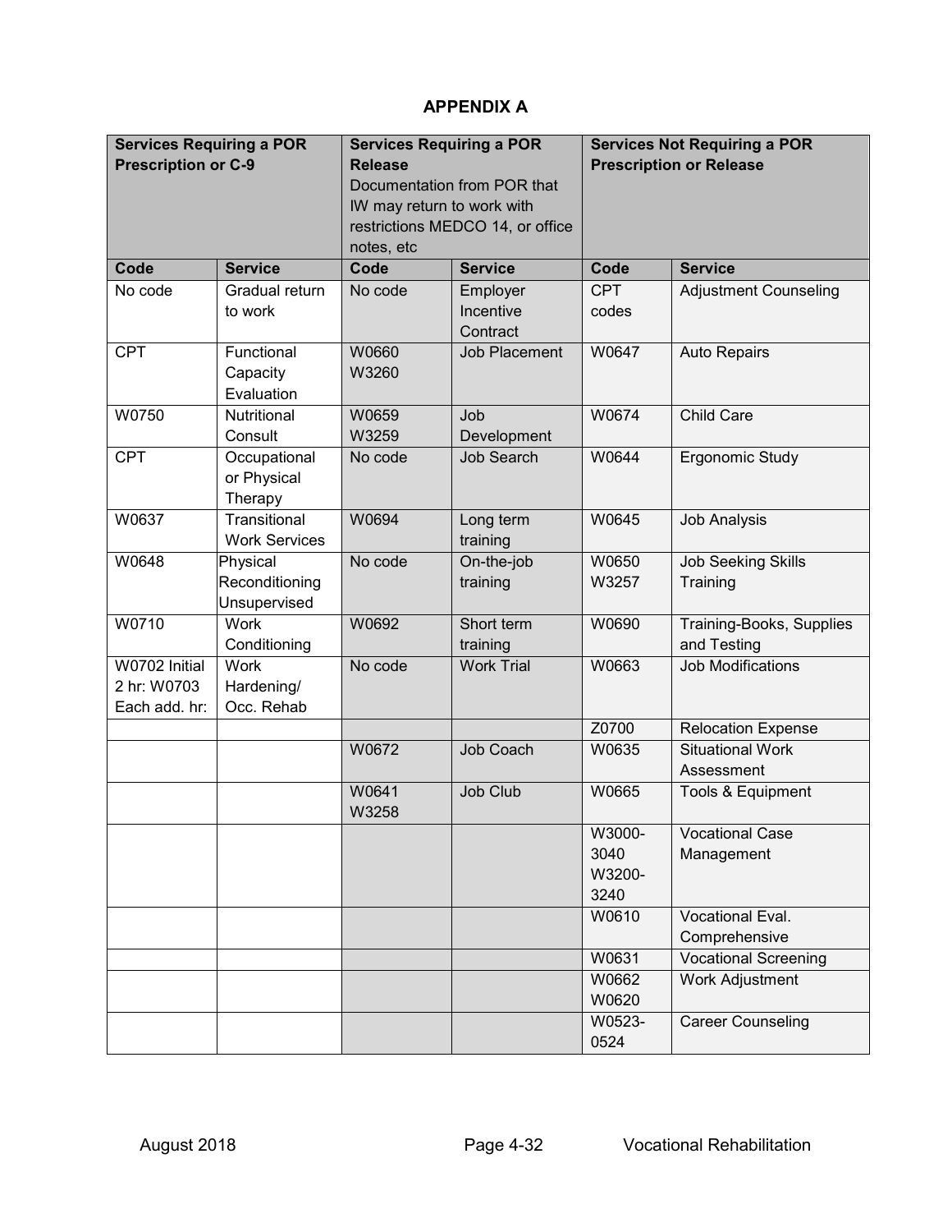## APPENDIX A

| Services Requiring a POR Prescription or C-9 | | Services Requiring a POR Release Documentation from POR that IW may return to work with restrictions MEDCO 14, or office notes, etc | | Services Not Requiring a POR Prescription or Release | |
|---|---|---|---|---|---|
| **Code** | **Service** | **Code** | **Service** | **Code** | **Service** |
| No code | Gradual return to work | No code | Employer Incentive Contract | CPT codes | Adjustment Counseling |
| CPT | Functional Capacity Evaluation | W0660 W3260 | Job Placement | W0647 | Auto Repairs |
| W0750 | Nutritional Consult | W0659 W3259 | Job Development | W0674 | Child Care |
| CPT | Occupational or Physical Therapy | No code | Job Search | W0644 | Ergonomic Study |
| W0637 | Transitional Work Services | W0694 | Long term training | W0645 | Job Analysis |
| W0648 | Physical Reconditioning Unsupervised | No code | On-the-job training | W0650 W3257 | Job Seeking Skills Training |
| W0710 | Work Conditioning | W0692 | Short term training | W0690 | Training-Books, Supplies and Testing |
| W0702 Initial 2 hr: W0703 Each add. hr: | Work Hardening/ Occ. Rehab | No code | Work Trial | W0663 | Job Modifications |
| | | | | Z0700 | Relocation Expense |
| | | W0672 | Job Coach | W0635 | Situational Work Assessment |
| | | W0641 W3258 | Job Club | W0665 | Tools & Equipment |
| | | | | W3000-3040 W3200-3240 | Vocational Case Management |
| | | | | W0610 | Vocational Eval. Comprehensive |
| | | | | W0631 | Vocational Screening |
| | | | | W0662 W0620 | Work Adjustment |
| | | | | W0523-0524 | Career Counseling |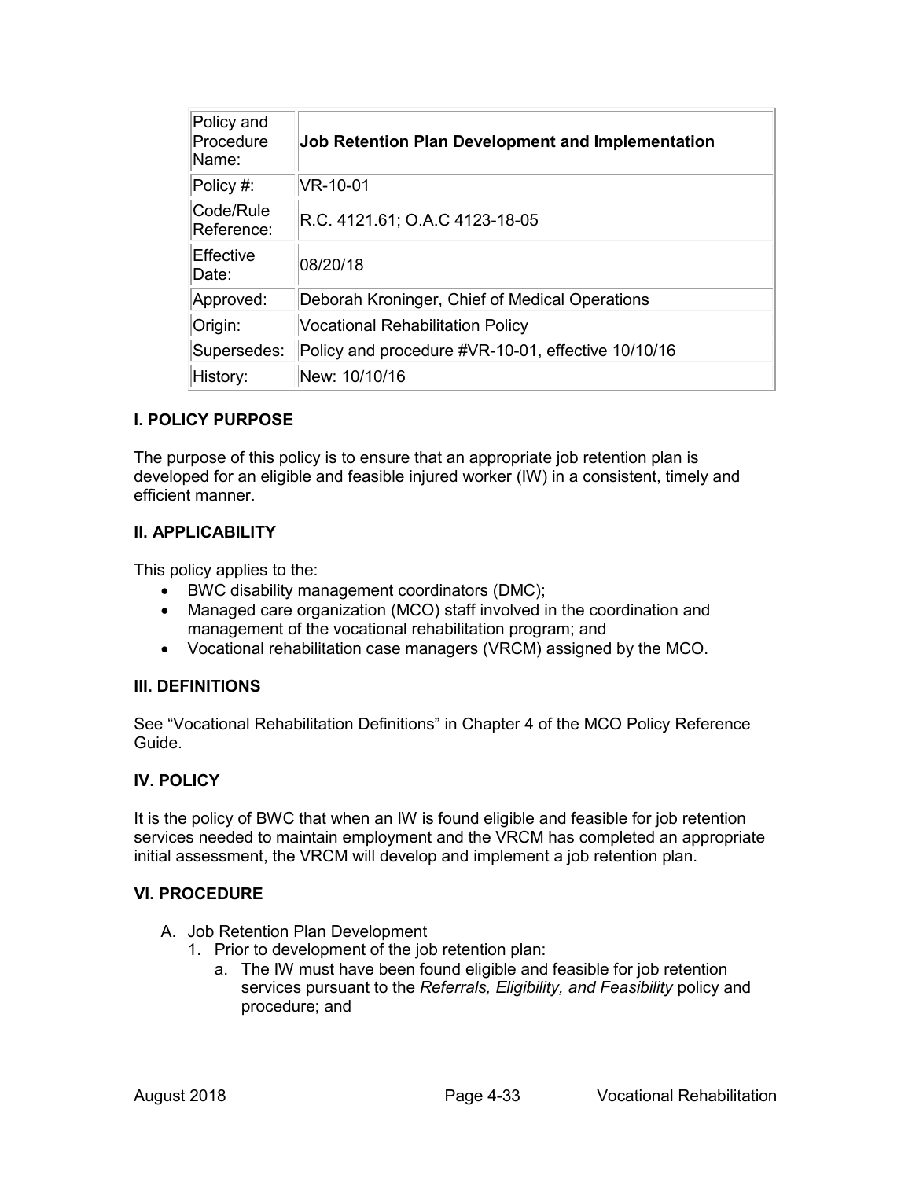| Policy and Procedure Name: | **Job Retention Plan Development and Implementation** |
|---|---|
| Policy #: | VR-10-01 |
| Code/Rule Reference: | R.C. 4121.61; O.A.C 4123-18-05 |
| Effective Date: | 08/20/18 |
| Approved: | Deborah Kroninger, Chief of Medical Operations |
| Origin: | Vocational Rehabilitation Policy |
| Supersedes: | Policy and procedure #VR-10-01, effective 10/10/16 |
| History: | New: 10/10/16 |

## I. POLICY PURPOSE

The purpose of this policy is to ensure that an appropriate job retention plan is developed for an eligible and feasible injured worker (IW) in a consistent, timely and efficient manner.

## II. APPLICABILITY

This policy applies to the:

- BWC disability management coordinators (DMC);
- Managed care organization (MCO) staff involved in the coordination and management of the vocational rehabilitation program; and
- Vocational rehabilitation case managers (VRCM) assigned by the MCO.

## III. DEFINITIONS

See "Vocational Rehabilitation Definitions" in Chapter 4 of the MCO Policy Reference Guide.

## IV. POLICY

It is the policy of BWC that when an IW is found eligible and feasible for job retention services needed to maintain employment and the VRCM has completed an appropriate initial assessment, the VRCM will develop and implement a job retention plan.

## VI. PROCEDURE

A. Job Retention Plan Development
   1. Prior to development of the job retention plan:
      a. The IW must have been found eligible and feasible for job retention services pursuant to the *Referrals, Eligibility, and Feasibility* policy and procedure; and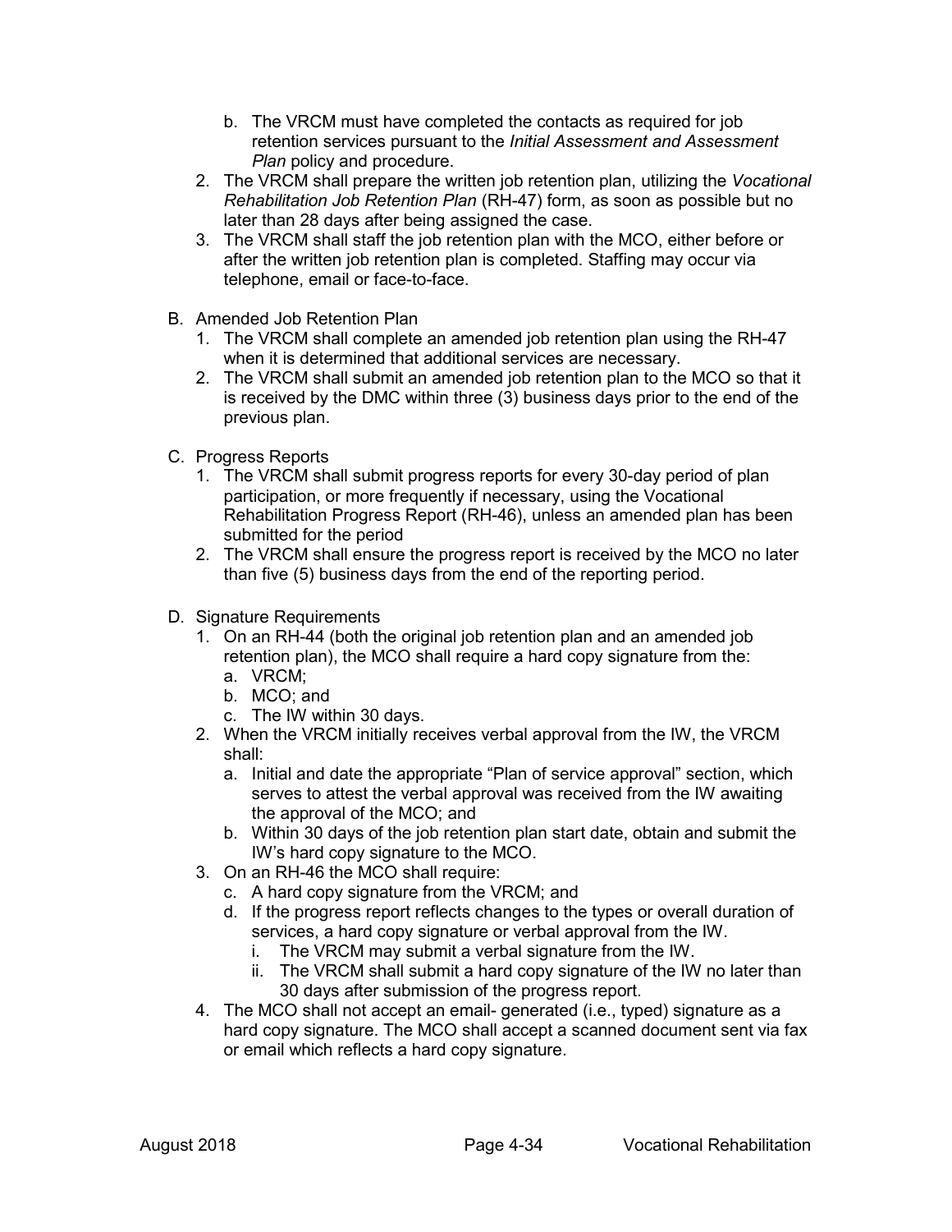b. The VRCM must have completed the contacts as required for job retention services pursuant to the *Initial Assessment and Assessment Plan* policy and procedure.
2. The VRCM shall prepare the written job retention plan, utilizing the *Vocational Rehabilitation Job Retention Plan* (RH-47) form, as soon as possible but no later than 28 days after being assigned the case.
3. The VRCM shall staff the job retention plan with the MCO, either before or after the written job retention plan is completed. Staffing may occur via telephone, email or face-to-face.

B. Amended Job Retention Plan
   1. The VRCM shall complete an amended job retention plan using the RH-47 when it is determined that additional services are necessary.
   2. The VRCM shall submit an amended job retention plan to the MCO so that it is received by the DMC within three (3) business days prior to the end of the previous plan.

C. Progress Reports
   1. The VRCM shall submit progress reports for every 30-day period of plan participation, or more frequently if necessary, using the Vocational Rehabilitation Progress Report (RH-46), unless an amended plan has been submitted for the period
   2. The VRCM shall ensure the progress report is received by the MCO no later than five (5) business days from the end of the reporting period.

D. Signature Requirements
   1. On an RH-44 (both the original job retention plan and an amended job retention plan), the MCO shall require a hard copy signature from the:
      a. VRCM;
      b. MCO; and
      c. The IW within 30 days.
   2. When the VRCM initially receives verbal approval from the IW, the VRCM shall:
      a. Initial and date the appropriate "Plan of service approval" section, which serves to attest the verbal approval was received from the IW awaiting the approval of the MCO; and
      b. Within 30 days of the job retention plan start date, obtain and submit the IW's hard copy signature to the MCO.
   3. On an RH-46 the MCO shall require:
      c. A hard copy signature from the VRCM; and
      d. If the progress report reflects changes to the types or overall duration of services, a hard copy signature or verbal approval from the IW.
         i. The VRCM may submit a verbal signature from the IW.
         ii. The VRCM shall submit a hard copy signature of the IW no later than 30 days after submission of the progress report.
   4. The MCO shall not accept an email- generated (i.e., typed) signature as a hard copy signature. The MCO shall accept a scanned document sent via fax or email which reflects a hard copy signature.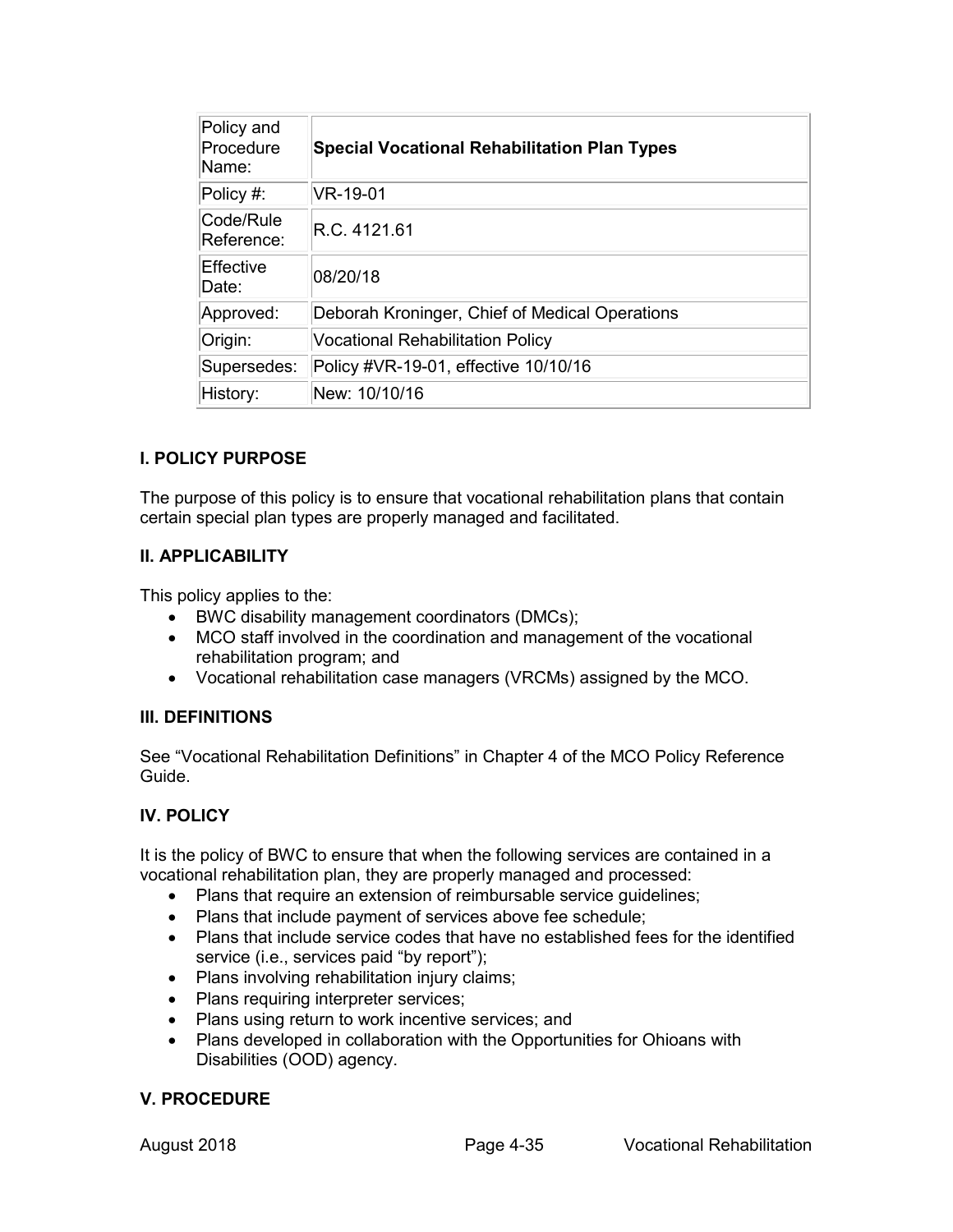| Policy and Procedure Name: | **Special Vocational Rehabilitation Plan Types** |
|---|---|
| Policy #: | VR-19-01 |
| Code/Rule Reference: | R.C. 4121.61 |
| Effective Date: | 08/20/18 |
| Approved: | Deborah Kroninger, Chief of Medical Operations |
| Origin: | Vocational Rehabilitation Policy |
| Supersedes: | Policy #VR-19-01, effective 10/10/16 |
| History: | New: 10/10/16 |

## I. POLICY PURPOSE

The purpose of this policy is to ensure that vocational rehabilitation plans that contain certain special plan types are properly managed and facilitated.

## II. APPLICABILITY

This policy applies to the:

- BWC disability management coordinators (DMCs);
- MCO staff involved in the coordination and management of the vocational rehabilitation program; and
- Vocational rehabilitation case managers (VRCMs) assigned by the MCO.

## III. DEFINITIONS

See "Vocational Rehabilitation Definitions" in Chapter 4 of the MCO Policy Reference Guide.

## IV. POLICY

It is the policy of BWC to ensure that when the following services are contained in a vocational rehabilitation plan, they are properly managed and processed:

- Plans that require an extension of reimbursable service guidelines;
- Plans that include payment of services above fee schedule;
- Plans that include service codes that have no established fees for the identified service (i.e., services paid "by report");
- Plans involving rehabilitation injury claims;
- Plans requiring interpreter services;
- Plans using return to work incentive services; and
- Plans developed in collaboration with the Opportunities for Ohioans with Disabilities (OOD) agency.

## V. PROCEDURE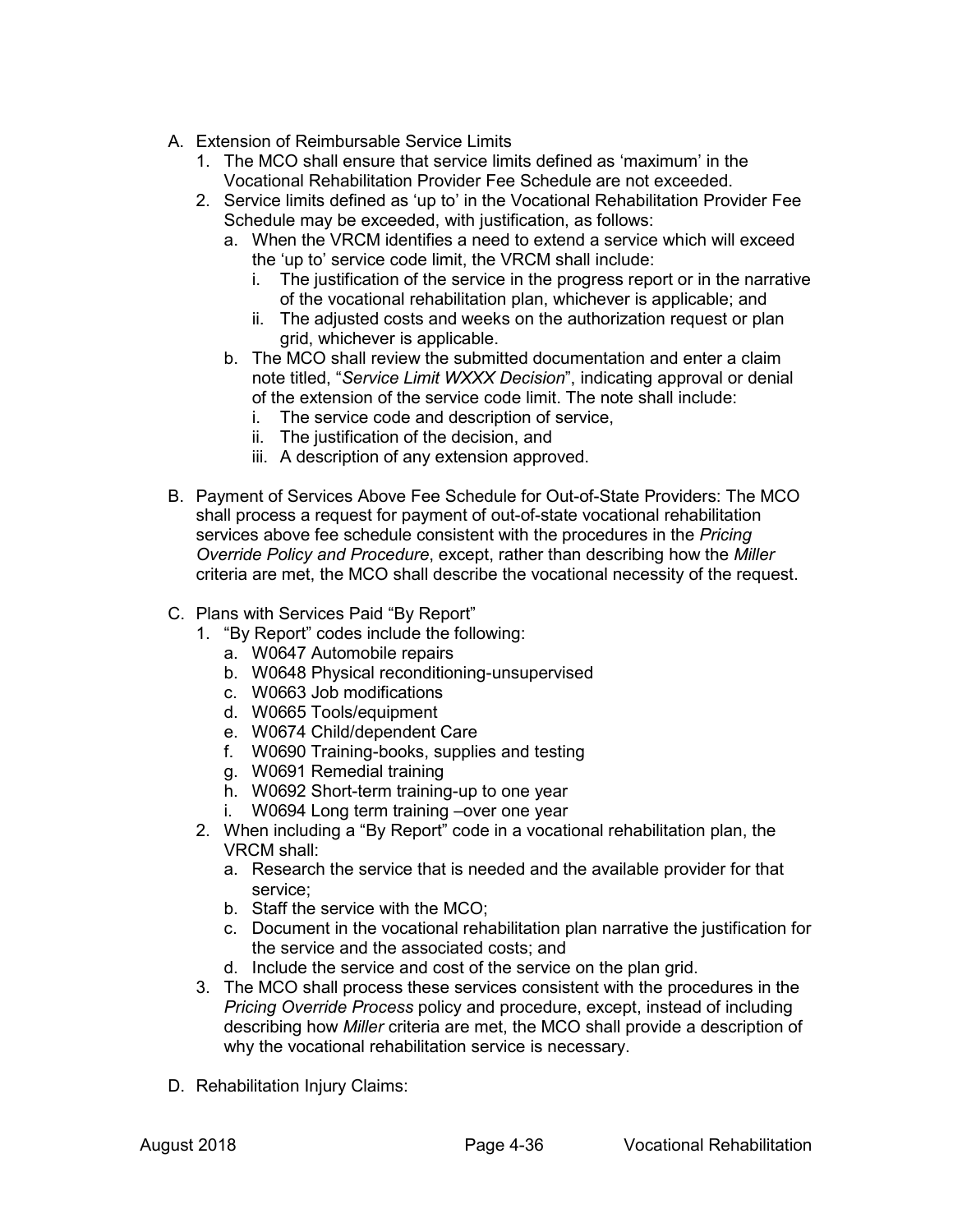A. Extension of Reimbursable Service Limits
   1. The MCO shall ensure that service limits defined as 'maximum' in the Vocational Rehabilitation Provider Fee Schedule are not exceeded.
   2. Service limits defined as 'up to' in the Vocational Rehabilitation Provider Fee Schedule may be exceeded, with justification, as follows:
      a. When the VRCM identifies a need to extend a service which will exceed the 'up to' service code limit, the VRCM shall include:
         i. The justification of the service in the progress report or in the narrative of the vocational rehabilitation plan, whichever is applicable; and
         ii. The adjusted costs and weeks on the authorization request or plan grid, whichever is applicable.
      b. The MCO shall review the submitted documentation and enter a claim note titled, "*Service Limit WXXX Decision*", indicating approval or denial of the extension of the service code limit. The note shall include:
         i. The service code and description of service,
         ii. The justification of the decision, and
         iii. A description of any extension approved.

B. Payment of Services Above Fee Schedule for Out-of-State Providers: The MCO shall process a request for payment of out-of-state vocational rehabilitation services above fee schedule consistent with the procedures in the *Pricing Override Policy and Procedure*, except, rather than describing how the *Miller* criteria are met, the MCO shall describe the vocational necessity of the request.

C. Plans with Services Paid "By Report"
   1. "By Report" codes include the following:
      a. W0647 Automobile repairs
      b. W0648 Physical reconditioning-unsupervised
      c. W0663 Job modifications
      d. W0665 Tools/equipment
      e. W0674 Child/dependent Care
      f. W0690 Training-books, supplies and testing
      g. W0691 Remedial training
      h. W0692 Short-term training-up to one year
      i. W0694 Long term training –over one year
   2. When including a "By Report" code in a vocational rehabilitation plan, the VRCM shall:
      a. Research the service that is needed and the available provider for that service;
      b. Staff the service with the MCO;
      c. Document in the vocational rehabilitation plan narrative the justification for the service and the associated costs; and
      d. Include the service and cost of the service on the plan grid.
   3. The MCO shall process these services consistent with the procedures in the *Pricing Override Process* policy and procedure, except, instead of including describing how *Miller* criteria are met, the MCO shall provide a description of why the vocational rehabilitation service is necessary.

D. Rehabilitation Injury Claims: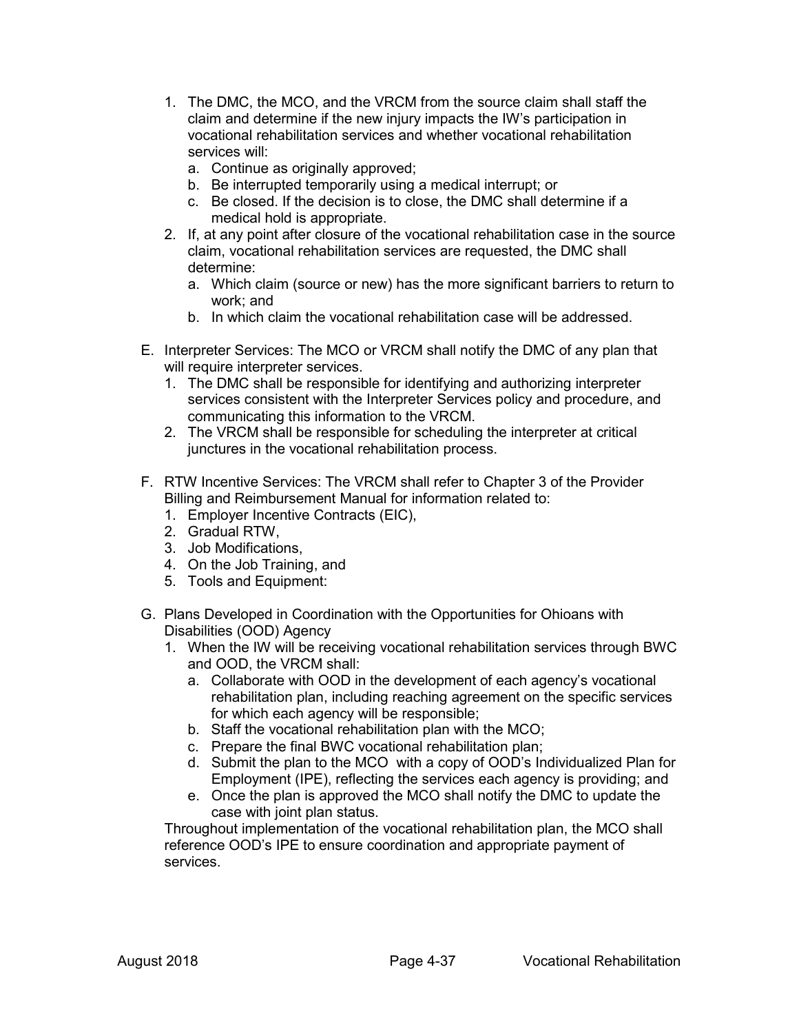1. The DMC, the MCO, and the VRCM from the source claim shall staff the claim and determine if the new injury impacts the IW's participation in vocational rehabilitation services and whether vocational rehabilitation services will:
   a. Continue as originally approved;
   b. Be interrupted temporarily using a medical interrupt; or
   c. Be closed. If the decision is to close, the DMC shall determine if a medical hold is appropriate.
2. If, at any point after closure of the vocational rehabilitation case in the source claim, vocational rehabilitation services are requested, the DMC shall determine:
   a. Which claim (source or new) has the more significant barriers to return to work; and
   b. In which claim the vocational rehabilitation case will be addressed.

E. Interpreter Services: The MCO or VRCM shall notify the DMC of any plan that will require interpreter services.
   1. The DMC shall be responsible for identifying and authorizing interpreter services consistent with the Interpreter Services policy and procedure, and communicating this information to the VRCM.
   2. The VRCM shall be responsible for scheduling the interpreter at critical junctures in the vocational rehabilitation process.

F. RTW Incentive Services: The VRCM shall refer to Chapter 3 of the Provider Billing and Reimbursement Manual for information related to:
   1. Employer Incentive Contracts (EIC),
   2. Gradual RTW,
   3. Job Modifications,
   4. On the Job Training, and
   5. Tools and Equipment:

G. Plans Developed in Coordination with the Opportunities for Ohioans with Disabilities (OOD) Agency
   1. When the IW will be receiving vocational rehabilitation services through BWC and OOD, the VRCM shall:
      a. Collaborate with OOD in the development of each agency's vocational rehabilitation plan, including reaching agreement on the specific services for which each agency will be responsible;
      b. Staff the vocational rehabilitation plan with the MCO;
      c. Prepare the final BWC vocational rehabilitation plan;
      d. Submit the plan to the MCO with a copy of OOD's Individualized Plan for Employment (IPE), reflecting the services each agency is providing; and
      e. Once the plan is approved the MCO shall notify the DMC to update the case with joint plan status.

   Throughout implementation of the vocational rehabilitation plan, the MCO shall reference OOD's IPE to ensure coordination and appropriate payment of services.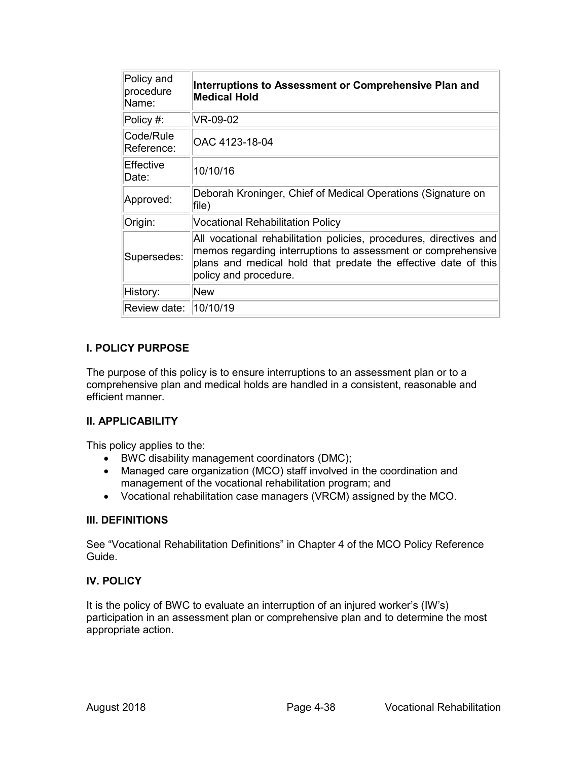| Policy and procedure Name: | **Interruptions to Assessment or Comprehensive Plan and Medical Hold** |
|---|---|
| Policy #: | VR-09-02 |
| Code/Rule Reference: | OAC 4123-18-04 |
| Effective Date: | 10/10/16 |
| Approved: | Deborah Kroninger, Chief of Medical Operations (Signature on file) |
| Origin: | Vocational Rehabilitation Policy |
| Supersedes: | All vocational rehabilitation policies, procedures, directives and memos regarding interruptions to assessment or comprehensive plans and medical hold that predate the effective date of this policy and procedure. |
| History: | New |
| Review date: | 10/10/19 |

## I. POLICY PURPOSE

The purpose of this policy is to ensure interruptions to an assessment plan or to a comprehensive plan and medical holds are handled in a consistent, reasonable and efficient manner.

## II. APPLICABILITY

This policy applies to the:

- BWC disability management coordinators (DMC);
- Managed care organization (MCO) staff involved in the coordination and management of the vocational rehabilitation program; and
- Vocational rehabilitation case managers (VRCM) assigned by the MCO.

## III. DEFINITIONS

See "Vocational Rehabilitation Definitions" in Chapter 4 of the MCO Policy Reference Guide.

## IV. POLICY

It is the policy of BWC to evaluate an interruption of an injured worker's (IW's) participation in an assessment plan or comprehensive plan and to determine the most appropriate action.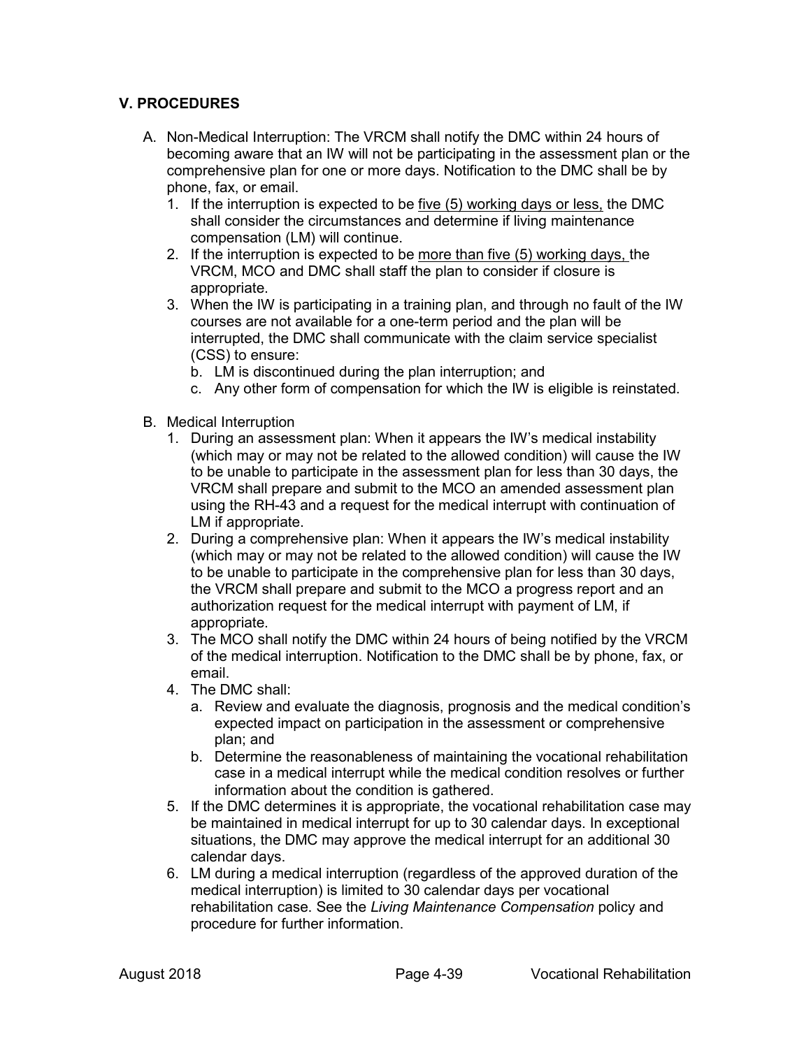### V. PROCEDURES

A. Non-Medical Interruption: The VRCM shall notify the DMC within 24 hours of becoming aware that an IW will not be participating in the assessment plan or the comprehensive plan for one or more days. Notification to the DMC shall be by phone, fax, or email.

   1. If the interruption is expected to be <u>five (5) working days or less,</u> the DMC shall consider the circumstances and determine if living maintenance compensation (LM) will continue.
   2. If the interruption is expected to be <u>more than five (5) working days,</u> the VRCM, MCO and DMC shall staff the plan to consider if closure is appropriate.
   3. When the IW is participating in a training plan, and through no fault of the IW courses are not available for a one-term period and the plan will be interrupted, the DMC shall communicate with the claim service specialist (CSS) to ensure:
      b. LM is discontinued during the plan interruption; and
      c. Any other form of compensation for which the IW is eligible is reinstated.

B. Medical Interruption

   1. During an assessment plan: When it appears the IW's medical instability (which may or may not be related to the allowed condition) will cause the IW to be unable to participate in the assessment plan for less than 30 days, the VRCM shall prepare and submit to the MCO an amended assessment plan using the RH-43 and a request for the medical interrupt with continuation of LM if appropriate.
   2. During a comprehensive plan: When it appears the IW's medical instability (which may or may not be related to the allowed condition) will cause the IW to be unable to participate in the comprehensive plan for less than 30 days, the VRCM shall prepare and submit to the MCO a progress report and an authorization request for the medical interrupt with payment of LM, if appropriate.
   3. The MCO shall notify the DMC within 24 hours of being notified by the VRCM of the medical interruption. Notification to the DMC shall be by phone, fax, or email.
   4. The DMC shall:
      a. Review and evaluate the diagnosis, prognosis and the medical condition's expected impact on participation in the assessment or comprehensive plan; and
      b. Determine the reasonableness of maintaining the vocational rehabilitation case in a medical interrupt while the medical condition resolves or further information about the condition is gathered.
   5. If the DMC determines it is appropriate, the vocational rehabilitation case may be maintained in medical interrupt for up to 30 calendar days. In exceptional situations, the DMC may approve the medical interrupt for an additional 30 calendar days.
   6. LM during a medical interruption (regardless of the approved duration of the medical interruption) is limited to 30 calendar days per vocational rehabilitation case. See the *Living Maintenance Compensation* policy and procedure for further information.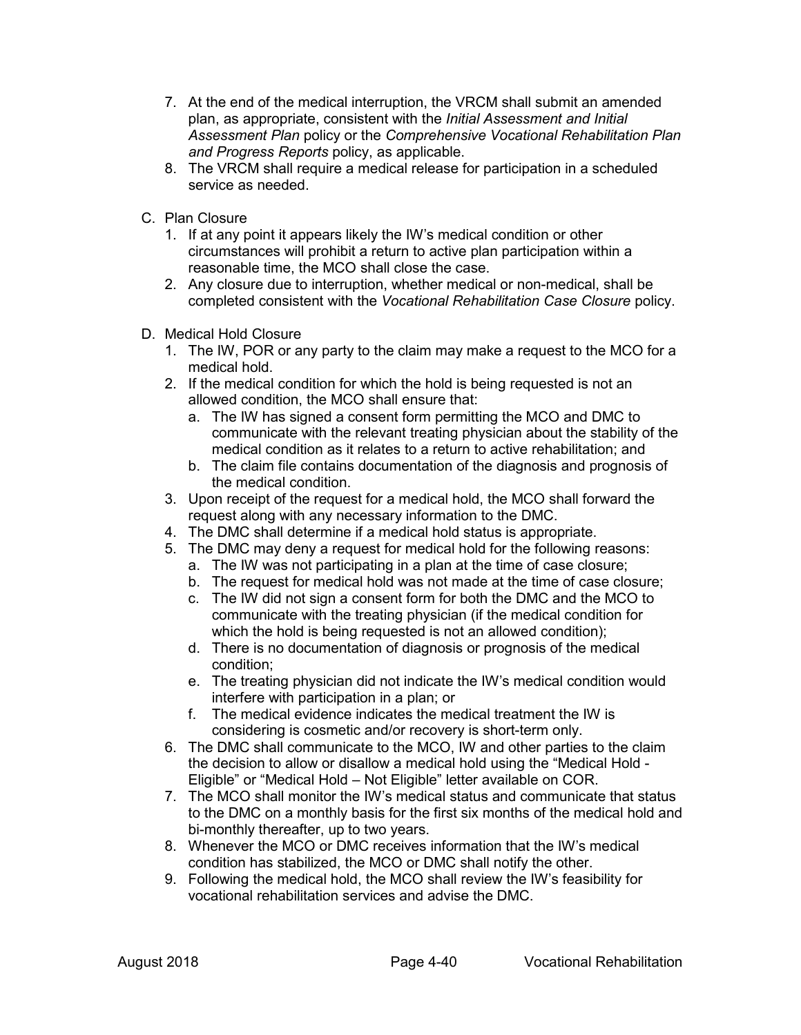7. At the end of the medical interruption, the VRCM shall submit an amended plan, as appropriate, consistent with the *Initial Assessment and Initial Assessment Plan* policy or the *Comprehensive Vocational Rehabilitation Plan and Progress Reports* policy, as applicable.
8. The VRCM shall require a medical release for participation in a scheduled service as needed.

C. Plan Closure
   1. If at any point it appears likely the IW's medical condition or other circumstances will prohibit a return to active plan participation within a reasonable time, the MCO shall close the case.
   2. Any closure due to interruption, whether medical or non-medical, shall be completed consistent with the *Vocational Rehabilitation Case Closure* policy.

D. Medical Hold Closure
   1. The IW, POR or any party to the claim may make a request to the MCO for a medical hold.
   2. If the medical condition for which the hold is being requested is not an allowed condition, the MCO shall ensure that:
      a. The IW has signed a consent form permitting the MCO and DMC to communicate with the relevant treating physician about the stability of the medical condition as it relates to a return to active rehabilitation; and
      b. The claim file contains documentation of the diagnosis and prognosis of the medical condition.
   3. Upon receipt of the request for a medical hold, the MCO shall forward the request along with any necessary information to the DMC.
   4. The DMC shall determine if a medical hold status is appropriate.
   5. The DMC may deny a request for medical hold for the following reasons:
      a. The IW was not participating in a plan at the time of case closure;
      b. The request for medical hold was not made at the time of case closure;
      c. The IW did not sign a consent form for both the DMC and the MCO to communicate with the treating physician (if the medical condition for which the hold is being requested is not an allowed condition);
      d. There is no documentation of diagnosis or prognosis of the medical condition;
      e. The treating physician did not indicate the IW's medical condition would interfere with participation in a plan; or
      f. The medical evidence indicates the medical treatment the IW is considering is cosmetic and/or recovery is short-term only.
   6. The DMC shall communicate to the MCO, IW and other parties to the claim the decision to allow or disallow a medical hold using the "Medical Hold - Eligible" or "Medical Hold – Not Eligible" letter available on COR.
   7. The MCO shall monitor the IW's medical status and communicate that status to the DMC on a monthly basis for the first six months of the medical hold and bi-monthly thereafter, up to two years.
   8. Whenever the MCO or DMC receives information that the IW's medical condition has stabilized, the MCO or DMC shall notify the other.
   9. Following the medical hold, the MCO shall review the IW's feasibility for vocational rehabilitation services and advise the DMC.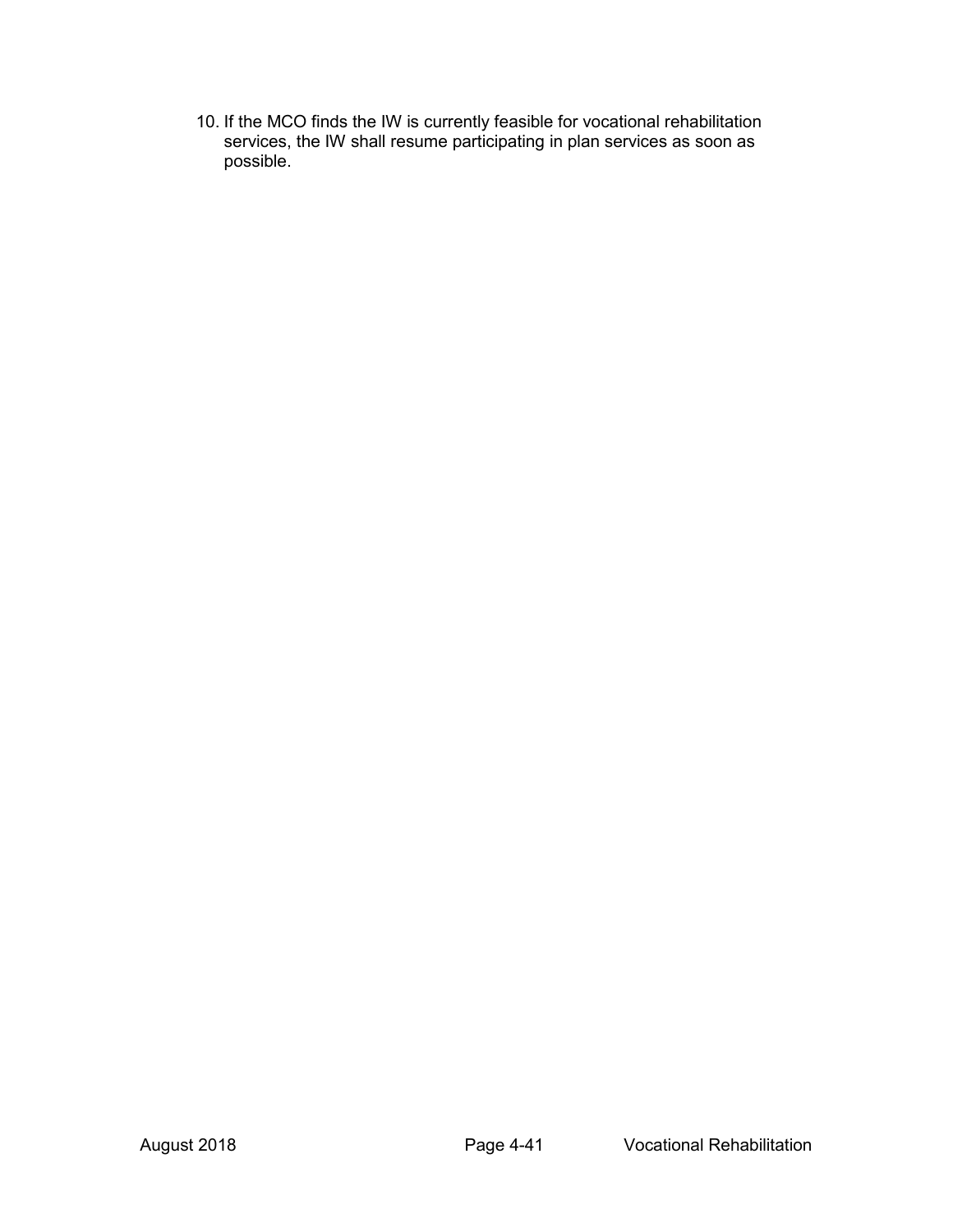10. If the MCO finds the IW is currently feasible for vocational rehabilitation services, the IW shall resume participating in plan services as soon as possible.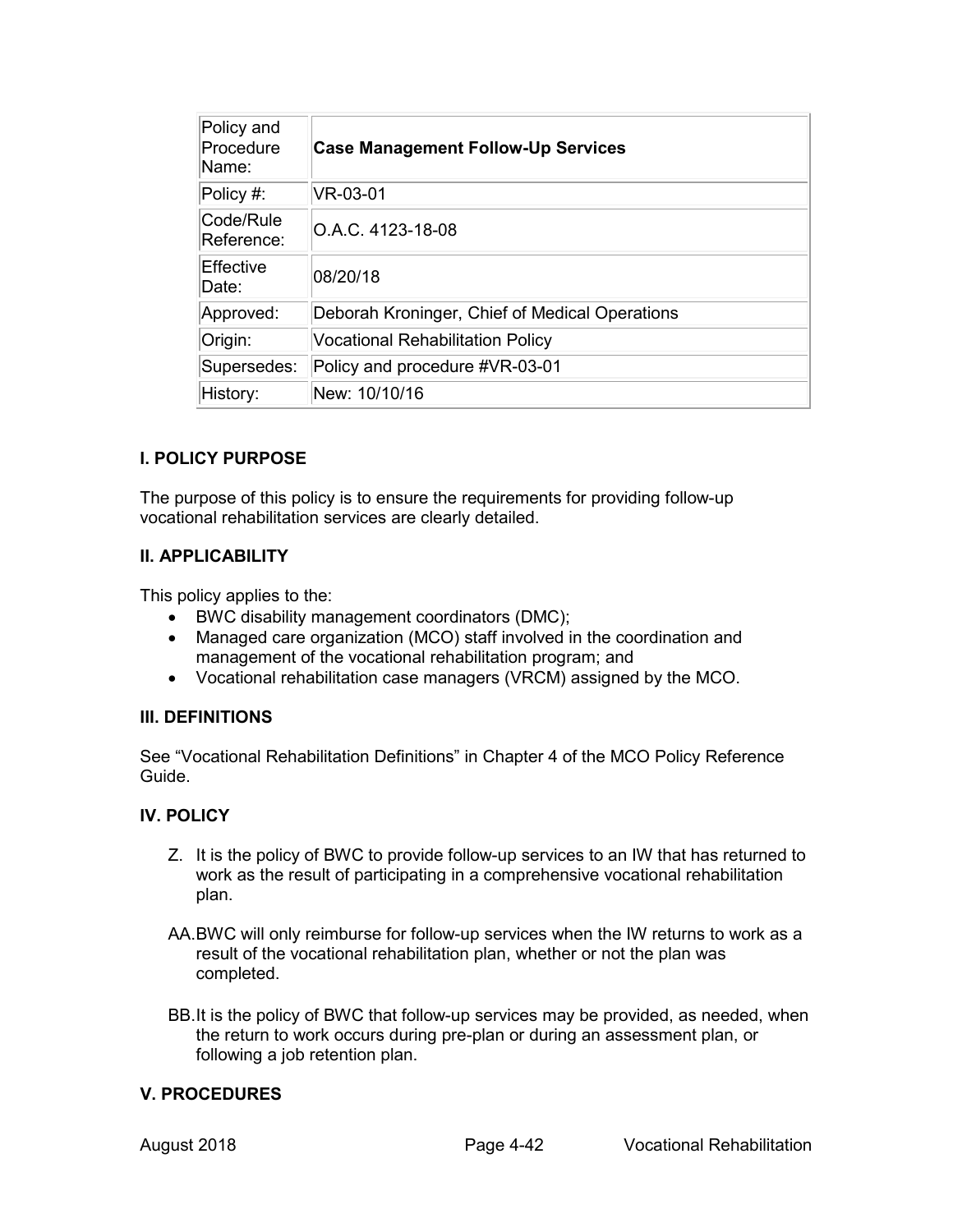| Policy and Procedure Name: | **Case Management Follow-Up Services** |
|---|---|
| Policy #: | VR-03-01 |
| Code/Rule Reference: | O.A.C. 4123-18-08 |
| Effective Date: | 08/20/18 |
| Approved: | Deborah Kroninger, Chief of Medical Operations |
| Origin: | Vocational Rehabilitation Policy |
| Supersedes: | Policy and procedure #VR-03-01 |
| History: | New: 10/10/16 |

## I. POLICY PURPOSE

The purpose of this policy is to ensure the requirements for providing follow-up vocational rehabilitation services are clearly detailed.

## II. APPLICABILITY

This policy applies to the:

- BWC disability management coordinators (DMC);
- Managed care organization (MCO) staff involved in the coordination and management of the vocational rehabilitation program; and
- Vocational rehabilitation case managers (VRCM) assigned by the MCO.

## III. DEFINITIONS

See "Vocational Rehabilitation Definitions" in Chapter 4 of the MCO Policy Reference Guide.

## IV. POLICY

Z. It is the policy of BWC to provide follow-up services to an IW that has returned to work as the result of participating in a comprehensive vocational rehabilitation plan.

AA. BWC will only reimburse for follow-up services when the IW returns to work as a result of the vocational rehabilitation plan, whether or not the plan was completed.

BB. It is the policy of BWC that follow-up services may be provided, as needed, when the return to work occurs during pre-plan or during an assessment plan, or following a job retention plan.

## V. PROCEDURES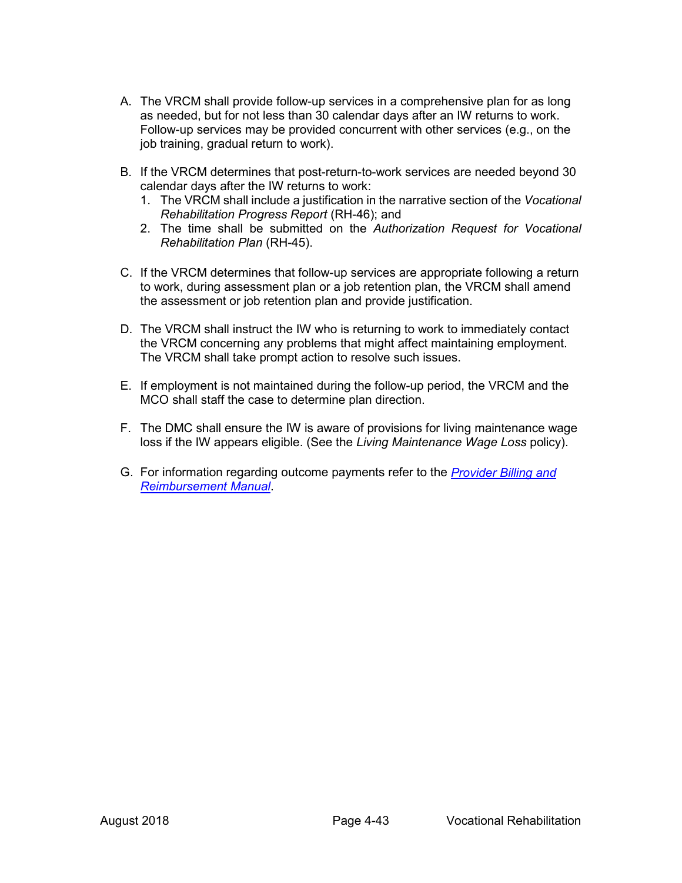A. The VRCM shall provide follow-up services in a comprehensive plan for as long as needed, but for not less than 30 calendar days after an IW returns to work. Follow-up services may be provided concurrent with other services (e.g., on the job training, gradual return to work).

B. If the VRCM determines that post-return-to-work services are needed beyond 30 calendar days after the IW returns to work:
   1. The VRCM shall include a justification in the narrative section of the *Vocational Rehabilitation Progress Report* (RH-46); and
   2. The time shall be submitted on the *Authorization Request for Vocational Rehabilitation Plan* (RH-45).

C. If the VRCM determines that follow-up services are appropriate following a return to work, during assessment plan or a job retention plan, the VRCM shall amend the assessment or job retention plan and provide justification.

D. The VRCM shall instruct the IW who is returning to work to immediately contact the VRCM concerning any problems that might affect maintaining employment. The VRCM shall take prompt action to resolve such issues.

E. If employment is not maintained during the follow-up period, the VRCM and the MCO shall staff the case to determine plan direction.

F. The DMC shall ensure the IW is aware of provisions for living maintenance wage loss if the IW appears eligible. (See the *Living Maintenance Wage Loss* policy).

G. For information regarding outcome payments refer to the *Provider Billing and Reimbursement Manual*.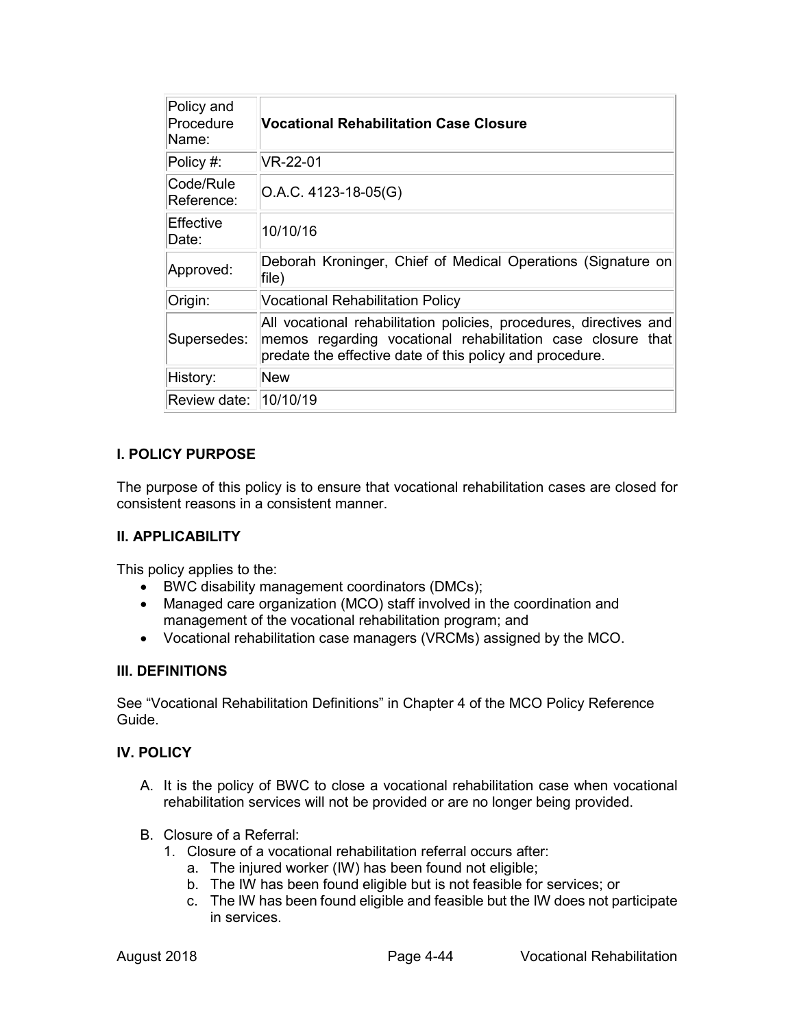| Policy and Procedure Name: | **Vocational Rehabilitation Case Closure** |
|---|---|
| Policy #: | VR-22-01 |
| Code/Rule Reference: | O.A.C. 4123-18-05(G) |
| Effective Date: | 10/10/16 |
| Approved: | Deborah Kroninger, Chief of Medical Operations (Signature on file) |
| Origin: | Vocational Rehabilitation Policy |
| Supersedes: | All vocational rehabilitation policies, procedures, directives and memos regarding vocational rehabilitation case closure that predate the effective date of this policy and procedure. |
| History: | New |
| Review date: | 10/10/19 |

## I. POLICY PURPOSE

The purpose of this policy is to ensure that vocational rehabilitation cases are closed for consistent reasons in a consistent manner.

## II. APPLICABILITY

This policy applies to the:

- BWC disability management coordinators (DMCs);
- Managed care organization (MCO) staff involved in the coordination and management of the vocational rehabilitation program; and
- Vocational rehabilitation case managers (VRCMs) assigned by the MCO.

## III. DEFINITIONS

See "Vocational Rehabilitation Definitions" in Chapter 4 of the MCO Policy Reference Guide.

## IV. POLICY

A. It is the policy of BWC to close a vocational rehabilitation case when vocational rehabilitation services will not be provided or are no longer being provided.

B. Closure of a Referral:
   1. Closure of a vocational rehabilitation referral occurs after:
      a. The injured worker (IW) has been found not eligible;
      b. The IW has been found eligible but is not feasible for services; or
      c. The IW has been found eligible and feasible but the IW does not participate in services.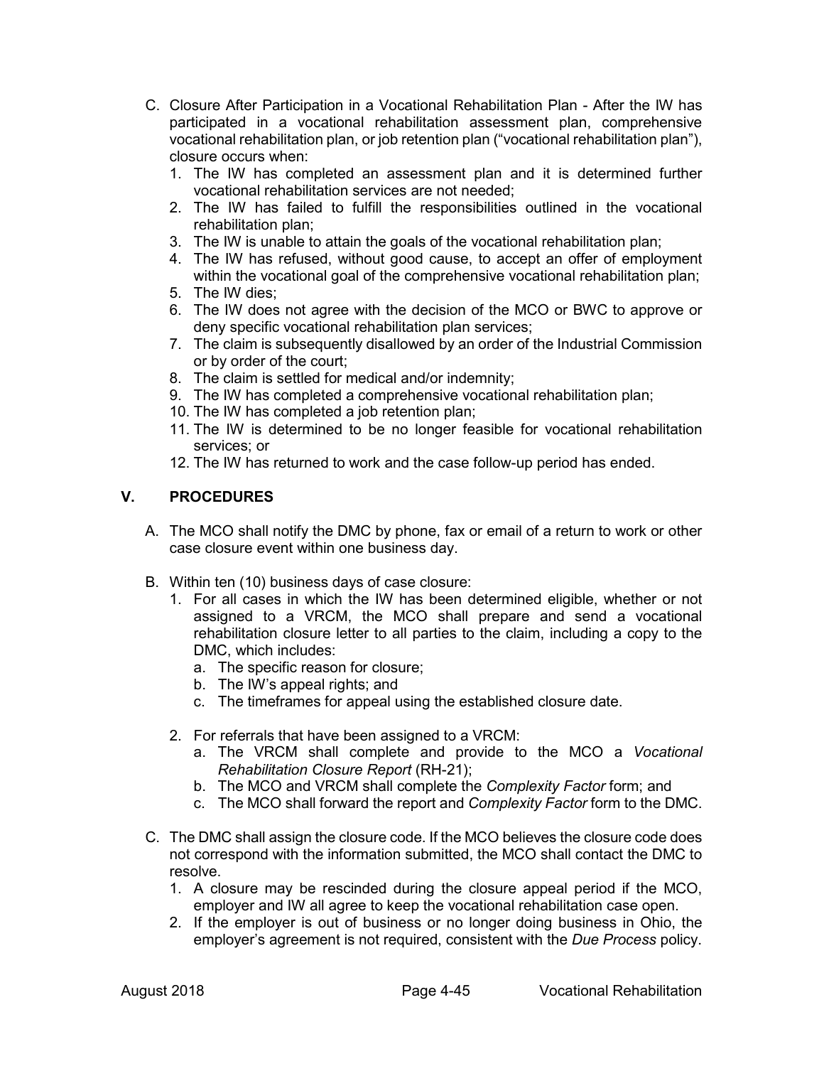C. Closure After Participation in a Vocational Rehabilitation Plan - After the IW has participated in a vocational rehabilitation assessment plan, comprehensive vocational rehabilitation plan, or job retention plan ("vocational rehabilitation plan"), closure occurs when:
   1. The IW has completed an assessment plan and it is determined further vocational rehabilitation services are not needed;
   2. The IW has failed to fulfill the responsibilities outlined in the vocational rehabilitation plan;
   3. The IW is unable to attain the goals of the vocational rehabilitation plan;
   4. The IW has refused, without good cause, to accept an offer of employment within the vocational goal of the comprehensive vocational rehabilitation plan;
   5. The IW dies;
   6. The IW does not agree with the decision of the MCO or BWC to approve or deny specific vocational rehabilitation plan services;
   7. The claim is subsequently disallowed by an order of the Industrial Commission or by order of the court;
   8. The claim is settled for medical and/or indemnity;
   9. The IW has completed a comprehensive vocational rehabilitation plan;
   10. The IW has completed a job retention plan;
   11. The IW is determined to be no longer feasible for vocational rehabilitation services; or
   12. The IW has returned to work and the case follow-up period has ended.

## V. PROCEDURES

A. The MCO shall notify the DMC by phone, fax or email of a return to work or other case closure event within one business day.

B. Within ten (10) business days of case closure:
   1. For all cases in which the IW has been determined eligible, whether or not assigned to a VRCM, the MCO shall prepare and send a vocational rehabilitation closure letter to all parties to the claim, including a copy to the DMC, which includes:
      a. The specific reason for closure;
      b. The IW's appeal rights; and
      c. The timeframes for appeal using the established closure date.
   2. For referrals that have been assigned to a VRCM:
      a. The VRCM shall complete and provide to the MCO a *Vocational Rehabilitation Closure Report* (RH-21);
      b. The MCO and VRCM shall complete the *Complexity Factor* form; and
      c. The MCO shall forward the report and *Complexity Factor* form to the DMC.

C. The DMC shall assign the closure code. If the MCO believes the closure code does not correspond with the information submitted, the MCO shall contact the DMC to resolve.
   1. A closure may be rescinded during the closure appeal period if the MCO, employer and IW all agree to keep the vocational rehabilitation case open.
   2. If the employer is out of business or no longer doing business in Ohio, the employer's agreement is not required, consistent with the *Due Process* policy.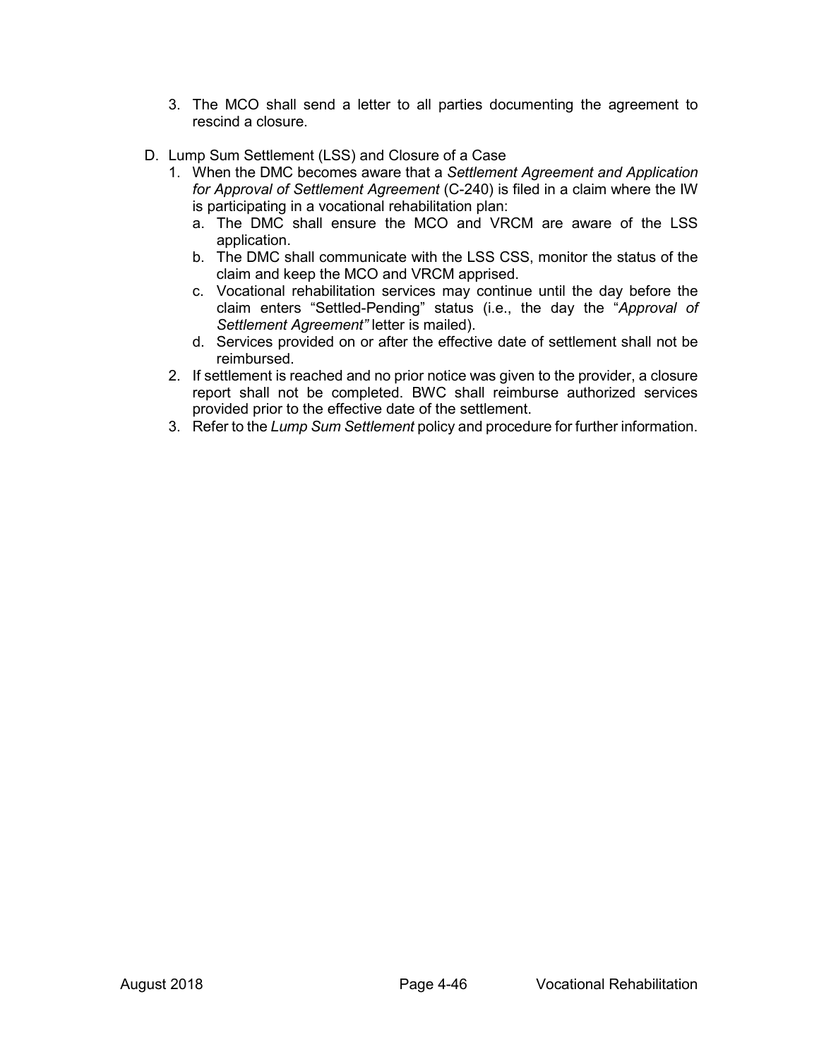3. The MCO shall send a letter to all parties documenting the agreement to rescind a closure.

D. Lump Sum Settlement (LSS) and Closure of a Case
   1. When the DMC becomes aware that a *Settlement Agreement and Application for Approval of Settlement Agreement* (C-240) is filed in a claim where the IW is participating in a vocational rehabilitation plan:
      a. The DMC shall ensure the MCO and VRCM are aware of the LSS application.
      b. The DMC shall communicate with the LSS CSS, monitor the status of the claim and keep the MCO and VRCM apprised.
      c. Vocational rehabilitation services may continue until the day before the claim enters "Settled-Pending" status (i.e., the day the "*Approval of Settlement Agreement"* letter is mailed).
      d. Services provided on or after the effective date of settlement shall not be reimbursed.
   2. If settlement is reached and no prior notice was given to the provider, a closure report shall not be completed. BWC shall reimburse authorized services provided prior to the effective date of the settlement.
   3. Refer to the *Lump Sum Settlement* policy and procedure for further information.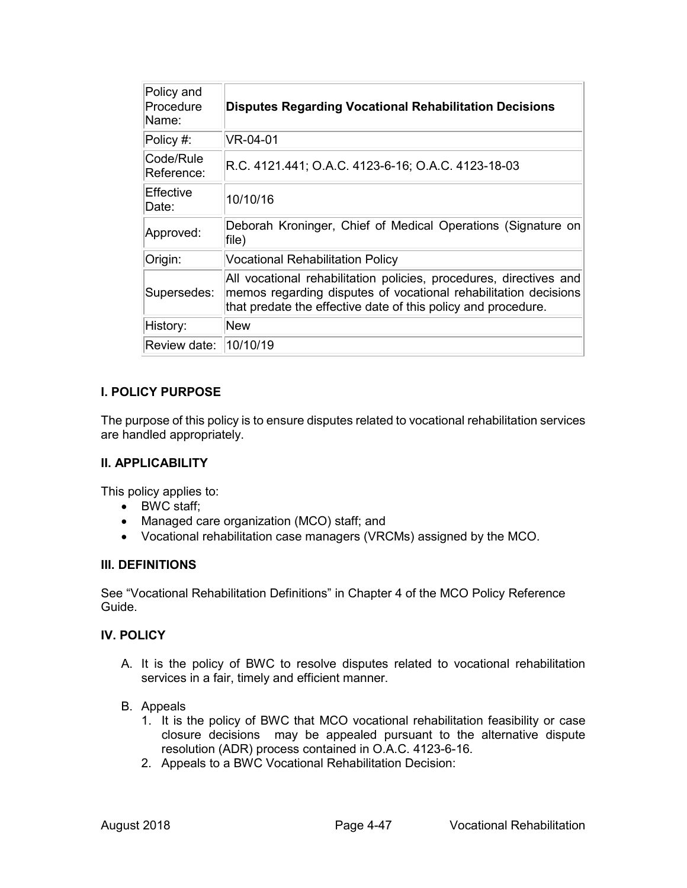| Policy and Procedure Name: | **Disputes Regarding Vocational Rehabilitation Decisions** |
|---|---|
| Policy #: | VR-04-01 |
| Code/Rule Reference: | R.C. 4121.441; O.A.C. 4123-6-16; O.A.C. 4123-18-03 |
| Effective Date: | 10/10/16 |
| Approved: | Deborah Kroninger, Chief of Medical Operations (Signature on file) |
| Origin: | Vocational Rehabilitation Policy |
| Supersedes: | All vocational rehabilitation policies, procedures, directives and memos regarding disputes of vocational rehabilitation decisions that predate the effective date of this policy and procedure. |
| History: | New |
| Review date: | 10/10/19 |

### I. POLICY PURPOSE

The purpose of this policy is to ensure disputes related to vocational rehabilitation services are handled appropriately.

### II. APPLICABILITY

This policy applies to:

- BWC staff;
- Managed care organization (MCO) staff; and
- Vocational rehabilitation case managers (VRCMs) assigned by the MCO.

### III. DEFINITIONS

See "Vocational Rehabilitation Definitions" in Chapter 4 of the MCO Policy Reference Guide.

### IV. POLICY

A. It is the policy of BWC to resolve disputes related to vocational rehabilitation services in a fair, timely and efficient manner.

B. Appeals
   1. It is the policy of BWC that MCO vocational rehabilitation feasibility or case closure decisions may be appealed pursuant to the alternative dispute resolution (ADR) process contained in O.A.C. 4123-6-16.
   2. Appeals to a BWC Vocational Rehabilitation Decision: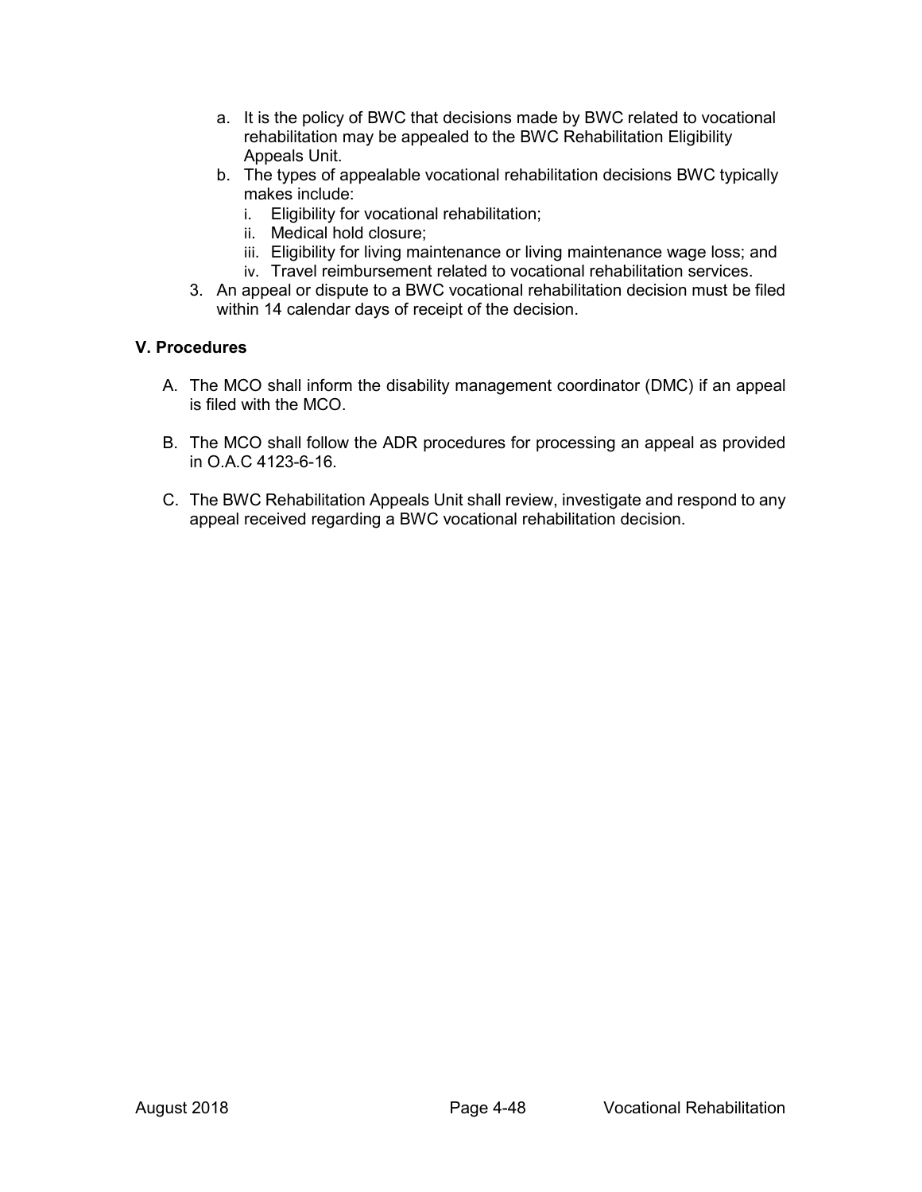a. It is the policy of BWC that decisions made by BWC related to vocational rehabilitation may be appealed to the BWC Rehabilitation Eligibility Appeals Unit.
   b. The types of appealable vocational rehabilitation decisions BWC typically makes include:
      i. Eligibility for vocational rehabilitation;
      ii. Medical hold closure;
      iii. Eligibility for living maintenance or living maintenance wage loss; and
      iv. Travel reimbursement related to vocational rehabilitation services.
3. An appeal or dispute to a BWC vocational rehabilitation decision must be filed within 14 calendar days of receipt of the decision.

### V. Procedures

A. The MCO shall inform the disability management coordinator (DMC) if an appeal is filed with the MCO.

B. The MCO shall follow the ADR procedures for processing an appeal as provided in O.A.C 4123-6-16.

C. The BWC Rehabilitation Appeals Unit shall review, investigate and respond to any appeal received regarding a BWC vocational rehabilitation decision.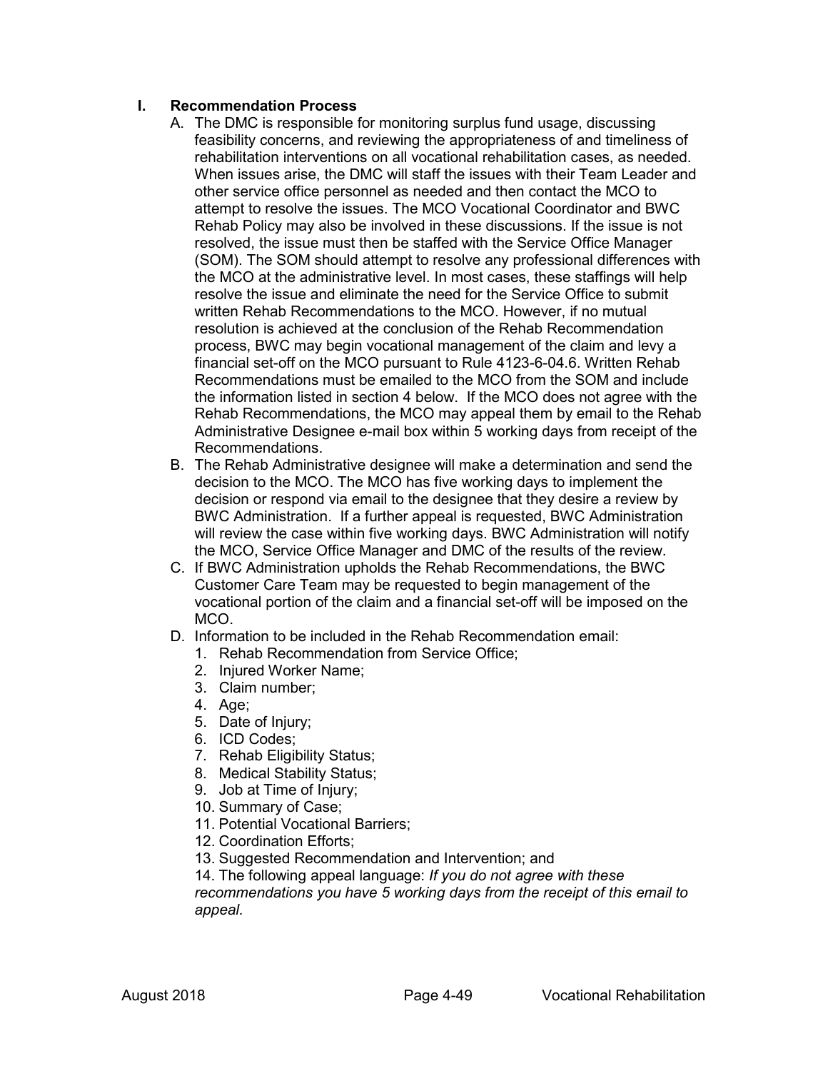## I. Recommendation Process

A. The DMC is responsible for monitoring surplus fund usage, discussing feasibility concerns, and reviewing the appropriateness of and timeliness of rehabilitation interventions on all vocational rehabilitation cases, as needed. When issues arise, the DMC will staff the issues with their Team Leader and other service office personnel as needed and then contact the MCO to attempt to resolve the issues. The MCO Vocational Coordinator and BWC Rehab Policy may also be involved in these discussions. If the issue is not resolved, the issue must then be staffed with the Service Office Manager (SOM). The SOM should attempt to resolve any professional differences with the MCO at the administrative level. In most cases, these staffings will help resolve the issue and eliminate the need for the Service Office to submit written Rehab Recommendations to the MCO. However, if no mutual resolution is achieved at the conclusion of the Rehab Recommendation process, BWC may begin vocational management of the claim and levy a financial set-off on the MCO pursuant to Rule 4123-6-04.6. Written Rehab Recommendations must be emailed to the MCO from the SOM and include the information listed in section 4 below. If the MCO does not agree with the Rehab Recommendations, the MCO may appeal them by email to the Rehab Administrative Designee e-mail box within 5 working days from receipt of the Recommendations.

B. The Rehab Administrative designee will make a determination and send the decision to the MCO. The MCO has five working days to implement the decision or respond via email to the designee that they desire a review by BWC Administration. If a further appeal is requested, BWC Administration will review the case within five working days. BWC Administration will notify the MCO, Service Office Manager and DMC of the results of the review.

C. If BWC Administration upholds the Rehab Recommendations, the BWC Customer Care Team may be requested to begin management of the vocational portion of the claim and a financial set-off will be imposed on the MCO.

D. Information to be included in the Rehab Recommendation email:

1. Rehab Recommendation from Service Office;
2. Injured Worker Name;
3. Claim number;
4. Age;
5. Date of Injury;
6. ICD Codes;
7. Rehab Eligibility Status;
8. Medical Stability Status;
9. Job at Time of Injury;
10. Summary of Case;
11. Potential Vocational Barriers;
12. Coordination Efforts;
13. Suggested Recommendation and Intervention; and
14. The following appeal language: *If you do not agree with these recommendations you have 5 working days from the receipt of this email to appeal.*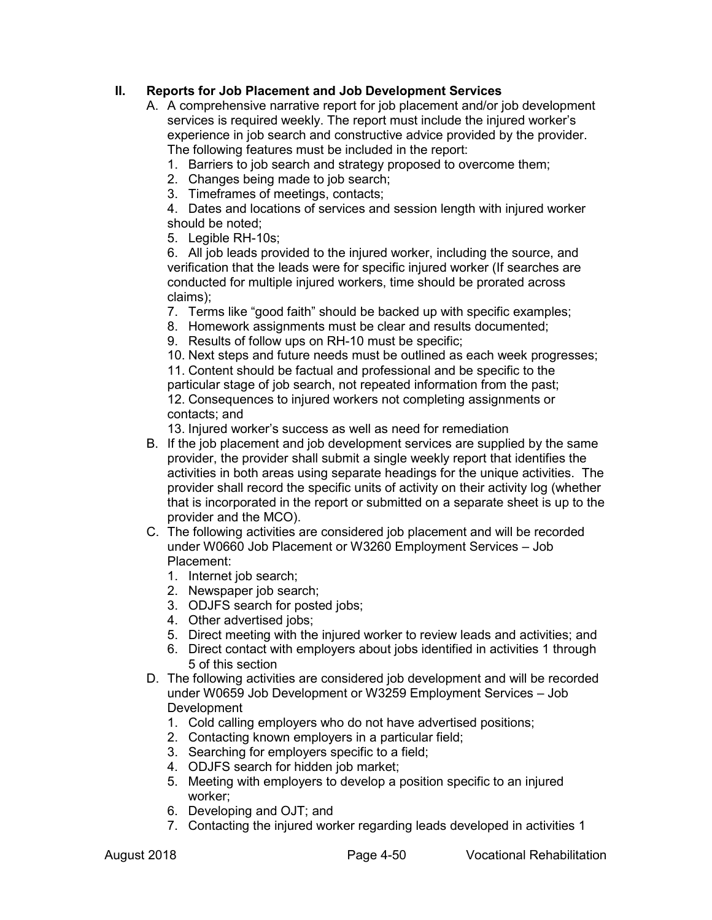## II. Reports for Job Placement and Job Development Services

A. A comprehensive narrative report for job placement and/or job development services is required weekly. The report must include the injured worker's experience in job search and constructive advice provided by the provider. The following features must be included in the report:

1. Barriers to job search and strategy proposed to overcome them;
2. Changes being made to job search;
3. Timeframes of meetings, contacts;
4. Dates and locations of services and session length with injured worker should be noted;
5. Legible RH-10s;
6. All job leads provided to the injured worker, including the source, and verification that the leads were for specific injured worker (If searches are conducted for multiple injured workers, time should be prorated across claims);
7. Terms like "good faith" should be backed up with specific examples;
8. Homework assignments must be clear and results documented;
9. Results of follow ups on RH-10 must be specific;
10. Next steps and future needs must be outlined as each week progresses;
11. Content should be factual and professional and be specific to the particular stage of job search, not repeated information from the past;
12. Consequences to injured workers not completing assignments or contacts; and
13. Injured worker's success as well as need for remediation

B. If the job placement and job development services are supplied by the same provider, the provider shall submit a single weekly report that identifies the activities in both areas using separate headings for the unique activities. The provider shall record the specific units of activity on their activity log (whether that is incorporated in the report or submitted on a separate sheet is up to the provider and the MCO).

C. The following activities are considered job placement and will be recorded under W0660 Job Placement or W3260 Employment Services – Job Placement:

1. Internet job search;
2. Newspaper job search;
3. ODJFS search for posted jobs;
4. Other advertised jobs;
5. Direct meeting with the injured worker to review leads and activities; and
6. Direct contact with employers about jobs identified in activities 1 through 5 of this section

D. The following activities are considered job development and will be recorded under W0659 Job Development or W3259 Employment Services – Job Development

1. Cold calling employers who do not have advertised positions;
2. Contacting known employers in a particular field;
3. Searching for employers specific to a field;
4. ODJFS search for hidden job market;
5. Meeting with employers to develop a position specific to an injured worker;
6. Developing and OJT; and
7. Contacting the injured worker regarding leads developed in activities 1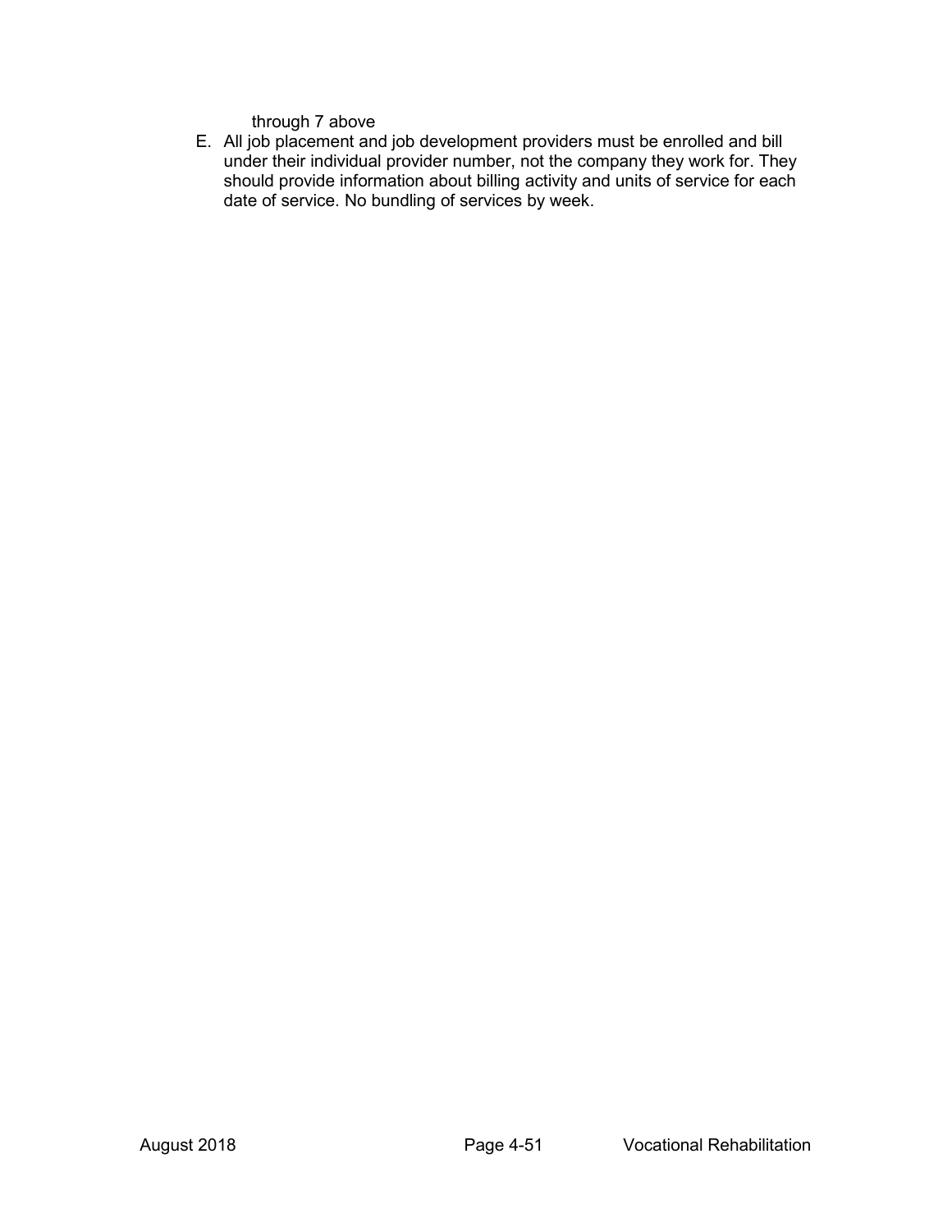through 7 above

E. All job placement and job development providers must be enrolled and bill under their individual provider number, not the company they work for. They should provide information about billing activity and units of service for each date of service. No bundling of services by week.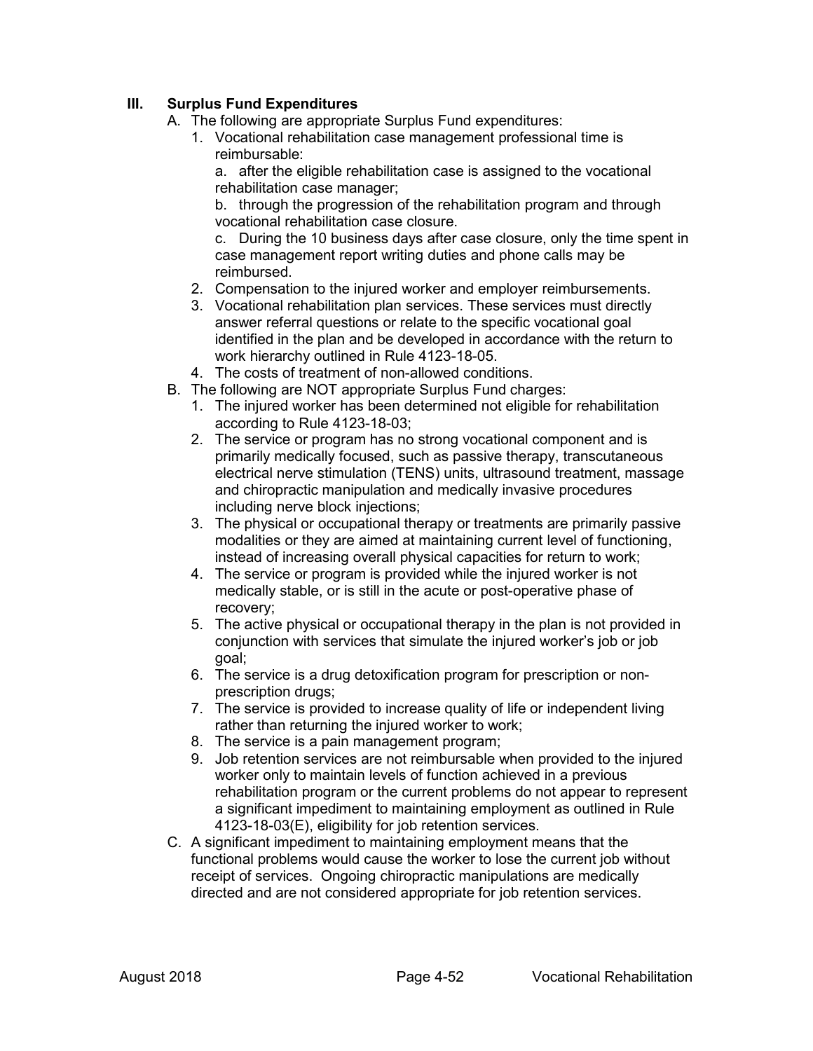### III. Surplus Fund Expenditures

A. The following are appropriate Surplus Fund expenditures:
   1. Vocational rehabilitation case management professional time is reimbursable:
      a. after the eligible rehabilitation case is assigned to the vocational rehabilitation case manager;
      b. through the progression of the rehabilitation program and through vocational rehabilitation case closure.
      c. During the 10 business days after case closure, only the time spent in case management report writing duties and phone calls may be reimbursed.
   2. Compensation to the injured worker and employer reimbursements.
   3. Vocational rehabilitation plan services. These services must directly answer referral questions or relate to the specific vocational goal identified in the plan and be developed in accordance with the return to work hierarchy outlined in Rule 4123-18-05.
   4. The costs of treatment of non-allowed conditions.

B. The following are NOT appropriate Surplus Fund charges:
   1. The injured worker has been determined not eligible for rehabilitation according to Rule 4123-18-03;
   2. The service or program has no strong vocational component and is primarily medically focused, such as passive therapy, transcutaneous electrical nerve stimulation (TENS) units, ultrasound treatment, massage and chiropractic manipulation and medically invasive procedures including nerve block injections;
   3. The physical or occupational therapy or treatments are primarily passive modalities or they are aimed at maintaining current level of functioning, instead of increasing overall physical capacities for return to work;
   4. The service or program is provided while the injured worker is not medically stable, or is still in the acute or post-operative phase of recovery;
   5. The active physical or occupational therapy in the plan is not provided in conjunction with services that simulate the injured worker's job or job goal;
   6. The service is a drug detoxification program for prescription or non-prescription drugs;
   7. The service is provided to increase quality of life or independent living rather than returning the injured worker to work;
   8. The service is a pain management program;
   9. Job retention services are not reimbursable when provided to the injured worker only to maintain levels of function achieved in a previous rehabilitation program or the current problems do not appear to represent a significant impediment to maintaining employment as outlined in Rule 4123-18-03(E), eligibility for job retention services.

C. A significant impediment to maintaining employment means that the functional problems would cause the worker to lose the current job without receipt of services. Ongoing chiropractic manipulations are medically directed and are not considered appropriate for job retention services.